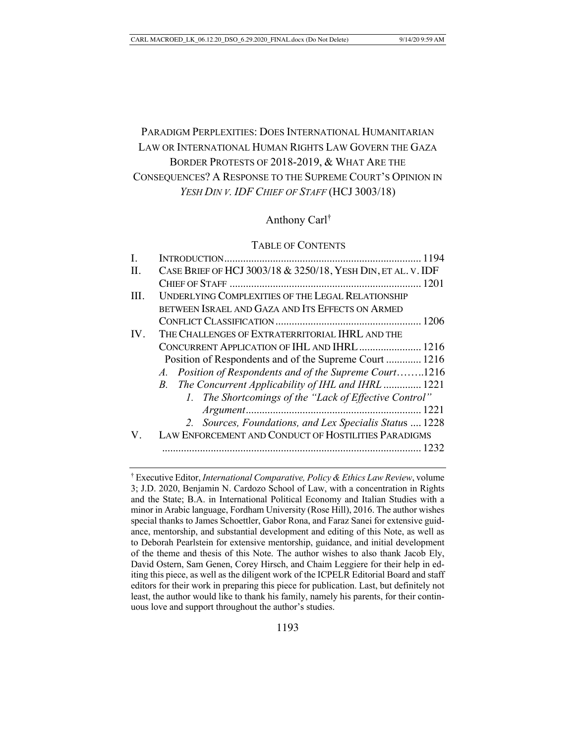# PARADIGM PERPLEXITIES: DOES INTERNATIONAL HUMANITARIAN LAW OR INTERNATIONAL HUMAN RIGHTS LAW GOVERN THE GAZA BORDER PROTESTS OF 2018-2019, & WHAT ARE THE CONSEQUENCES? A RESPONSE TO THE SUPREME COURT'S OPINION IN *YESH DIN V. IDF CHIEF OF STAFF* (HCJ 3003/18)

Anthony Carl[†]

TABLE OF CONTENTS

I. INTRODUCTION ........................................................................ 1194
II. CASE BRIEF OF HCJ 3003/18 & 3250/18, YESH DIN, ET AL. V. IDF CHIEF OF STAFF ...................................................................... 1201
III. UNDERLYING COMPLEXITIES OF THE LEGAL RELATIONSHIP BETWEEN ISRAEL AND GAZA AND ITS EFFECTS ON ARMED CONFLICT CLASSIFICATION ...................................................... 1206
IV. THE CHALLENGES OF EXTRATERRITORIAL IHRL AND THE CONCURRENT APPLICATION OF IHL AND IHRL ....................... 1216
  Position of Respondents and of the Supreme Court ............. 1216
  *A. Position of Respondents and of the Supreme Court*……..1216
  *B. The Concurrent Applicability of IHL and IHRL* .............. 1221
    *1. The Shortcomings of the "Lack of Effective Control" Argument* ................................................................ 1221
    *2. Sources, Foundations, and Lex Specialis Statu*s .... 1228
V. LAW ENFORCEMENT AND CONDUCT OF HOSTILITIES PARADIGMS ............................................................................................... 1232

---

[†] Executive Editor, *International Comparative, Policy & Ethics Law Review*, volume 3; J.D. 2020, Benjamin N. Cardozo School of Law, with a concentration in Rights and the State; B.A. in International Political Economy and Italian Studies with a minor in Arabic language, Fordham University (Rose Hill), 2016. The author wishes special thanks to James Schoettler, Gabor Rona, and Faraz Sanei for extensive guidance, mentorship, and substantial development and editing of this Note, as well as to Deborah Pearlstein for extensive mentorship, guidance, and initial development of the theme and thesis of this Note. The author wishes to also thank Jacob Ely, David Ostern, Sam Genen, Corey Hirsch, and Chaim Leggiere for their help in editing this piece, as well as the diligent work of the ICPELR Editorial Board and staff editors for their work in preparing this piece for publication. Last, but definitely not least, the author would like to thank his family, namely his parents, for their continuous love and support throughout the author's studies.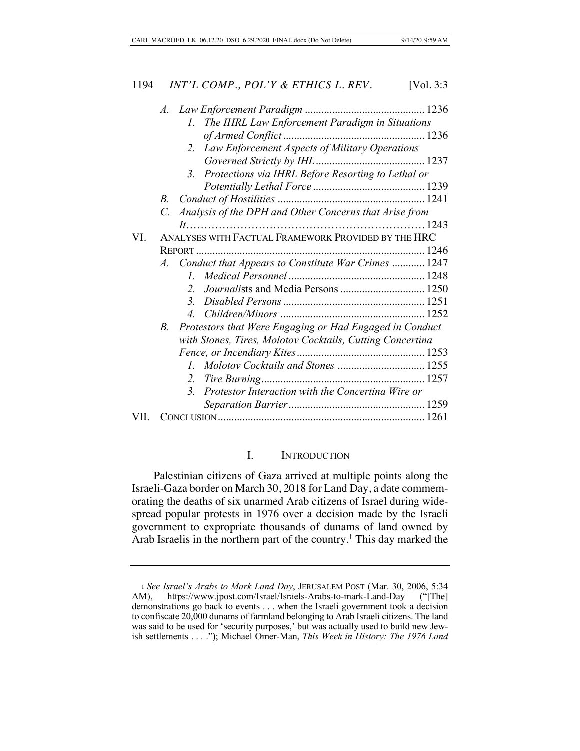A. *Law Enforcement Paradigm* ............................................ 1236

1. *The IHRL Law Enforcement Paradigm in Situations of Armed Conflict* .................................................... 1236
2. *Law Enforcement Aspects of Military Operations Governed Strictly by IHL* ........................................ 1237
3. *Protections via IHRL Before Resorting to Lethal or Potentially Lethal Force* ......................................... 1239

B. *Conduct of Hostilities* ...................................................... 1241

C. *Analysis of the DPH and Other Concerns that Arise from It*……………………………………………………… 1243

VI. ANALYSES WITH FACTUAL FRAMEWORK PROVIDED BY THE HRC REPORT .................................................................................... 1246

A. *Conduct that Appears to Constitute War Crimes* ............ 1247

1. *Medical Personnel* .................................................. 1248
2. *Journalis*ts and Media Persons ............................... 1250
3. *Disabled Persons* .................................................... 1251
4. *Children/Minors* ..................................................... 1252

B. *Protestors that Were Engaging or Had Engaged in Conduct with Stones, Tires, Molotov Cocktails, Cutting Concertina Fence, or Incendiary Kites* ............................................... 1253

1. *Molotov Cocktails and Stones* ................................ 1255
2. *Tire Burning* ............................................................ 1257
3. *Protestor Interaction with the Concertina Wire or Separation Barrier* .................................................. 1259

VII. CONCLUSION ............................................................................ 1261

## I. INTRODUCTION

Palestinian citizens of Gaza arrived at multiple points along the Israeli-Gaza border on March 30, 2018 for Land Day, a date commemorating the deaths of six unarmed Arab citizens of Israel during widespread popular protests in 1976 over a decision made by the Israeli government to expropriate thousands of dunams of land owned by Arab Israelis in the northern part of the country.[1] This day marked the

---

[1] *See Israel's Arabs to Mark Land Day*, JERUSALEM POST (Mar. 30, 2006, 5:34 AM), https://www.jpost.com/Israel/Israels-Arabs-to-mark-Land-Day ("[The] demonstrations go back to events . . . when the Israeli government took a decision to confiscate 20,000 dunams of farmland belonging to Arab Israeli citizens. The land was said to be used for 'security purposes,' but was actually used to build new Jewish settlements . . . ."); Michael Omer-Man, *This Week in History: The 1976 Land*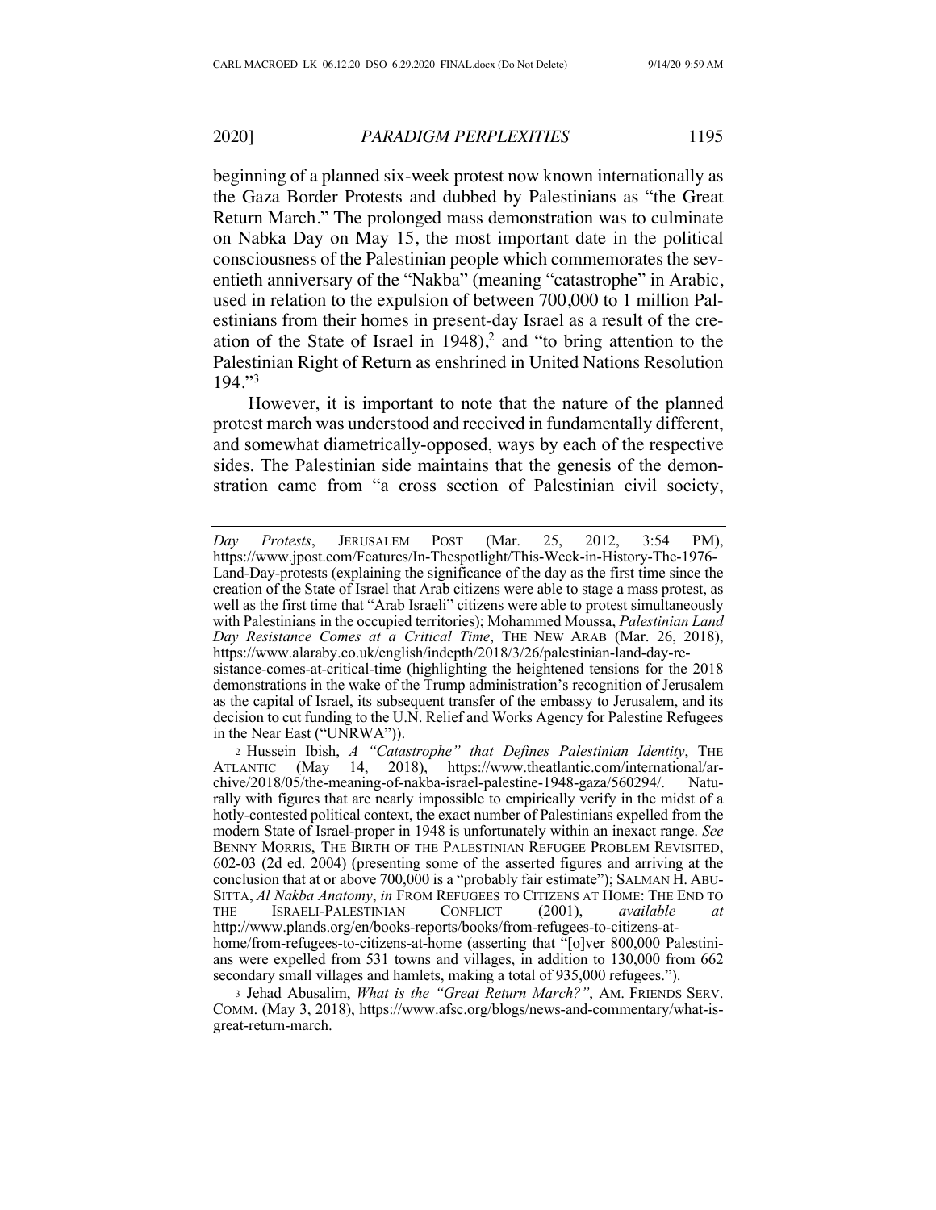beginning of a planned six-week protest now known internationally as the Gaza Border Protests and dubbed by Palestinians as "the Great Return March." The prolonged mass demonstration was to culminate on Nabka Day on May 15, the most important date in the political consciousness of the Palestinian people which commemorates the seventieth anniversary of the "Nakba" (meaning "catastrophe" in Arabic, used in relation to the expulsion of between 700,000 to 1 million Palestinians from their homes in present-day Israel as a result of the creation of the State of Israel in 1948),[2] and "to bring attention to the Palestinian Right of Return as enshrined in United Nations Resolution 194."[3]

However, it is important to note that the nature of the planned protest march was understood and received in fundamentally different, and somewhat diametrically-opposed, ways by each of the respective sides. The Palestinian side maintains that the genesis of the demonstration came from "a cross section of Palestinian civil society,

---

*Day Protests*, JERUSALEM POST (Mar. 25, 2012, 3:54 PM), https://www.jpost.com/Features/In-Thespotlight/This-Week-in-History-The-1976-Land-Day-protests (explaining the significance of the day as the first time since the creation of the State of Israel that Arab citizens were able to stage a mass protest, as well as the first time that "Arab Israeli" citizens were able to protest simultaneously with Palestinians in the occupied territories); Mohammed Moussa, *Palestinian Land Day Resistance Comes at a Critical Time*, THE NEW ARAB (Mar. 26, 2018), https://www.alaraby.co.uk/english/indepth/2018/3/26/palestinian-land-day-resistance-comes-at-critical-time (highlighting the heightened tensions for the 2018 demonstrations in the wake of the Trump administration's recognition of Jerusalem as the capital of Israel, its subsequent transfer of the embassy to Jerusalem, and its decision to cut funding to the U.N. Relief and Works Agency for Palestine Refugees in the Near East ("UNRWA")).

[2] Hussein Ibish, *A "Catastrophe" that Defines Palestinian Identity*, THE ATLANTIC (May 14, 2018), https://www.theatlantic.com/international/archive/2018/05/the-meaning-of-nakba-israel-palestine-1948-gaza/560294/. Naturally with figures that are nearly impossible to empirically verify in the midst of a hotly-contested political context, the exact number of Palestinians expelled from the modern State of Israel-proper in 1948 is unfortunately within an inexact range. *See* BENNY MORRIS, THE BIRTH OF THE PALESTINIAN REFUGEE PROBLEM REVISITED, 602-03 (2d ed. 2004) (presenting some of the asserted figures and arriving at the conclusion that at or above 700,000 is a "probably fair estimate"); SALMAN H. ABU-SITTA, *Al Nakba Anatomy*, *in* FROM REFUGEES TO CITIZENS AT HOME: THE END TO THE ISRAELI-PALESTINIAN CONFLICT (2001), *available at* http://www.plands.org/en/books-reports/books/from-refugees-to-citizens-at-home/from-refugees-to-citizens-at-home (asserting that "[o]ver 800,000 Palestinians were expelled from 531 towns and villages, in addition to 130,000 from 662 secondary small villages and hamlets, making a total of 935,000 refugees.").

[3] Jehad Abusalim, *What is the "Great Return March?"*, AM. FRIENDS SERV. COMM. (May 3, 2018), https://www.afsc.org/blogs/news-and-commentary/what-is-great-return-march.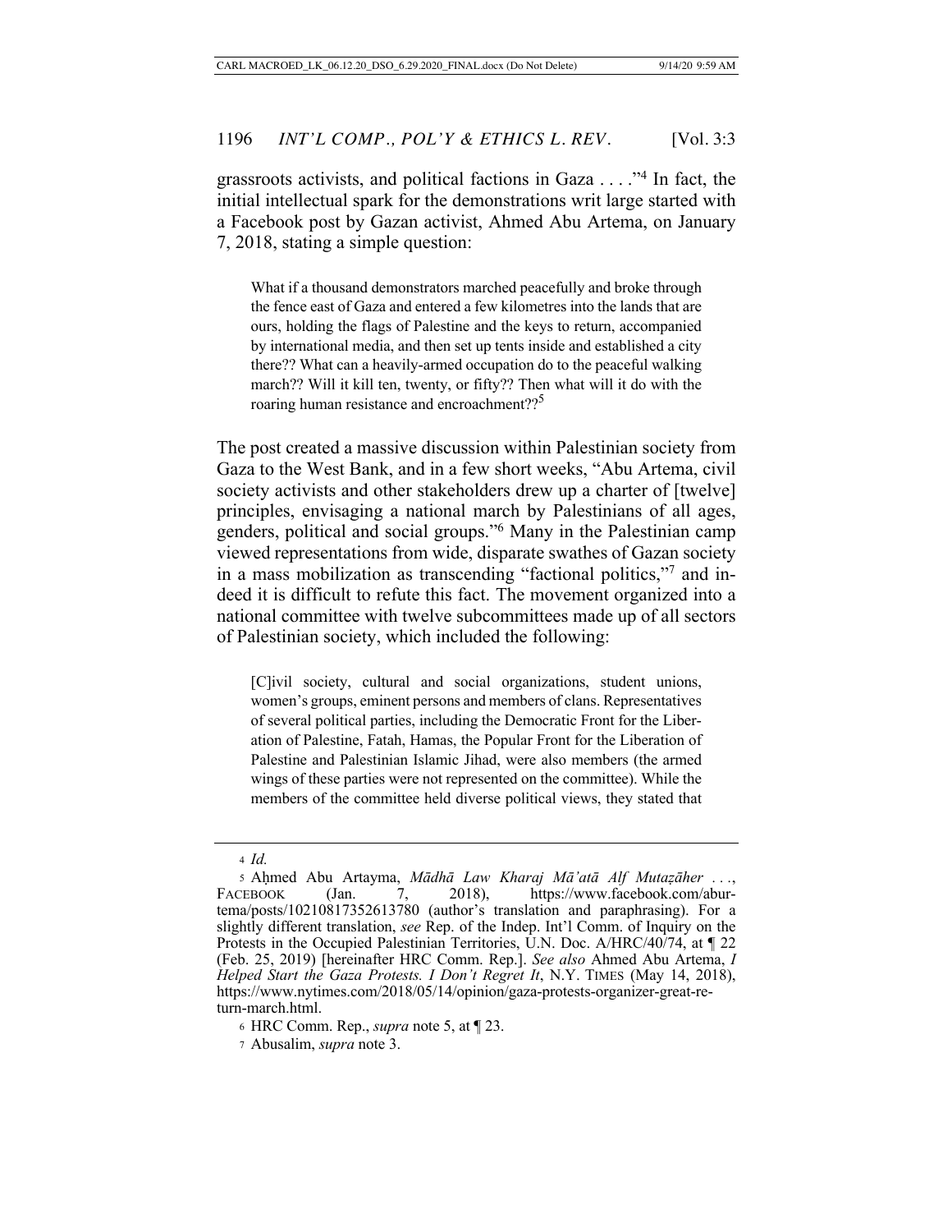grassroots activists, and political factions in Gaza . . . ."[4] In fact, the initial intellectual spark for the demonstrations writ large started with a Facebook post by Gazan activist, Ahmed Abu Artema, on January 7, 2018, stating a simple question:

> What if a thousand demonstrators marched peacefully and broke through the fence east of Gaza and entered a few kilometres into the lands that are ours, holding the flags of Palestine and the keys to return, accompanied by international media, and then set up tents inside and established a city there?? What can a heavily-armed occupation do to the peaceful walking march?? Will it kill ten, twenty, or fifty?? Then what will it do with the roaring human resistance and encroachment??[5]

The post created a massive discussion within Palestinian society from Gaza to the West Bank, and in a few short weeks, "Abu Artema, civil society activists and other stakeholders drew up a charter of [twelve] principles, envisaging a national march by Palestinians of all ages, genders, political and social groups."[6] Many in the Palestinian camp viewed representations from wide, disparate swathes of Gazan society in a mass mobilization as transcending "factional politics,"[7] and indeed it is difficult to refute this fact. The movement organized into a national committee with twelve subcommittees made up of all sectors of Palestinian society, which included the following:

> [C]ivil society, cultural and social organizations, student unions, women's groups, eminent persons and members of clans. Representatives of several political parties, including the Democratic Front for the Liberation of Palestine, Fatah, Hamas, the Popular Front for the Liberation of Palestine and Palestinian Islamic Jihad, were also members (the armed wings of these parties were not represented on the committee). While the members of the committee held diverse political views, they stated that

---

4 *Id.*

5 Aḥmed Abu Artayma, *Mādhā Law Kharaj Mā'atā Alf Mutaẓāher . . .*, FACEBOOK (Jan. 7, 2018), https://www.facebook.com/aburtema/posts/10210817352613780 (author's translation and paraphrasing). For a slightly different translation, *see* Rep. of the Indep. Int'l Comm. of Inquiry on the Protests in the Occupied Palestinian Territories, U.N. Doc. A/HRC/40/74, at ¶ 22 (Feb. 25, 2019) [hereinafter HRC Comm. Rep.]. *See also* Ahmed Abu Artema, *I Helped Start the Gaza Protests. I Don't Regret It*, N.Y. TIMES (May 14, 2018), https://www.nytimes.com/2018/05/14/opinion/gaza-protests-organizer-great-return-march.html.

6 HRC Comm. Rep., *supra* note 5, at ¶ 23.

7 Abusalim, *supra* note 3.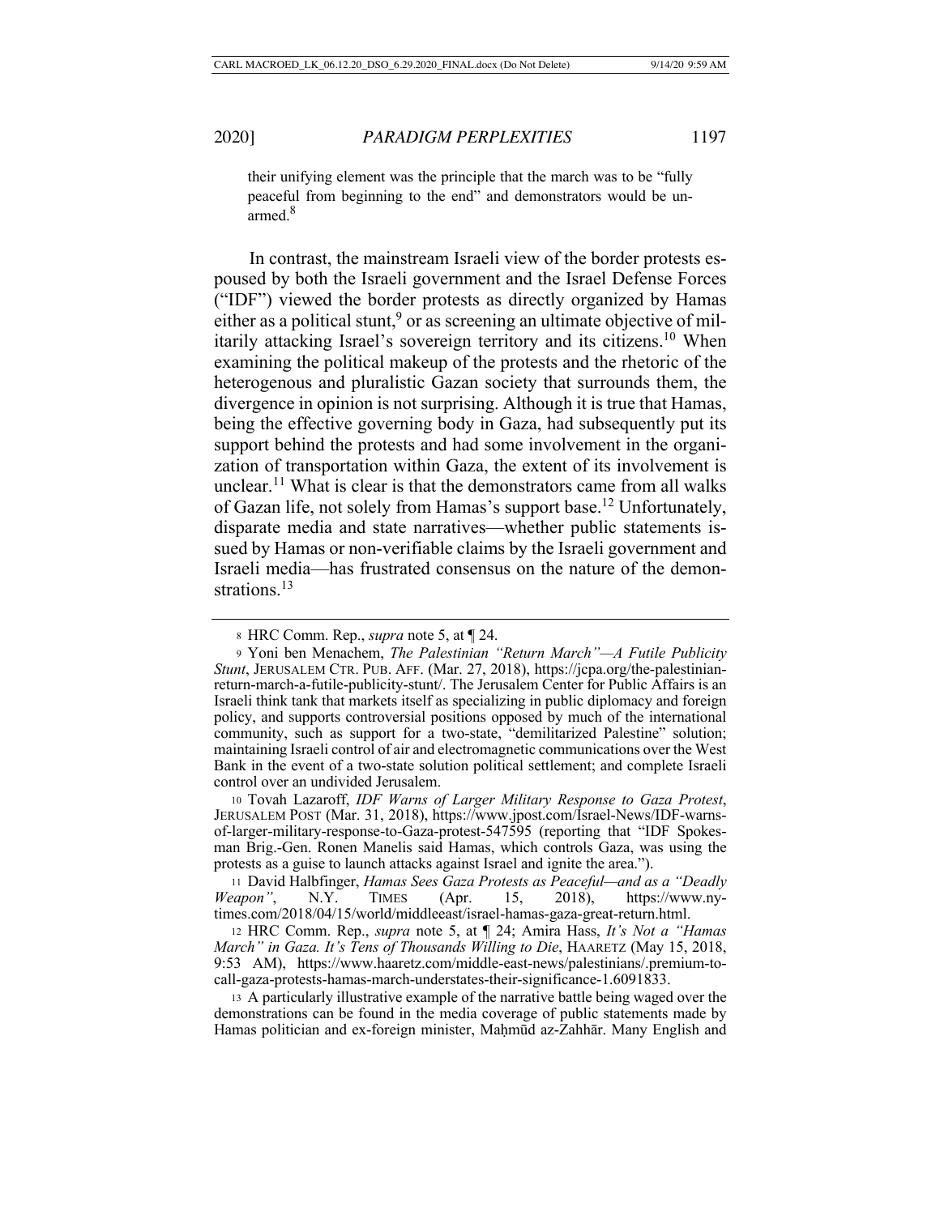their unifying element was the principle that the march was to be "fully peaceful from beginning to the end" and demonstrators would be unarmed.[8]

In contrast, the mainstream Israeli view of the border protests espoused by both the Israeli government and the Israel Defense Forces ("IDF") viewed the border protests as directly organized by Hamas either as a political stunt,[9] or as screening an ultimate objective of militarily attacking Israel's sovereign territory and its citizens.[10] When examining the political makeup of the protests and the rhetoric of the heterogenous and pluralistic Gazan society that surrounds them, the divergence in opinion is not surprising. Although it is true that Hamas, being the effective governing body in Gaza, had subsequently put its support behind the protests and had some involvement in the organization of transportation within Gaza, the extent of its involvement is unclear.[11] What is clear is that the demonstrators came from all walks of Gazan life, not solely from Hamas's support base.[12] Unfortunately, disparate media and state narratives—whether public statements issued by Hamas or non-verifiable claims by the Israeli government and Israeli media—has frustrated consensus on the nature of the demonstrations.[13]

---

8 HRC Comm. Rep., *supra* note 5, at ¶ 24.

9 Yoni ben Menachem, *The Palestinian "Return March"—A Futile Publicity Stunt*, JERUSALEM CTR. PUB. AFF. (Mar. 27, 2018), https://jcpa.org/the-palestinian-return-march-a-futile-publicity-stunt/. The Jerusalem Center for Public Affairs is an Israeli think tank that markets itself as specializing in public diplomacy and foreign policy, and supports controversial positions opposed by much of the international community, such as support for a two-state, "demilitarized Palestine" solution; maintaining Israeli control of air and electromagnetic communications over the West Bank in the event of a two-state solution political settlement; and complete Israeli control over an undivided Jerusalem.

10 Tovah Lazaroff, *IDF Warns of Larger Military Response to Gaza Protest*, JERUSALEM POST (Mar. 31, 2018), https://www.jpost.com/Israel-News/IDF-warns-of-larger-military-response-to-Gaza-protest-547595 (reporting that "IDF Spokesman Brig.-Gen. Ronen Manelis said Hamas, which controls Gaza, was using the protests as a guise to launch attacks against Israel and ignite the area.").

11 David Halbfinger, *Hamas Sees Gaza Protests as Peaceful—and as a "Deadly Weapon"*, N.Y. TIMES (Apr. 15, 2018), https://www.nytimes.com/2018/04/15/world/middleeast/israel-hamas-gaza-great-return.html.

12 HRC Comm. Rep., *supra* note 5, at ¶ 24; Amira Hass, *It's Not a "Hamas March" in Gaza. It's Tens of Thousands Willing to Die*, HAARETZ (May 15, 2018, 9:53 AM), https://www.haaretz.com/middle-east-news/palestinians/.premium-to-call-gaza-protests-hamas-march-understates-their-significance-1.6091833.

13 A particularly illustrative example of the narrative battle being waged over the demonstrations can be found in the media coverage of public statements made by Hamas politician and ex-foreign minister, Maḥmūd az-Zahhār. Many English and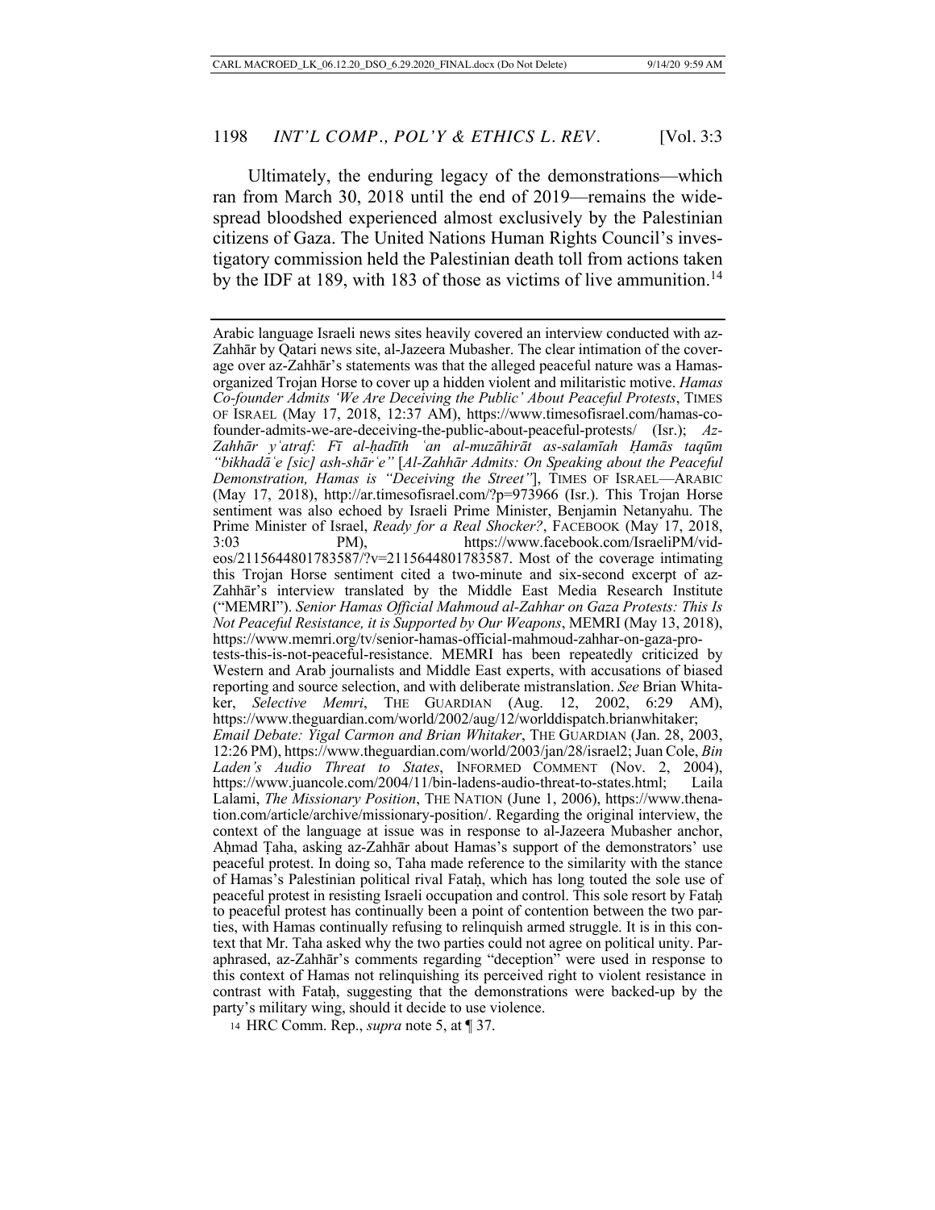Ultimately, the enduring legacy of the demonstrations—which ran from March 30, 2018 until the end of 2019—remains the widespread bloodshed experienced almost exclusively by the Palestinian citizens of Gaza. The United Nations Human Rights Council's investigatory commission held the Palestinian death toll from actions taken by the IDF at 189, with 183 of those as victims of live ammunition.[14]

---

Arabic language Israeli news sites heavily covered an interview conducted with az-Zahhār by Qatari news site, al-Jazeera Mubasher. The clear intimation of the coverage over az-Zahhār's statements was that the alleged peaceful nature was a Hamas-organized Trojan Horse to cover up a hidden violent and militaristic motive. *Hamas Co-founder Admits 'We Are Deceiving the Public' About Peaceful Protests*, TIMES OF ISRAEL (May 17, 2018, 12:37 AM), https://www.timesofisrael.com/hamas-co-founder-admits-we-are-deceiving-the-public-about-peaceful-protests/ (Isr.); *Az-Zahhār yʿatraf: Fī al-ḥadīth ʿan al-muzāhirāt as-salamīah Ḥamās taqūm "bikhadāʿe [sic] ash-shārʿe"* [*Al-Zahhār Admits: On Speaking about the Peaceful Demonstration, Hamas is "Deceiving the Street"*], TIMES OF ISRAEL—ARABIC (May 17, 2018), http://ar.timesofisrael.com/?p=973966 (Isr.). This Trojan Horse sentiment was also echoed by Israeli Prime Minister, Benjamin Netanyahu. The Prime Minister of Israel, *Ready for a Real Shocker?*, FACEBOOK (May 17, 2018, 3:03 PM), https://www.facebook.com/IsraeliPM/videos/2115644801783587/?v=2115644801783587. Most of the coverage intimating this Trojan Horse sentiment cited a two-minute and six-second excerpt of az-Zahhār's interview translated by the Middle East Media Research Institute ("MEMRI"). *Senior Hamas Official Mahmoud al-Zahhar on Gaza Protests: This Is Not Peaceful Resistance, it is Supported by Our Weapons*, MEMRI (May 13, 2018), https://www.memri.org/tv/senior-hamas-official-mahmoud-zahhar-on-gaza-protests-this-is-not-peaceful-resistance. MEMRI has been repeatedly criticized by Western and Arab journalists and Middle East experts, with accusations of biased reporting and source selection, and with deliberate mistranslation. *See* Brian Whitaker, *Selective Memri*, THE GUARDIAN (Aug. 12, 2002, 6:29 AM), https://www.theguardian.com/world/2002/aug/12/worlddispatch.brianwhitaker; *Email Debate: Yigal Carmon and Brian Whitaker*, THE GUARDIAN (Jan. 28, 2003, 12:26 PM), https://www.theguardian.com/world/2003/jan/28/israel2; Juan Cole, *Bin Laden's Audio Threat to States*, INFORMED COMMENT (Nov. 2, 2004), https://www.juancole.com/2004/11/bin-ladens-audio-threat-to-states.html; Laila Lalami, *The Missionary Position*, THE NATION (June 1, 2006), https://www.thenation.com/article/archive/missionary-position/. Regarding the original interview, the context of the language at issue was in response to al-Jazeera Mubasher anchor, Aḥmad Ṭaha, asking az-Zahhār about Hamas's support of the demonstrators' use peaceful protest. In doing so, Taha made reference to the similarity with the stance of Hamas's Palestinian political rival Fataḥ, which has long touted the sole use of peaceful protest in resisting Israeli occupation and control. This sole resort by Fataḥ to peaceful protest has continually been a point of contention between the two parties, with Hamas continually refusing to relinquish armed struggle. It is in this context that Mr. Taha asked why the two parties could not agree on political unity. Paraphrased, az-Zahhār's comments regarding "deception" were used in response to this context of Hamas not relinquishing its perceived right to violent resistance in contrast with Fataḥ, suggesting that the demonstrations were backed-up by the party's military wing, should it decide to use violence.

[14] HRC Comm. Rep., *supra* note 5, at ¶ 37.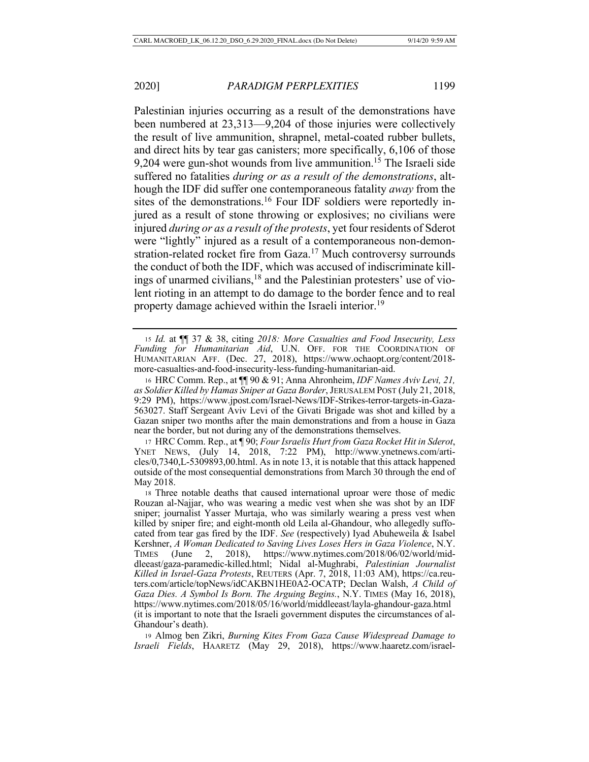Palestinian injuries occurring as a result of the demonstrations have been numbered at 23,313—9,204 of those injuries were collectively the result of live ammunition, shrapnel, metal-coated rubber bullets, and direct hits by tear gas canisters; more specifically, 6,106 of those 9,204 were gun-shot wounds from live ammunition.[15] The Israeli side suffered no fatalities *during or as a result of the demonstrations*, although the IDF did suffer one contemporaneous fatality *away* from the sites of the demonstrations.[16] Four IDF soldiers were reportedly injured as a result of stone throwing or explosives; no civilians were injured *during or as a result of the protests*, yet four residents of Sderot were "lightly" injured as a result of a contemporaneous non-demonstration-related rocket fire from Gaza.[17] Much controversy surrounds the conduct of both the IDF, which was accused of indiscriminate killings of unarmed civilians,[18] and the Palestinian protesters' use of violent rioting in an attempt to do damage to the border fence and to real property damage achieved within the Israeli interior.[19]

---

15 *Id.* at ¶¶ 37 & 38, citing *2018: More Casualties and Food Insecurity, Less Funding for Humanitarian Aid*, U.N. OFF. FOR THE COORDINATION OF HUMANITARIAN AFF. (Dec. 27, 2018), https://www.ochaopt.org/content/2018-more-casualties-and-food-insecurity-less-funding-humanitarian-aid.

16 HRC Comm. Rep., at ¶¶ 90 & 91; Anna Ahronheim, *IDF Names Aviv Levi, 21, as Soldier Killed by Hamas Sniper at Gaza Border*, JERUSALEM POST (July 21, 2018, 9:29 PM), https://www.jpost.com/Israel-News/IDF-Strikes-terror-targets-in-Gaza-563027. Staff Sergeant Aviv Levi of the Givati Brigade was shot and killed by a Gazan sniper two months after the main demonstrations and from a house in Gaza near the border, but not during any of the demonstrations themselves.

17 HRC Comm. Rep., at ¶ 90; *Four Israelis Hurt from Gaza Rocket Hit in Sderot*, YNET NEWS, (July 14, 2018, 7:22 PM), http://www.ynetnews.com/articles/0,7340,L-5309893,00.html. As in note 13, it is notable that this attack happened outside of the most consequential demonstrations from March 30 through the end of May 2018.

18 Three notable deaths that caused international uproar were those of medic Rouzan al-Najjar, who was wearing a medic vest when she was shot by an IDF sniper; journalist Yasser Murtaja, who was similarly wearing a press vest when killed by sniper fire; and eight-month old Leila al-Ghandour, who allegedly suffocated from tear gas fired by the IDF. *See* (respectively) Iyad Abuheweila & Isabel Kershner, *A Woman Dedicated to Saving Lives Loses Hers in Gaza Violence*, N.Y. TIMES (June 2, 2018), https://www.nytimes.com/2018/06/02/world/middleeast/gaza-paramedic-killed.html; Nidal al-Mughrabi, *Palestinian Journalist Killed in Israel-Gaza Protests*, REUTERS (Apr. 7, 2018, 11:03 AM), https://ca.reuters.com/article/topNews/idCAKBN1HE0A2-OCATP; Declan Walsh, *A Child of Gaza Dies. A Symbol Is Born. The Arguing Begins.*, N.Y. TIMES (May 16, 2018), https://www.nytimes.com/2018/05/16/world/middleeast/layla-ghandour-gaza.html (it is important to note that the Israeli government disputes the circumstances of al-Ghandour's death).

19 Almog ben Zikri, *Burning Kites From Gaza Cause Widespread Damage to Israeli Fields*, HAARETZ (May 29, 2018), https://www.haaretz.com/israel-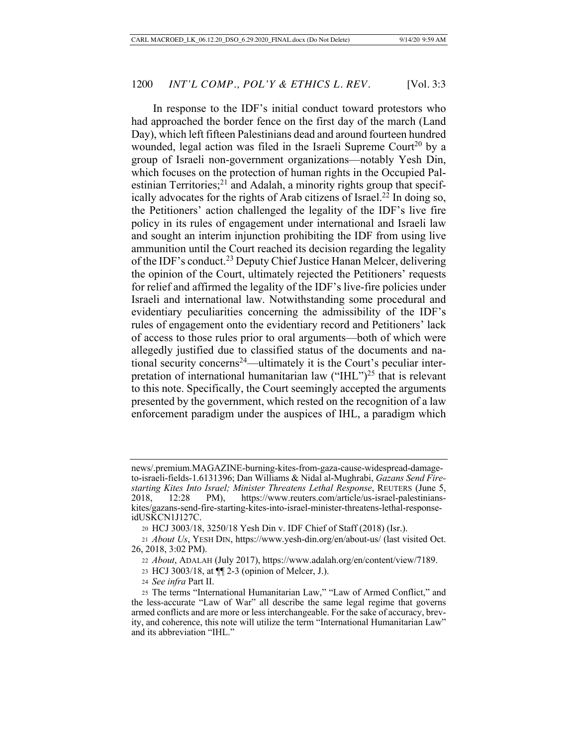In response to the IDF's initial conduct toward protestors who had approached the border fence on the first day of the march (Land Day), which left fifteen Palestinians dead and around fourteen hundred wounded, legal action was filed in the Israeli Supreme Court[20] by a group of Israeli non-government organizations—notably Yesh Din, which focuses on the protection of human rights in the Occupied Palestinian Territories;[21] and Adalah, a minority rights group that specifically advocates for the rights of Arab citizens of Israel.[22] In doing so, the Petitioners' action challenged the legality of the IDF's live fire policy in its rules of engagement under international and Israeli law and sought an interim injunction prohibiting the IDF from using live ammunition until the Court reached its decision regarding the legality of the IDF's conduct.[23] Deputy Chief Justice Hanan Melcer, delivering the opinion of the Court, ultimately rejected the Petitioners' requests for relief and affirmed the legality of the IDF's live-fire policies under Israeli and international law. Notwithstanding some procedural and evidentiary peculiarities concerning the admissibility of the IDF's rules of engagement onto the evidentiary record and Petitioners' lack of access to those rules prior to oral arguments—both of which were allegedly justified due to classified status of the documents and national security concerns[24]—ultimately it is the Court's peculiar interpretation of international humanitarian law ("IHL")[25] that is relevant to this note. Specifically, the Court seemingly accepted the arguments presented by the government, which rested on the recognition of a law enforcement paradigm under the auspices of IHL, a paradigm which

---

news/.premium.MAGAZINE-burning-kites-from-gaza-cause-widespread-damage-to-israeli-fields-1.6131396; Dan Williams & Nidal al-Mughrabi, *Gazans Send Fire-starting Kites Into Israel; Minister Threatens Lethal Response*, REUTERS (June 5, 2018, 12:28 PM), https://www.reuters.com/article/us-israel-palestinians-kites/gazans-send-fire-starting-kites-into-israel-minister-threatens-lethal-response-idUSKCN1J127C.

20 HCJ 3003/18, 3250/18 Yesh Din v. IDF Chief of Staff (2018) (Isr.).

21 *About Us*, YESH DIN, https://www.yesh-din.org/en/about-us/ (last visited Oct. 26, 2018, 3:02 PM).

22 *About*, ADALAH (July 2017), https://www.adalah.org/en/content/view/7189.

23 HCJ 3003/18, at ¶¶ 2-3 (opinion of Melcer, J.).

24 *See infra* Part II.

25 The terms "International Humanitarian Law," "Law of Armed Conflict," and the less-accurate "Law of War" all describe the same legal regime that governs armed conflicts and are more or less interchangeable. For the sake of accuracy, brevity, and coherence, this note will utilize the term "International Humanitarian Law" and its abbreviation "IHL."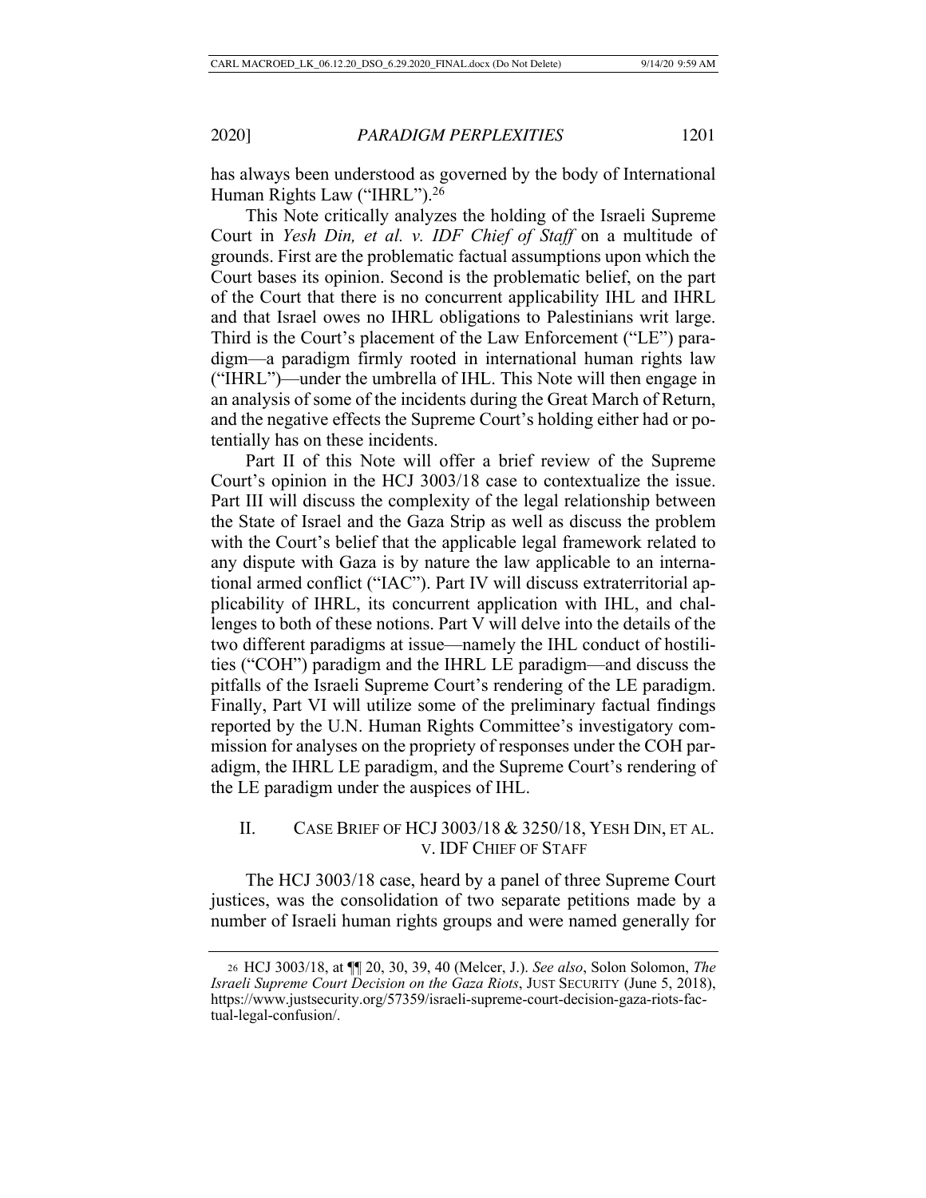has always been understood as governed by the body of International Human Rights Law ("IHRL").[26]

This Note critically analyzes the holding of the Israeli Supreme Court in *Yesh Din, et al. v. IDF Chief of Staff* on a multitude of grounds. First are the problematic factual assumptions upon which the Court bases its opinion. Second is the problematic belief, on the part of the Court that there is no concurrent applicability IHL and IHRL and that Israel owes no IHRL obligations to Palestinians writ large. Third is the Court's placement of the Law Enforcement ("LE") paradigm—a paradigm firmly rooted in international human rights law ("IHRL")—under the umbrella of IHL. This Note will then engage in an analysis of some of the incidents during the Great March of Return, and the negative effects the Supreme Court's holding either had or potentially has on these incidents.

Part II of this Note will offer a brief review of the Supreme Court's opinion in the HCJ 3003/18 case to contextualize the issue. Part III will discuss the complexity of the legal relationship between the State of Israel and the Gaza Strip as well as discuss the problem with the Court's belief that the applicable legal framework related to any dispute with Gaza is by nature the law applicable to an international armed conflict ("IAC"). Part IV will discuss extraterritorial applicability of IHRL, its concurrent application with IHL, and challenges to both of these notions. Part V will delve into the details of the two different paradigms at issue—namely the IHL conduct of hostilities ("COH") paradigm and the IHRL LE paradigm—and discuss the pitfalls of the Israeli Supreme Court's rendering of the LE paradigm. Finally, Part VI will utilize some of the preliminary factual findings reported by the U.N. Human Rights Committee's investigatory commission for analyses on the propriety of responses under the COH paradigm, the IHRL LE paradigm, and the Supreme Court's rendering of the LE paradigm under the auspices of IHL.

## II. CASE BRIEF OF HCJ 3003/18 & 3250/18, YESH DIN, ET AL. V. IDF CHIEF OF STAFF

The HCJ 3003/18 case, heard by a panel of three Supreme Court justices, was the consolidation of two separate petitions made by a number of Israeli human rights groups and were named generally for

---

[26] HCJ 3003/18, at ¶¶ 20, 30, 39, 40 (Melcer, J.). *See also*, Solon Solomon, *The Israeli Supreme Court Decision on the Gaza Riots*, JUST SECURITY (June 5, 2018), https://www.justsecurity.org/57359/israeli-supreme-court-decision-gaza-riots-factual-legal-confusion/.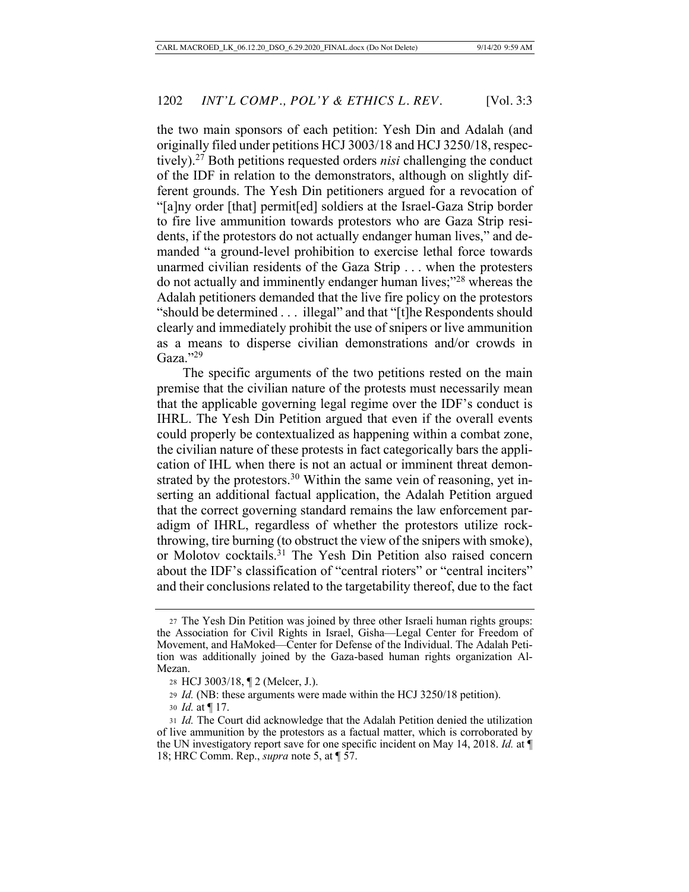the two main sponsors of each petition: Yesh Din and Adalah (and originally filed under petitions HCJ 3003/18 and HCJ 3250/18, respectively).[27] Both petitions requested orders *nisi* challenging the conduct of the IDF in relation to the demonstrators, although on slightly different grounds. The Yesh Din petitioners argued for a revocation of "[a]ny order [that] permit[ed] soldiers at the Israel-Gaza Strip border to fire live ammunition towards protestors who are Gaza Strip residents, if the protestors do not actually endanger human lives," and demanded "a ground-level prohibition to exercise lethal force towards unarmed civilian residents of the Gaza Strip . . . when the protesters do not actually and imminently endanger human lives;"[28] whereas the Adalah petitioners demanded that the live fire policy on the protestors "should be determined . . . illegal" and that "[t]he Respondents should clearly and immediately prohibit the use of snipers or live ammunition as a means to disperse civilian demonstrations and/or crowds in Gaza."[29]

The specific arguments of the two petitions rested on the main premise that the civilian nature of the protests must necessarily mean that the applicable governing legal regime over the IDF's conduct is IHRL. The Yesh Din Petition argued that even if the overall events could properly be contextualized as happening within a combat zone, the civilian nature of these protests in fact categorically bars the application of IHL when there is not an actual or imminent threat demonstrated by the protestors.[30] Within the same vein of reasoning, yet inserting an additional factual application, the Adalah Petition argued that the correct governing standard remains the law enforcement paradigm of IHRL, regardless of whether the protestors utilize rock-throwing, tire burning (to obstruct the view of the snipers with smoke), or Molotov cocktails.[31] The Yesh Din Petition also raised concern about the IDF's classification of "central rioters" or "central inciters" and their conclusions related to the targetability thereof, due to the fact

---

[27] The Yesh Din Petition was joined by three other Israeli human rights groups: the Association for Civil Rights in Israel, Gisha—Legal Center for Freedom of Movement, and HaMoked—Center for Defense of the Individual. The Adalah Petition was additionally joined by the Gaza-based human rights organization Al-Mezan.

[28] HCJ 3003/18, ¶ 2 (Melcer, J.).

[29] *Id.* (NB: these arguments were made within the HCJ 3250/18 petition).

[30] *Id.* at ¶ 17.

[31] *Id.* The Court did acknowledge that the Adalah Petition denied the utilization of live ammunition by the protestors as a factual matter, which is corroborated by the UN investigatory report save for one specific incident on May 14, 2018. *Id.* at ¶ 18; HRC Comm. Rep., *supra* note 5, at ¶ 57.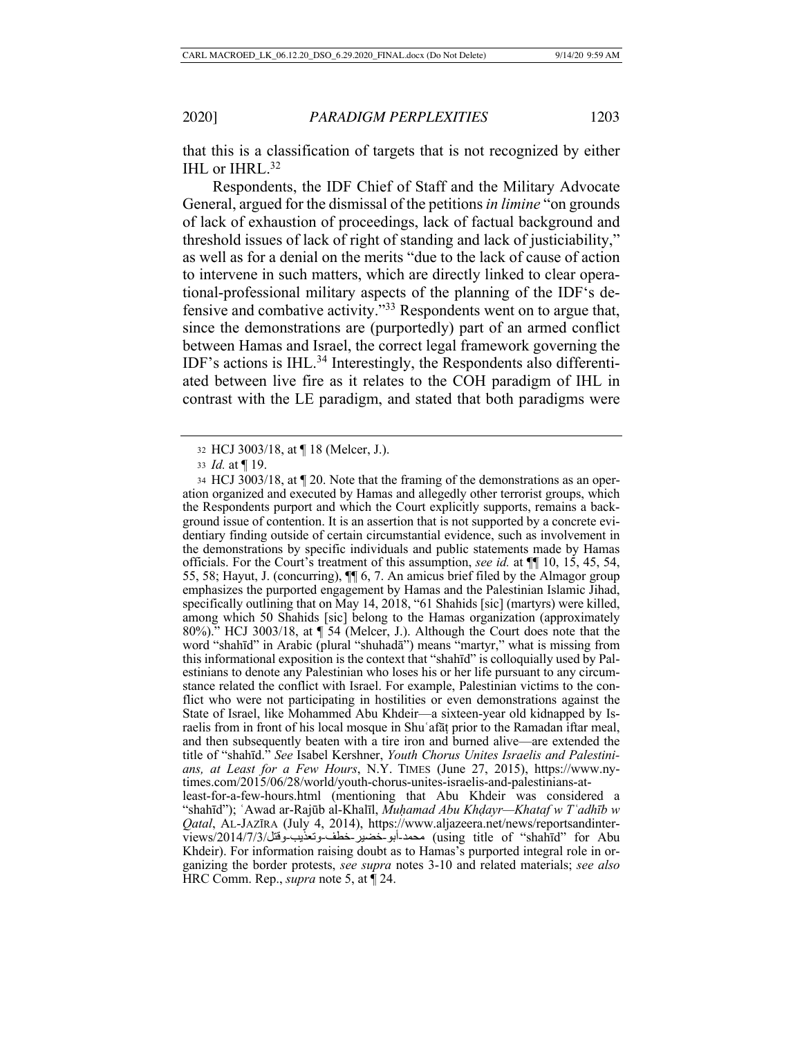that this is a classification of targets that is not recognized by either IHL or IHRL.[32]

Respondents, the IDF Chief of Staff and the Military Advocate General, argued for the dismissal of the petitions *in limine* "on grounds of lack of exhaustion of proceedings, lack of factual background and threshold issues of lack of right of standing and lack of justiciability," as well as for a denial on the merits "due to the lack of cause of action to intervene in such matters, which are directly linked to clear operational-professional military aspects of the planning of the IDF's defensive and combative activity."[33] Respondents went on to argue that, since the demonstrations are (purportedly) part of an armed conflict between Hamas and Israel, the correct legal framework governing the IDF's actions is IHL.[34] Interestingly, the Respondents also differentiated between live fire as it relates to the COH paradigm of IHL in contrast with the LE paradigm, and stated that both paradigms were

---

32 HCJ 3003/18, at ¶ 18 (Melcer, J.).

33 *Id.* at ¶ 19.

34 HCJ 3003/18, at ¶ 20. Note that the framing of the demonstrations as an operation organized and executed by Hamas and allegedly other terrorist groups, which the Respondents purport and which the Court explicitly supports, remains a background issue of contention. It is an assertion that is not supported by a concrete evidentiary finding outside of certain circumstantial evidence, such as involvement in the demonstrations by specific individuals and public statements made by Hamas officials. For the Court's treatment of this assumption, *see id.* at ¶¶ 10, 15, 45, 54, 55, 58; Hayut, J. (concurring), ¶¶ 6, 7. An amicus brief filed by the Almagor group emphasizes the purported engagement by Hamas and the Palestinian Islamic Jihad, specifically outlining that on May 14, 2018, "61 Shahids [sic] (martyrs) were killed, among which 50 Shahids [sic] belong to the Hamas organization (approximately 80%)." HCJ 3003/18, at ¶ 54 (Melcer, J.). Although the Court does note that the word "shahīd" in Arabic (plural "shuhadā") means "martyr," what is missing from this informational exposition is the context that "shahīd" is colloquially used by Palestinians to denote any Palestinian who loses his or her life pursuant to any circumstance related the conflict with Israel. For example, Palestinian victims to the conflict who were not participating in hostilities or even demonstrations against the State of Israel, like Mohammed Abu Khdeir—a sixteen-year old kidnapped by Israelis from in front of his local mosque in Shuʿafāṭ prior to the Ramadan iftar meal, and then subsequently beaten with a tire iron and burned alive—are extended the title of "shahīd." *See* Isabel Kershner, *Youth Chorus Unites Israelis and Palestinians, at Least for a Few Hours*, N.Y. TIMES (June 27, 2015), https://www.nytimes.com/2015/06/28/world/youth-chorus-unites-israelis-and-palestinians-at-least-for-a-few-hours.html (mentioning that Abu Khdeir was considered a "shahīd"); ʿAwad ar-Rajūb al-Khalīl, *Muḥamad Abu Khḍayr—Khataf w Tʿadhīb w Qatal*, AL-JAZĪRA (July 4, 2014), https://www.aljazeera.net/news/reportsandinterviews/2014/7/3/محمد-أبو-خضير-خطف-وتعذيب-وقتل (using title of "shahīd" for Abu Khdeir). For information raising doubt as to Hamas's purported integral role in organizing the border protests, *see supra* notes 3-10 and related materials; *see also* HRC Comm. Rep., *supra* note 5, at ¶ 24.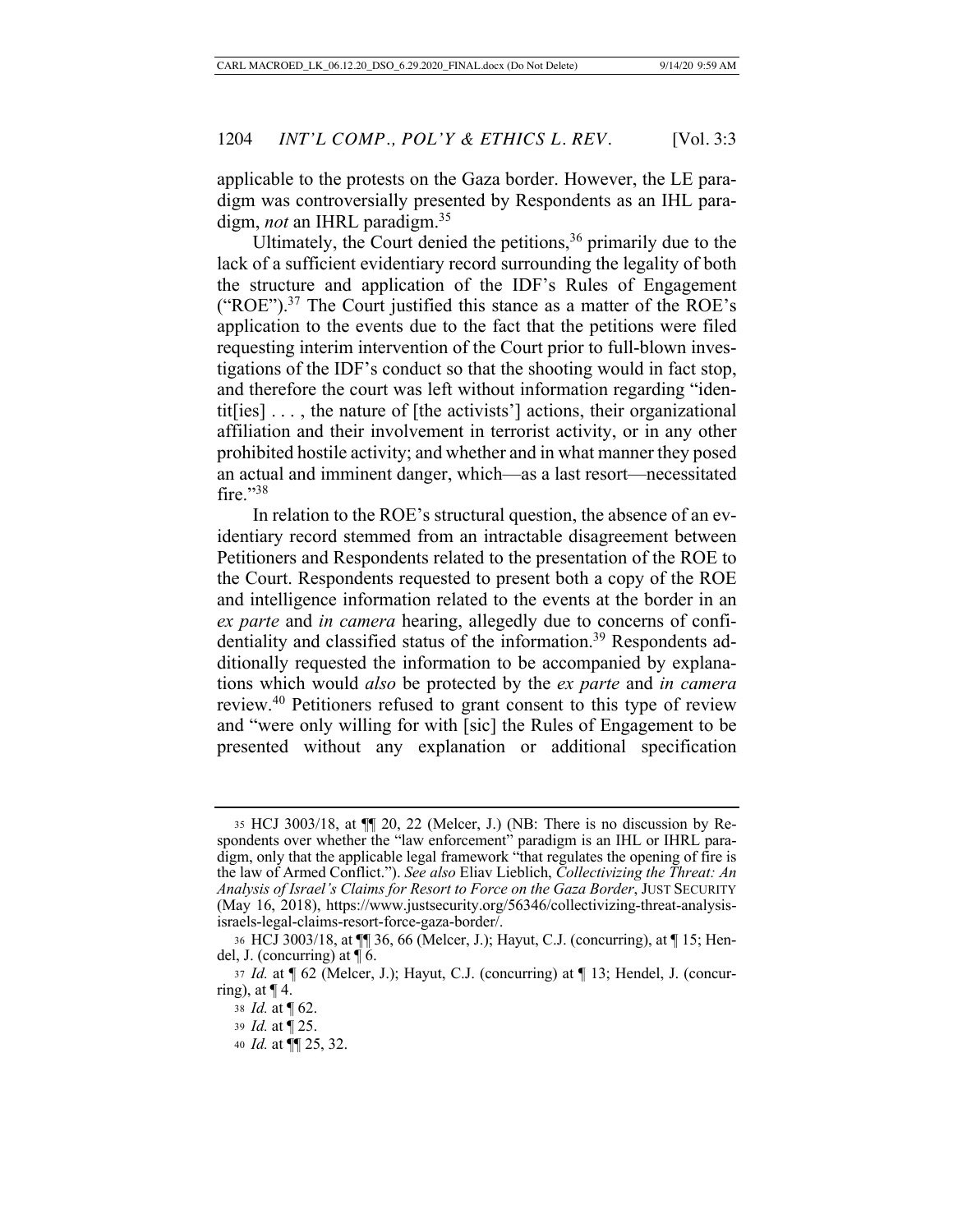applicable to the protests on the Gaza border. However, the LE paradigm was controversially presented by Respondents as an IHL paradigm, *not* an IHRL paradigm.[35]

Ultimately, the Court denied the petitions,[36] primarily due to the lack of a sufficient evidentiary record surrounding the legality of both the structure and application of the IDF's Rules of Engagement ("ROE").[37] The Court justified this stance as a matter of the ROE's application to the events due to the fact that the petitions were filed requesting interim intervention of the Court prior to full-blown investigations of the IDF's conduct so that the shooting would in fact stop, and therefore the court was left without information regarding "identit[ies] . . . , the nature of [the activists'] actions, their organizational affiliation and their involvement in terrorist activity, or in any other prohibited hostile activity; and whether and in what manner they posed an actual and imminent danger, which—as a last resort—necessitated fire."[38]

In relation to the ROE's structural question, the absence of an evidentiary record stemmed from an intractable disagreement between Petitioners and Respondents related to the presentation of the ROE to the Court. Respondents requested to present both a copy of the ROE and intelligence information related to the events at the border in an *ex parte* and *in camera* hearing, allegedly due to concerns of confidentiality and classified status of the information.[39] Respondents additionally requested the information to be accompanied by explanations which would *also* be protected by the *ex parte* and *in camera* review.[40] Petitioners refused to grant consent to this type of review and "were only willing for with [sic] the Rules of Engagement to be presented without any explanation or additional specification

---

[35] HCJ 3003/18, at ¶¶ 20, 22 (Melcer, J.) (NB: There is no discussion by Respondents over whether the "law enforcement" paradigm is an IHL or IHRL paradigm, only that the applicable legal framework "that regulates the opening of fire is the law of Armed Conflict."). *See also* Eliav Lieblich, *Collectivizing the Threat: An Analysis of Israel's Claims for Resort to Force on the Gaza Border*, JUST SECURITY (May 16, 2018), https://www.justsecurity.org/56346/collectivizing-threat-analysis-israels-legal-claims-resort-force-gaza-border/.

[36] HCJ 3003/18, at ¶¶ 36, 66 (Melcer, J.); Hayut, C.J. (concurring), at ¶ 15; Hendel, J. (concurring) at ¶ 6.

[37] *Id.* at ¶ 62 (Melcer, J.); Hayut, C.J. (concurring) at ¶ 13; Hendel, J. (concurring), at ¶ 4.

[38] *Id.* at ¶ 62.

[39] *Id.* at ¶ 25.

[40] *Id.* at ¶¶ 25, 32.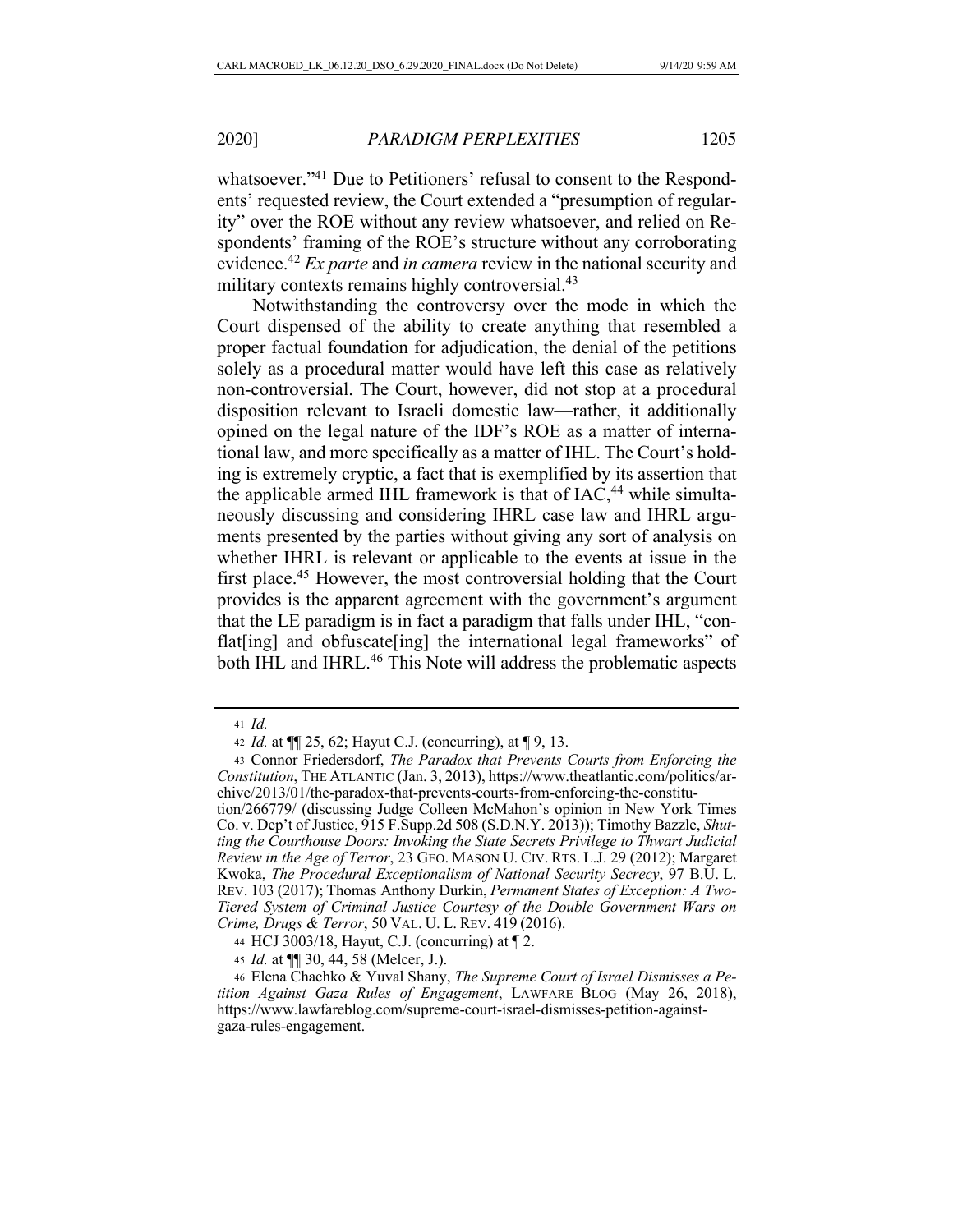whatsoever."[41] Due to Petitioners' refusal to consent to the Respondents' requested review, the Court extended a "presumption of regularity" over the ROE without any review whatsoever, and relied on Respondents' framing of the ROE's structure without any corroborating evidence.[42] *Ex parte* and *in camera* review in the national security and military contexts remains highly controversial.[43]

Notwithstanding the controversy over the mode in which the Court dispensed of the ability to create anything that resembled a proper factual foundation for adjudication, the denial of the petitions solely as a procedural matter would have left this case as relatively non-controversial. The Court, however, did not stop at a procedural disposition relevant to Israeli domestic law—rather, it additionally opined on the legal nature of the IDF's ROE as a matter of international law, and more specifically as a matter of IHL. The Court's holding is extremely cryptic, a fact that is exemplified by its assertion that the applicable armed IHL framework is that of IAC,[44] while simultaneously discussing and considering IHRL case law and IHRL arguments presented by the parties without giving any sort of analysis on whether IHRL is relevant or applicable to the events at issue in the first place.[45] However, the most controversial holding that the Court provides is the apparent agreement with the government's argument that the LE paradigm is in fact a paradigm that falls under IHL, "conflat[ing] and obfuscate[ing] the international legal frameworks" of both IHL and IHRL.[46] This Note will address the problematic aspects

---

41 *Id.*

42 *Id.* at ¶¶ 25, 62; Hayut C.J. (concurring), at ¶ 9, 13.

43 Connor Friedersdorf, *The Paradox that Prevents Courts from Enforcing the Constitution*, THE ATLANTIC (Jan. 3, 2013), https://www.theatlantic.com/politics/archive/2013/01/the-paradox-that-prevents-courts-from-enforcing-the-constitution/266779/ (discussing Judge Colleen McMahon's opinion in New York Times Co. v. Dep't of Justice, 915 F.Supp.2d 508 (S.D.N.Y. 2013)); Timothy Bazzle, *Shutting the Courthouse Doors: Invoking the State Secrets Privilege to Thwart Judicial Review in the Age of Terror*, 23 GEO. MASON U. CIV. RTS. L.J. 29 (2012); Margaret Kwoka, *The Procedural Exceptionalism of National Security Secrecy*, 97 B.U. L. REV. 103 (2017); Thomas Anthony Durkin, *Permanent States of Exception: A Two-Tiered System of Criminal Justice Courtesy of the Double Government Wars on Crime, Drugs & Terror*, 50 VAL. U. L. REV. 419 (2016).

44 HCJ 3003/18, Hayut, C.J. (concurring) at ¶ 2.

45 *Id.* at ¶¶ 30, 44, 58 (Melcer, J.).

46 Elena Chachko & Yuval Shany, *The Supreme Court of Israel Dismisses a Petition Against Gaza Rules of Engagement*, LAWFARE BLOG (May 26, 2018), https://www.lawfareblog.com/supreme-court-israel-dismisses-petition-against-gaza-rules-engagement.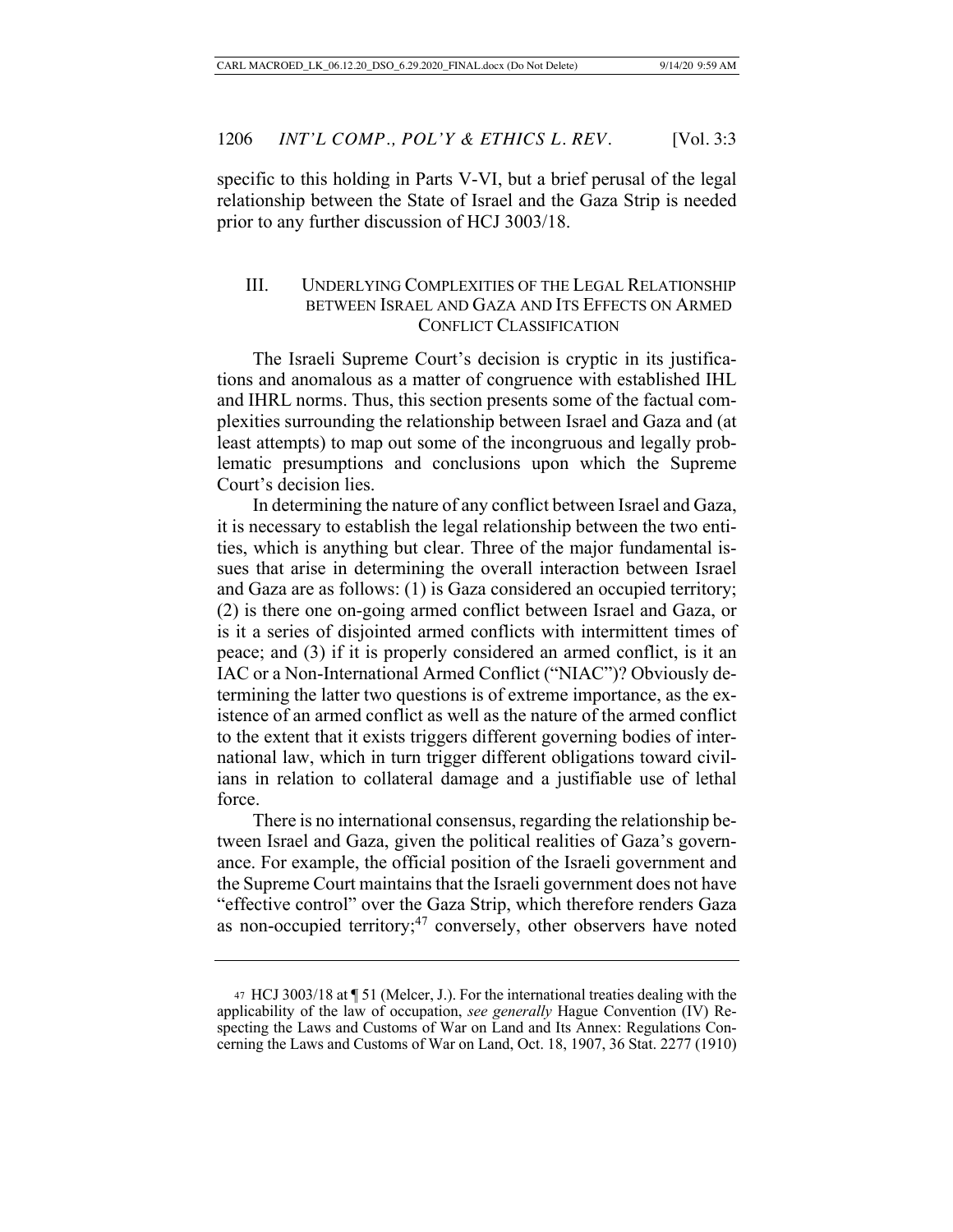specific to this holding in Parts V-VI, but a brief perusal of the legal relationship between the State of Israel and the Gaza Strip is needed prior to any further discussion of HCJ 3003/18.

## III. UNDERLYING COMPLEXITIES OF THE LEGAL RELATIONSHIP BETWEEN ISRAEL AND GAZA AND ITS EFFECTS ON ARMED CONFLICT CLASSIFICATION

The Israeli Supreme Court's decision is cryptic in its justifications and anomalous as a matter of congruence with established IHL and IHRL norms. Thus, this section presents some of the factual complexities surrounding the relationship between Israel and Gaza and (at least attempts) to map out some of the incongruous and legally problematic presumptions and conclusions upon which the Supreme Court's decision lies.

In determining the nature of any conflict between Israel and Gaza, it is necessary to establish the legal relationship between the two entities, which is anything but clear. Three of the major fundamental issues that arise in determining the overall interaction between Israel and Gaza are as follows: (1) is Gaza considered an occupied territory; (2) is there one on-going armed conflict between Israel and Gaza, or is it a series of disjointed armed conflicts with intermittent times of peace; and (3) if it is properly considered an armed conflict, is it an IAC or a Non-International Armed Conflict ("NIAC")? Obviously determining the latter two questions is of extreme importance, as the existence of an armed conflict as well as the nature of the armed conflict to the extent that it exists triggers different governing bodies of international law, which in turn trigger different obligations toward civilians in relation to collateral damage and a justifiable use of lethal force.

There is no international consensus, regarding the relationship between Israel and Gaza, given the political realities of Gaza's governance. For example, the official position of the Israeli government and the Supreme Court maintains that the Israeli government does not have "effective control" over the Gaza Strip, which therefore renders Gaza as non-occupied territory;[47] conversely, other observers have noted

---

[47] HCJ 3003/18 at ¶ 51 (Melcer, J.). For the international treaties dealing with the applicability of the law of occupation, *see generally* Hague Convention (IV) Respecting the Laws and Customs of War on Land and Its Annex: Regulations Concerning the Laws and Customs of War on Land, Oct. 18, 1907, 36 Stat. 2277 (1910)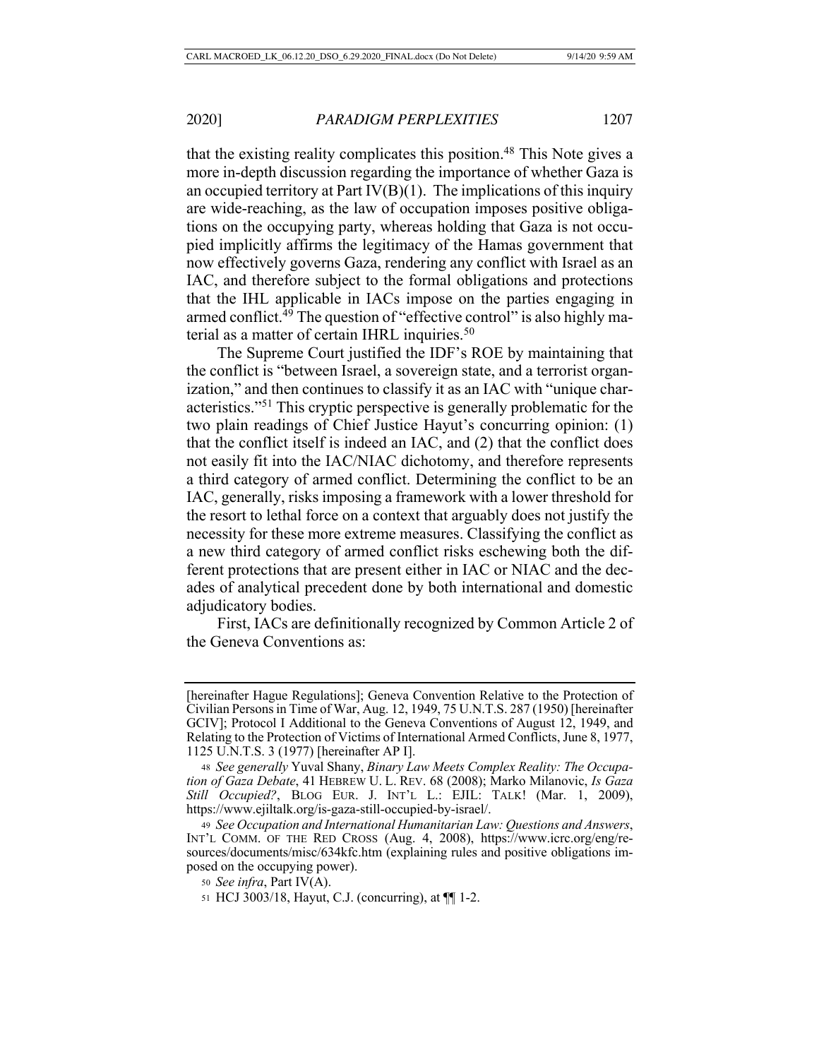that the existing reality complicates this position.[48] This Note gives a more in-depth discussion regarding the importance of whether Gaza is an occupied territory at Part IV(B)(1). The implications of this inquiry are wide-reaching, as the law of occupation imposes positive obligations on the occupying party, whereas holding that Gaza is not occupied implicitly affirms the legitimacy of the Hamas government that now effectively governs Gaza, rendering any conflict with Israel as an IAC, and therefore subject to the formal obligations and protections that the IHL applicable in IACs impose on the parties engaging in armed conflict.[49] The question of "effective control" is also highly material as a matter of certain IHRL inquiries.[50]

The Supreme Court justified the IDF's ROE by maintaining that the conflict is "between Israel, a sovereign state, and a terrorist organization," and then continues to classify it as an IAC with "unique characteristics."[51] This cryptic perspective is generally problematic for the two plain readings of Chief Justice Hayut's concurring opinion: (1) that the conflict itself is indeed an IAC, and (2) that the conflict does not easily fit into the IAC/NIAC dichotomy, and therefore represents a third category of armed conflict. Determining the conflict to be an IAC, generally, risks imposing a framework with a lower threshold for the resort to lethal force on a context that arguably does not justify the necessity for these more extreme measures. Classifying the conflict as a new third category of armed conflict risks eschewing both the different protections that are present either in IAC or NIAC and the decades of analytical precedent done by both international and domestic adjudicatory bodies.

First, IACs are definitionally recognized by Common Article 2 of the Geneva Conventions as:

---

[hereinafter Hague Regulations]; Geneva Convention Relative to the Protection of Civilian Persons in Time of War, Aug. 12, 1949, 75 U.N.T.S. 287 (1950) [hereinafter GCIV]; Protocol I Additional to the Geneva Conventions of August 12, 1949, and Relating to the Protection of Victims of International Armed Conflicts, June 8, 1977, 1125 U.N.T.S. 3 (1977) [hereinafter AP I].

48 *See generally* Yuval Shany, *Binary Law Meets Complex Reality: The Occupation of Gaza Debate*, 41 HEBREW U. L. REV. 68 (2008); Marko Milanovic, *Is Gaza Still Occupied?*, BLOG EUR. J. INT'L L.: EJIL: TALK! (Mar. 1, 2009), https://www.ejiltalk.org/is-gaza-still-occupied-by-israel/.

49 *See Occupation and International Humanitarian Law: Questions and Answers*, INT'L COMM. OF THE RED CROSS (Aug. 4, 2008), https://www.icrc.org/eng/resources/documents/misc/634kfc.htm (explaining rules and positive obligations imposed on the occupying power).

50 *See infra*, Part IV(A).

51 HCJ 3003/18, Hayut, C.J. (concurring), at ¶¶ 1-2.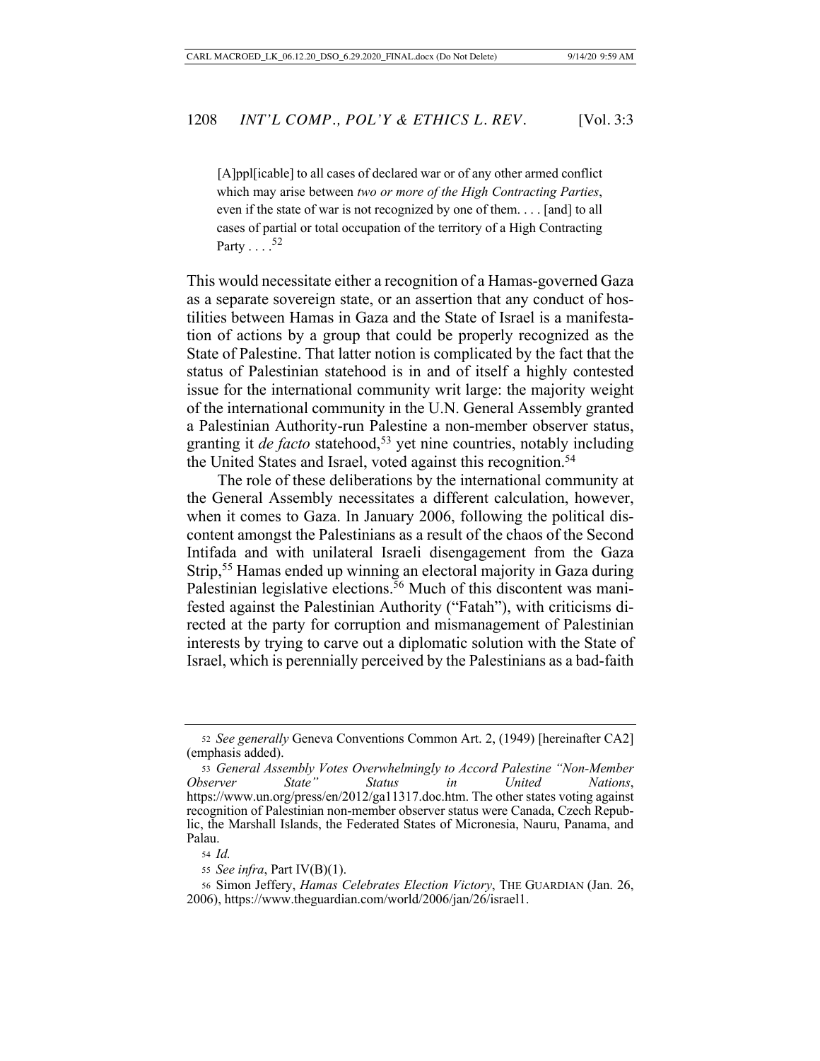> [A]ppl[icable] to all cases of declared war or of any other armed conflict which may arise between *two or more of the High Contracting Parties*, even if the state of war is not recognized by one of them. . . . [and] to all cases of partial or total occupation of the territory of a High Contracting Party . . . .[52]

This would necessitate either a recognition of a Hamas-governed Gaza as a separate sovereign state, or an assertion that any conduct of hostilities between Hamas in Gaza and the State of Israel is a manifestation of actions by a group that could be properly recognized as the State of Palestine. That latter notion is complicated by the fact that the status of Palestinian statehood is in and of itself a highly contested issue for the international community writ large: the majority weight of the international community in the U.N. General Assembly granted a Palestinian Authority-run Palestine a non-member observer status, granting it *de facto* statehood,[53] yet nine countries, notably including the United States and Israel, voted against this recognition.[54]

The role of these deliberations by the international community at the General Assembly necessitates a different calculation, however, when it comes to Gaza. In January 2006, following the political discontent amongst the Palestinians as a result of the chaos of the Second Intifada and with unilateral Israeli disengagement from the Gaza Strip,[55] Hamas ended up winning an electoral majority in Gaza during Palestinian legislative elections.[56] Much of this discontent was manifested against the Palestinian Authority ("Fatah"), with criticisms directed at the party for corruption and mismanagement of Palestinian interests by trying to carve out a diplomatic solution with the State of Israel, which is perennially perceived by the Palestinians as a bad-faith

---

52 *See generally* Geneva Conventions Common Art. 2, (1949) [hereinafter CA2] (emphasis added).

53 *General Assembly Votes Overwhelmingly to Accord Palestine "Non-Member Observer State" Status in United Nations*, https://www.un.org/press/en/2012/ga11317.doc.htm. The other states voting against recognition of Palestinian non-member observer status were Canada, Czech Republic, the Marshall Islands, the Federated States of Micronesia, Nauru, Panama, and Palau.

54 *Id.*

55 *See infra*, Part IV(B)(1).

56 Simon Jeffery, *Hamas Celebrates Election Victory*, THE GUARDIAN (Jan. 26, 2006), https://www.theguardian.com/world/2006/jan/26/israel1.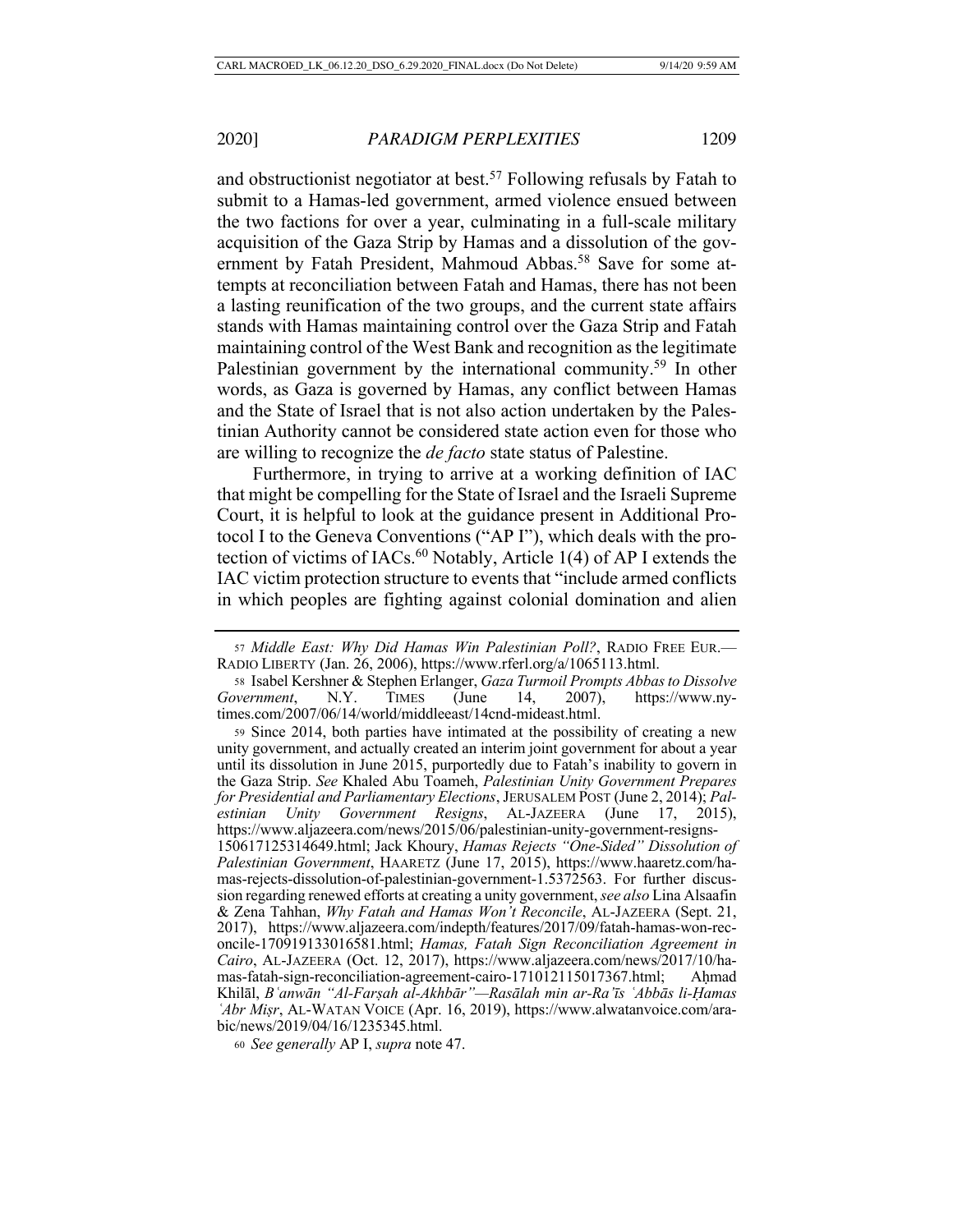and obstructionist negotiator at best.[57] Following refusals by Fatah to submit to a Hamas-led government, armed violence ensued between the two factions for over a year, culminating in a full-scale military acquisition of the Gaza Strip by Hamas and a dissolution of the government by Fatah President, Mahmoud Abbas.[58] Save for some attempts at reconciliation between Fatah and Hamas, there has not been a lasting reunification of the two groups, and the current state affairs stands with Hamas maintaining control over the Gaza Strip and Fatah maintaining control of the West Bank and recognition as the legitimate Palestinian government by the international community.[59] In other words, as Gaza is governed by Hamas, any conflict between Hamas and the State of Israel that is not also action undertaken by the Palestinian Authority cannot be considered state action even for those who are willing to recognize the *de facto* state status of Palestine.

Furthermore, in trying to arrive at a working definition of IAC that might be compelling for the State of Israel and the Israeli Supreme Court, it is helpful to look at the guidance present in Additional Protocol I to the Geneva Conventions ("AP I"), which deals with the protection of victims of IACs.[60] Notably, Article 1(4) of AP I extends the IAC victim protection structure to events that "include armed conflicts in which peoples are fighting against colonial domination and alien

---

57 *Middle East: Why Did Hamas Win Palestinian Poll?*, RADIO FREE EUR.—RADIO LIBERTY (Jan. 26, 2006), https://www.rferl.org/a/1065113.html.

58 Isabel Kershner & Stephen Erlanger, *Gaza Turmoil Prompts Abbas to Dissolve Government*, N.Y. TIMES (June 14, 2007), https://www.nytimes.com/2007/06/14/world/middleeast/14cnd-mideast.html.

59 Since 2014, both parties have intimated at the possibility of creating a new unity government, and actually created an interim joint government for about a year until its dissolution in June 2015, purportedly due to Fatah's inability to govern in the Gaza Strip. *See* Khaled Abu Toameh, *Palestinian Unity Government Prepares for Presidential and Parliamentary Elections*, JERUSALEM POST (June 2, 2014); *Palestinian Unity Government Resigns*, AL-JAZEERA (June 17, 2015), https://www.aljazeera.com/news/2015/06/palestinian-unity-government-resigns-150617125314649.html; Jack Khoury, *Hamas Rejects "One-Sided" Dissolution of Palestinian Government*, HAARETZ (June 17, 2015), https://www.haaretz.com/hamas-rejects-dissolution-of-palestinian-government-1.5372563. For further discussion regarding renewed efforts at creating a unity government, *see also* Lina Alsaafin & Zena Tahhan, *Why Fatah and Hamas Won't Reconcile*, AL-JAZEERA (Sept. 21, 2017), https://www.aljazeera.com/indepth/features/2017/09/fatah-hamas-won-reconcile-170919133016581.html; *Hamas, Fatah Sign Reconciliation Agreement in Cairo*, AL-JAZEERA (Oct. 12, 2017), https://www.aljazeera.com/news/2017/10/hamas-fatah-sign-reconciliation-agreement-cairo-171012115017367.html; Aḥmad Khilāl, *Bʿanwān "Al-Farṣah al-Akhbār"—Rasālah min ar-Raʾīs ʿAbbās li-Ḥamas ʿAbr Miṣr*, AL-WATAN VOICE (Apr. 16, 2019), https://www.alwatanvoice.com/arabic/news/2019/04/16/1235345.html.

60 *See generally* AP I, *supra* note 47.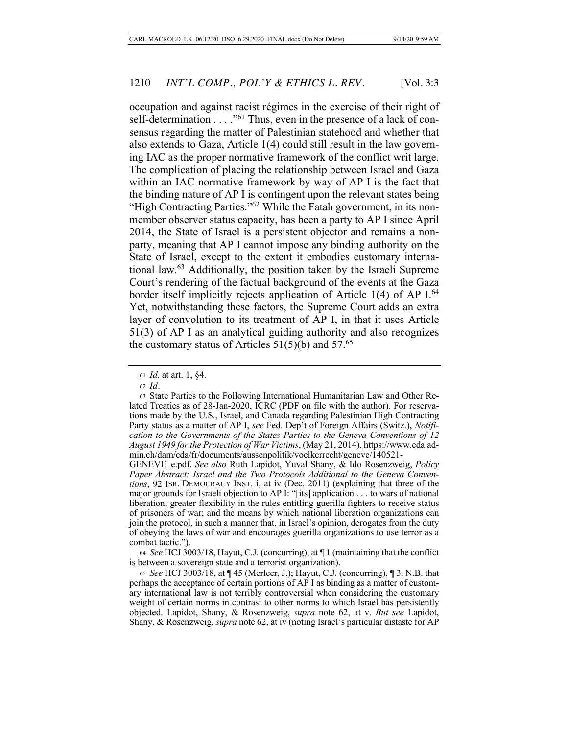occupation and against racist régimes in the exercise of their right of self-determination . . . ."[61] Thus, even in the presence of a lack of consensus regarding the matter of Palestinian statehood and whether that also extends to Gaza, Article 1(4) could still result in the law governing IAC as the proper normative framework of the conflict writ large. The complication of placing the relationship between Israel and Gaza within an IAC normative framework by way of AP I is the fact that the binding nature of AP I is contingent upon the relevant states being "High Contracting Parties."[62] While the Fatah government, in its non-member observer status capacity, has been a party to AP I since April 2014, the State of Israel is a persistent objector and remains a non-party, meaning that AP I cannot impose any binding authority on the State of Israel, except to the extent it embodies customary international law.[63] Additionally, the position taken by the Israeli Supreme Court's rendering of the factual background of the events at the Gaza border itself implicitly rejects application of Article 1(4) of AP I.[64] Yet, notwithstanding these factors, the Supreme Court adds an extra layer of convolution to its treatment of AP I, in that it uses Article 51(3) of AP I as an analytical guiding authority and also recognizes the customary status of Articles 51(5)(b) and 57.[65]

---

[61] *Id.* at art. 1, §4.

[62] *Id*.

[63] State Parties to the Following International Humanitarian Law and Other Related Treaties as of 28-Jan-2020, ICRC (PDF on file with the author). For reservations made by the U.S., Israel, and Canada regarding Palestinian High Contracting Party status as a matter of AP I, *see* Fed. Dep't of Foreign Affairs (Switz.), *Notification to the Governments of the States Parties to the Geneva Conventions of 12 August 1949 for the Protection of War Victims*, (May 21, 2014), https://www.eda.admin.ch/dam/eda/fr/documents/aussenpolitik/voelkerrecht/geneve/140521-GENEVE_e.pdf. *See also* Ruth Lapidot, Yuval Shany, & Ido Rosenzweig, *Policy Paper Abstract: Israel and the Two Protocols Additional to the Geneva Conventions*, 92 ISR. DEMOCRACY INST. i, at iv (Dec. 2011) (explaining that three of the major grounds for Israeli objection to AP I: "[its] application . . . to wars of national liberation; greater flexibility in the rules entitling guerilla fighters to receive status of prisoners of war; and the means by which national liberation organizations can join the protocol, in such a manner that, in Israel's opinion, derogates from the duty of obeying the laws of war and encourages guerilla organizations to use terror as a combat tactic.").

[64] *See* HCJ 3003/18, Hayut, C.J. (concurring), at ¶ 1 (maintaining that the conflict is between a sovereign state and a terrorist organization).

[65] *See* HCJ 3003/18, at ¶ 45 (Merlcer, J.); Hayut, C.J. (concurring), ¶ 3. N.B. that perhaps the acceptance of certain portions of AP I as binding as a matter of customary international law is not terribly controversial when considering the customary weight of certain norms in contrast to other norms to which Israel has persistently objected. Lapidot, Shany, & Rosenzweig, *supra* note 62, at v. *But see* Lapidot, Shany, & Rosenzweig, *supra* note 62, at iv (noting Israel's particular distaste for AP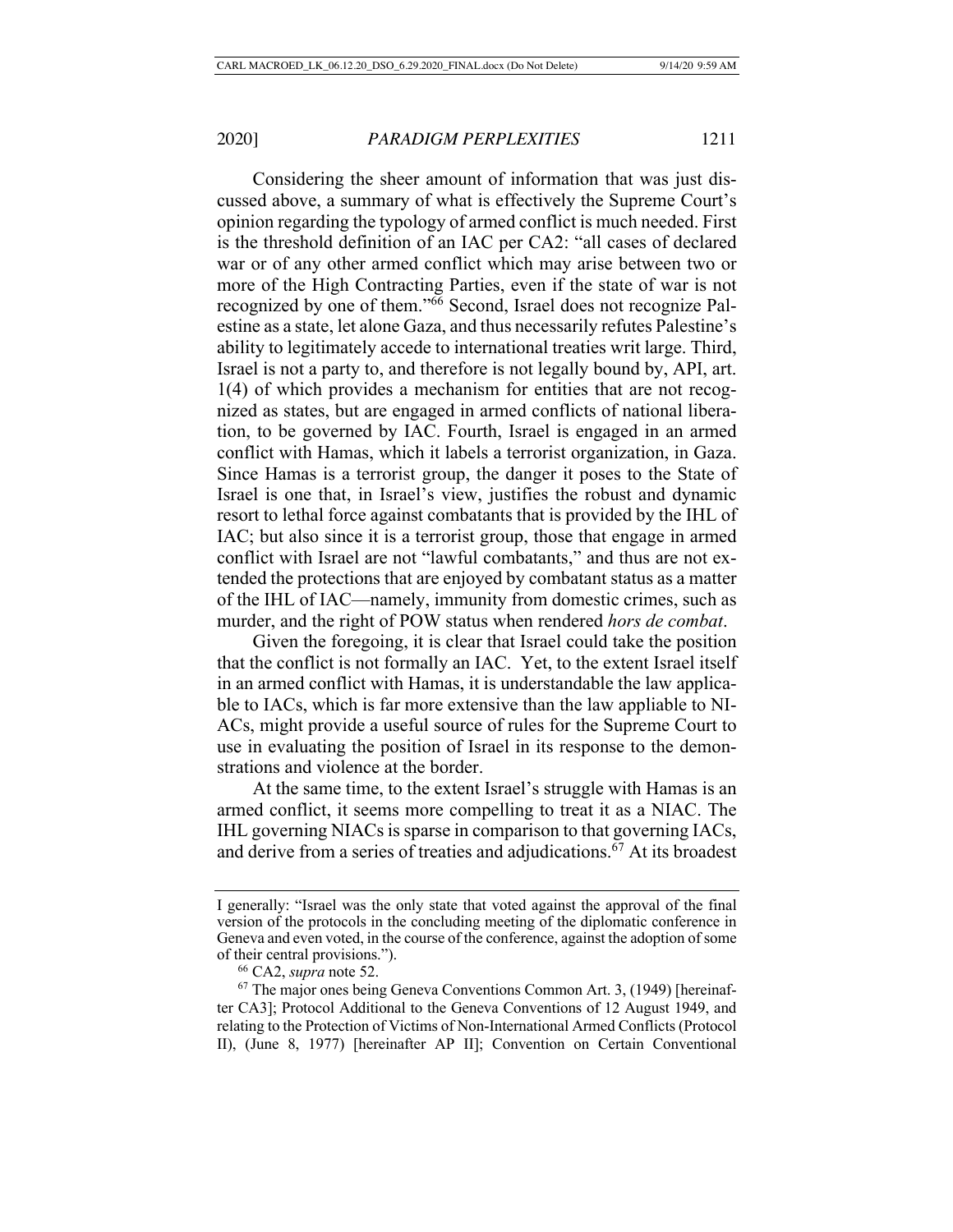Considering the sheer amount of information that was just discussed above, a summary of what is effectively the Supreme Court's opinion regarding the typology of armed conflict is much needed. First is the threshold definition of an IAC per CA2: "all cases of declared war or of any other armed conflict which may arise between two or more of the High Contracting Parties, even if the state of war is not recognized by one of them."[66] Second, Israel does not recognize Palestine as a state, let alone Gaza, and thus necessarily refutes Palestine's ability to legitimately accede to international treaties writ large. Third, Israel is not a party to, and therefore is not legally bound by, API, art. 1(4) of which provides a mechanism for entities that are not recognized as states, but are engaged in armed conflicts of national liberation, to be governed by IAC. Fourth, Israel is engaged in an armed conflict with Hamas, which it labels a terrorist organization, in Gaza. Since Hamas is a terrorist group, the danger it poses to the State of Israel is one that, in Israel's view, justifies the robust and dynamic resort to lethal force against combatants that is provided by the IHL of IAC; but also since it is a terrorist group, those that engage in armed conflict with Israel are not "lawful combatants," and thus are not extended the protections that are enjoyed by combatant status as a matter of the IHL of IAC—namely, immunity from domestic crimes, such as murder, and the right of POW status when rendered *hors de combat*.

Given the foregoing, it is clear that Israel could take the position that the conflict is not formally an IAC. Yet, to the extent Israel itself in an armed conflict with Hamas, it is understandable the law applicable to IACs, which is far more extensive than the law appliable to NIACs, might provide a useful source of rules for the Supreme Court to use in evaluating the position of Israel in its response to the demonstrations and violence at the border.

At the same time, to the extent Israel's struggle with Hamas is an armed conflict, it seems more compelling to treat it as a NIAC. The IHL governing NIACs is sparse in comparison to that governing IACs, and derive from a series of treaties and adjudications.[67] At its broadest

---

I generally: "Israel was the only state that voted against the approval of the final version of the protocols in the concluding meeting of the diplomatic conference in Geneva and even voted, in the course of the conference, against the adoption of some of their central provisions.").

[66] CA2, *supra* note 52.

[67] The major ones being Geneva Conventions Common Art. 3, (1949) [hereinafter CA3]; Protocol Additional to the Geneva Conventions of 12 August 1949, and relating to the Protection of Victims of Non-International Armed Conflicts (Protocol II), (June 8, 1977) [hereinafter AP II]; Convention on Certain Conventional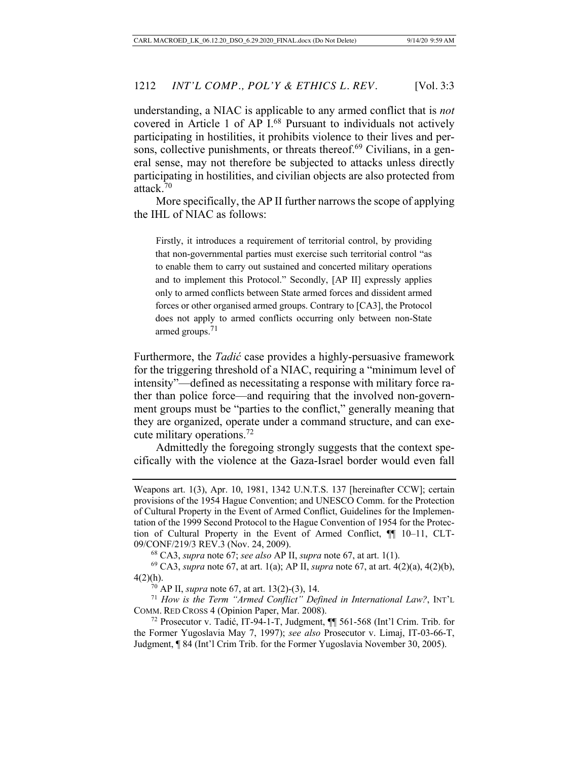understanding, a NIAC is applicable to any armed conflict that is *not* covered in Article 1 of AP I.[68] Pursuant to individuals not actively participating in hostilities, it prohibits violence to their lives and persons, collective punishments, or threats thereof.[69] Civilians, in a general sense, may not therefore be subjected to attacks unless directly participating in hostilities, and civilian objects are also protected from attack.[70]

More specifically, the AP II further narrows the scope of applying the IHL of NIAC as follows:

> Firstly, it introduces a requirement of territorial control, by providing that non-governmental parties must exercise such territorial control "as to enable them to carry out sustained and concerted military operations and to implement this Protocol." Secondly, [AP II] expressly applies only to armed conflicts between State armed forces and dissident armed forces or other organised armed groups. Contrary to [CA3], the Protocol does not apply to armed conflicts occurring only between non-State armed groups.[71]

Furthermore, the *Tadić* case provides a highly-persuasive framework for the triggering threshold of a NIAC, requiring a "minimum level of intensity"—defined as necessitating a response with military force rather than police force—and requiring that the involved non-government groups must be "parties to the conflict," generally meaning that they are organized, operate under a command structure, and can execute military operations.[72]

Admittedly the foregoing strongly suggests that the context specifically with the violence at the Gaza-Israel border would even fall

---

Weapons art. 1(3), Apr. 10, 1981, 1342 U.N.T.S. 137 [hereinafter CCW]; certain provisions of the 1954 Hague Convention; and UNESCO Comm. for the Protection of Cultural Property in the Event of Armed Conflict, Guidelines for the Implementation of the 1999 Second Protocol to the Hague Convention of 1954 for the Protection of Cultural Property in the Event of Armed Conflict, ¶¶ 10–11, CLT-09/CONF/219/3 REV.3 (Nov. 24, 2009).

[68] CA3, *supra* note 67; *see also* AP II, *supra* note 67, at art. 1(1).

[69] CA3, *supra* note 67, at art. 1(a); AP II, *supra* note 67, at art. 4(2)(a), 4(2)(b), 4(2)(h).

[70] AP II, *supra* note 67, at art. 13(2)-(3), 14.

[71] *How is the Term "Armed Conflict" Defined in International Law?*, INT'L COMM. RED CROSS 4 (Opinion Paper, Mar. 2008).

[72] Prosecutor v. Tadić, IT-94-1-T, Judgment, ¶¶ 561-568 (Int'l Crim. Trib. for the Former Yugoslavia May 7, 1997); *see also* Prosecutor v. Limaj, IT-03-66-T, Judgment, ¶ 84 (Int'l Crim Trib. for the Former Yugoslavia November 30, 2005).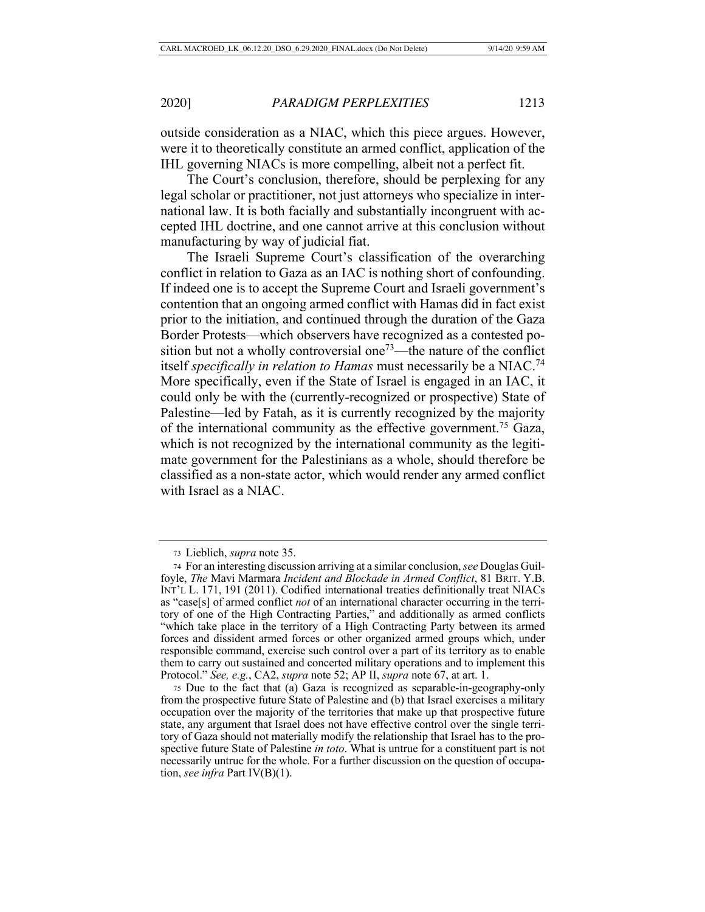outside consideration as a NIAC, which this piece argues. However, were it to theoretically constitute an armed conflict, application of the IHL governing NIACs is more compelling, albeit not a perfect fit.

The Court's conclusion, therefore, should be perplexing for any legal scholar or practitioner, not just attorneys who specialize in international law. It is both facially and substantially incongruent with accepted IHL doctrine, and one cannot arrive at this conclusion without manufacturing by way of judicial fiat.

The Israeli Supreme Court's classification of the overarching conflict in relation to Gaza as an IAC is nothing short of confounding. If indeed one is to accept the Supreme Court and Israeli government's contention that an ongoing armed conflict with Hamas did in fact exist prior to the initiation, and continued through the duration of the Gaza Border Protests—which observers have recognized as a contested position but not a wholly controversial one[73]—the nature of the conflict itself *specifically in relation to Hamas* must necessarily be a NIAC.[74] More specifically, even if the State of Israel is engaged in an IAC, it could only be with the (currently-recognized or prospective) State of Palestine—led by Fatah, as it is currently recognized by the majority of the international community as the effective government.[75] Gaza, which is not recognized by the international community as the legitimate government for the Palestinians as a whole, should therefore be classified as a non-state actor, which would render any armed conflict with Israel as a NIAC.

---

73 Lieblich, *supra* note 35.

74 For an interesting discussion arriving at a similar conclusion, *see* Douglas Guilfoyle, *The* Mavi Marmara *Incident and Blockade in Armed Conflict*, 81 BRIT. Y.B. INT'L L. 171, 191 (2011). Codified international treaties definitionally treat NIACs as "case[s] of armed conflict *not* of an international character occurring in the territory of one of the High Contracting Parties," and additionally as armed conflicts "which take place in the territory of a High Contracting Party between its armed forces and dissident armed forces or other organized armed groups which, under responsible command, exercise such control over a part of its territory as to enable them to carry out sustained and concerted military operations and to implement this Protocol." *See, e.g.*, CA2, *supra* note 52; AP II, *supra* note 67, at art. 1.

75 Due to the fact that (a) Gaza is recognized as separable-in-geography-only from the prospective future State of Palestine and (b) that Israel exercises a military occupation over the majority of the territories that make up that prospective future state, any argument that Israel does not have effective control over the single territory of Gaza should not materially modify the relationship that Israel has to the prospective future State of Palestine *in toto*. What is untrue for a constituent part is not necessarily untrue for the whole. For a further discussion on the question of occupation, *see infra* Part IV(B)(1).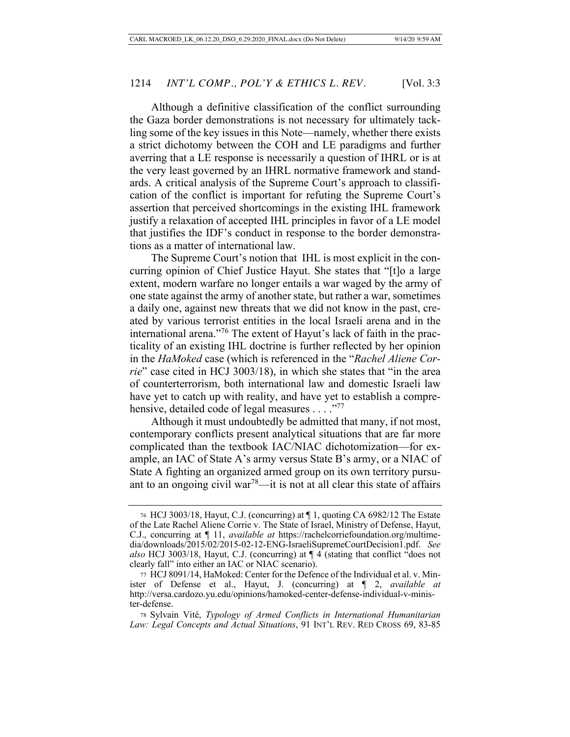Although a definitive classification of the conflict surrounding the Gaza border demonstrations is not necessary for ultimately tackling some of the key issues in this Note—namely, whether there exists a strict dichotomy between the COH and LE paradigms and further averring that a LE response is necessarily a question of IHRL or is at the very least governed by an IHRL normative framework and standards. A critical analysis of the Supreme Court's approach to classification of the conflict is important for refuting the Supreme Court's assertion that perceived shortcomings in the existing IHL framework justify a relaxation of accepted IHL principles in favor of a LE model that justifies the IDF's conduct in response to the border demonstrations as a matter of international law.

The Supreme Court's notion that IHL is most explicit in the concurring opinion of Chief Justice Hayut. She states that "[t]o a large extent, modern warfare no longer entails a war waged by the army of one state against the army of another state, but rather a war, sometimes a daily one, against new threats that we did not know in the past, created by various terrorist entities in the local Israeli arena and in the international arena."[76] The extent of Hayut's lack of faith in the practicality of an existing IHL doctrine is further reflected by her opinion in the *HaMoked* case (which is referenced in the "*Rachel Aliene Corrie*" case cited in HCJ 3003/18), in which she states that "in the area of counterterrorism, both international law and domestic Israeli law have yet to catch up with reality, and have yet to establish a comprehensive, detailed code of legal measures . . . ."[77]

Although it must undoubtedly be admitted that many, if not most, contemporary conflicts present analytical situations that are far more complicated than the textbook IAC/NIAC dichotomization—for example, an IAC of State A's army versus State B's army, or a NIAC of State A fighting an organized armed group on its own territory pursuant to an ongoing civil war[78]—it is not at all clear this state of affairs

---

76 HCJ 3003/18, Hayut, C.J. (concurring) at ¶ 1, quoting CA 6982/12 The Estate of the Late Rachel Aliene Corrie v. The State of Israel, Ministry of Defense, Hayut, C.J., concurring at ¶ 11, *available at* https://rachelcorriefoundation.org/multimedia/downloads/2015/02/2015-02-12-ENG-IsraeliSupremeCourtDecision1.pdf. *See also* HCJ 3003/18, Hayut, C.J. (concurring) at ¶ 4 (stating that conflict "does not clearly fall" into either an IAC or NIAC scenario).

77 HCJ 8091/14, HaMoked: Center for the Defence of the Individual et al. v. Minister of Defense et al., Hayut, J. (concurring) at ¶ 2, *available at* http://versa.cardozo.yu.edu/opinions/hamoked-center-defense-individual-v-minister-defense.

78 Sylvain Vité, *Typology of Armed Conflicts in International Humanitarian Law: Legal Concepts and Actual Situations*, 91 INT'L REV. RED CROSS 69, 83-85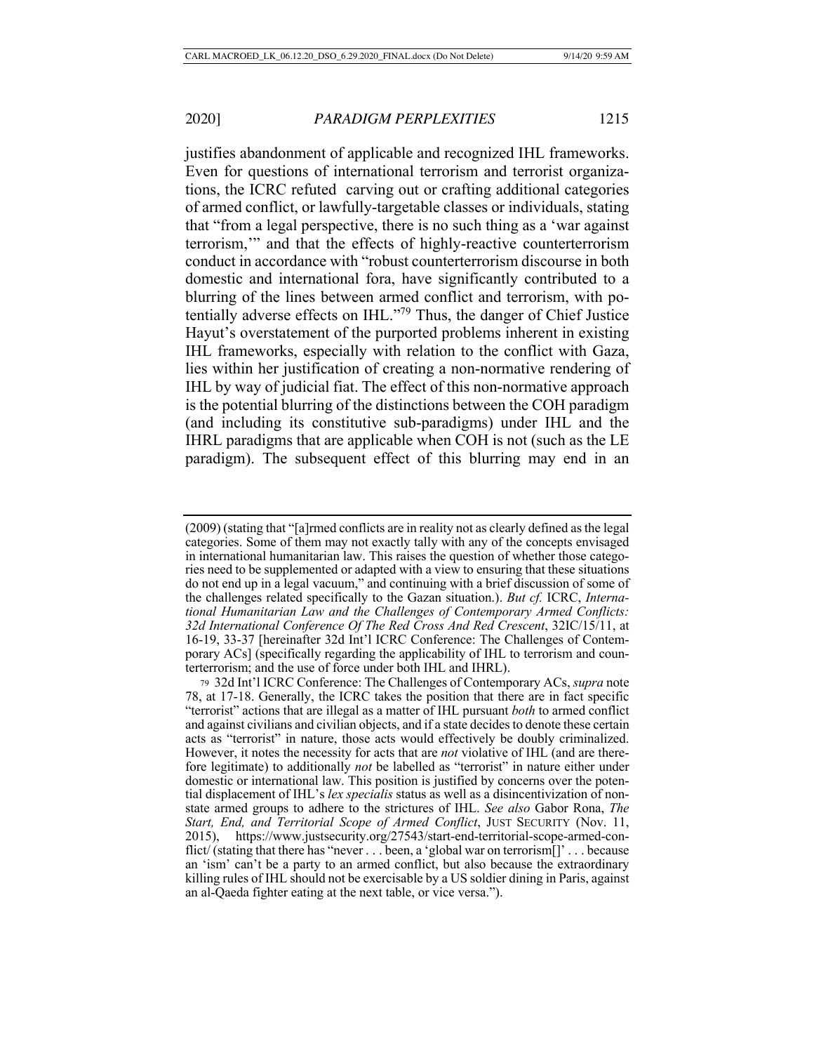justifies abandonment of applicable and recognized IHL frameworks. Even for questions of international terrorism and terrorist organizations, the ICRC refuted carving out or crafting additional categories of armed conflict, or lawfully-targetable classes or individuals, stating that "from a legal perspective, there is no such thing as a 'war against terrorism,'" and that the effects of highly-reactive counterterrorism conduct in accordance with "robust counterterrorism discourse in both domestic and international fora, have significantly contributed to a blurring of the lines between armed conflict and terrorism, with potentially adverse effects on IHL."[79] Thus, the danger of Chief Justice Hayut's overstatement of the purported problems inherent in existing IHL frameworks, especially with relation to the conflict with Gaza, lies within her justification of creating a non-normative rendering of IHL by way of judicial fiat. The effect of this non-normative approach is the potential blurring of the distinctions between the COH paradigm (and including its constitutive sub-paradigms) under IHL and the IHRL paradigms that are applicable when COH is not (such as the LE paradigm). The subsequent effect of this blurring may end in an

---

(2009) (stating that "[a]rmed conflicts are in reality not as clearly defined as the legal categories. Some of them may not exactly tally with any of the concepts envisaged in international humanitarian law. This raises the question of whether those categories need to be supplemented or adapted with a view to ensuring that these situations do not end up in a legal vacuum," and continuing with a brief discussion of some of the challenges related specifically to the Gazan situation.). *But cf.* ICRC, *International Humanitarian Law and the Challenges of Contemporary Armed Conflicts: 32d International Conference Of The Red Cross And Red Crescent*, 32IC/15/11, at 16-19, 33-37 [hereinafter 32d Int'l ICRC Conference: The Challenges of Contemporary ACs] (specifically regarding the applicability of IHL to terrorism and counterterrorism; and the use of force under both IHL and IHRL).

79 32d Int'l ICRC Conference: The Challenges of Contemporary ACs, *supra* note 78, at 17-18. Generally, the ICRC takes the position that there are in fact specific "terrorist" actions that are illegal as a matter of IHL pursuant *both* to armed conflict and against civilians and civilian objects, and if a state decides to denote these certain acts as "terrorist" in nature, those acts would effectively be doubly criminalized. However, it notes the necessity for acts that are *not* violative of IHL (and are therefore legitimate) to additionally *not* be labelled as "terrorist" in nature either under domestic or international law. This position is justified by concerns over the potential displacement of IHL's *lex specialis* status as well as a disincentivization of non-state armed groups to adhere to the strictures of IHL. *See also* Gabor Rona, *The Start, End, and Territorial Scope of Armed Conflict*, JUST SECURITY (Nov. 11, 2015), https://www.justsecurity.org/27543/start-end-territorial-scope-armed-conflict/ (stating that there has "never . . . been, a 'global war on terrorism[]' . . . because an 'ism' can't be a party to an armed conflict, but also because the extraordinary killing rules of IHL should not be exercisable by a US soldier dining in Paris, against an al-Qaeda fighter eating at the next table, or vice versa.").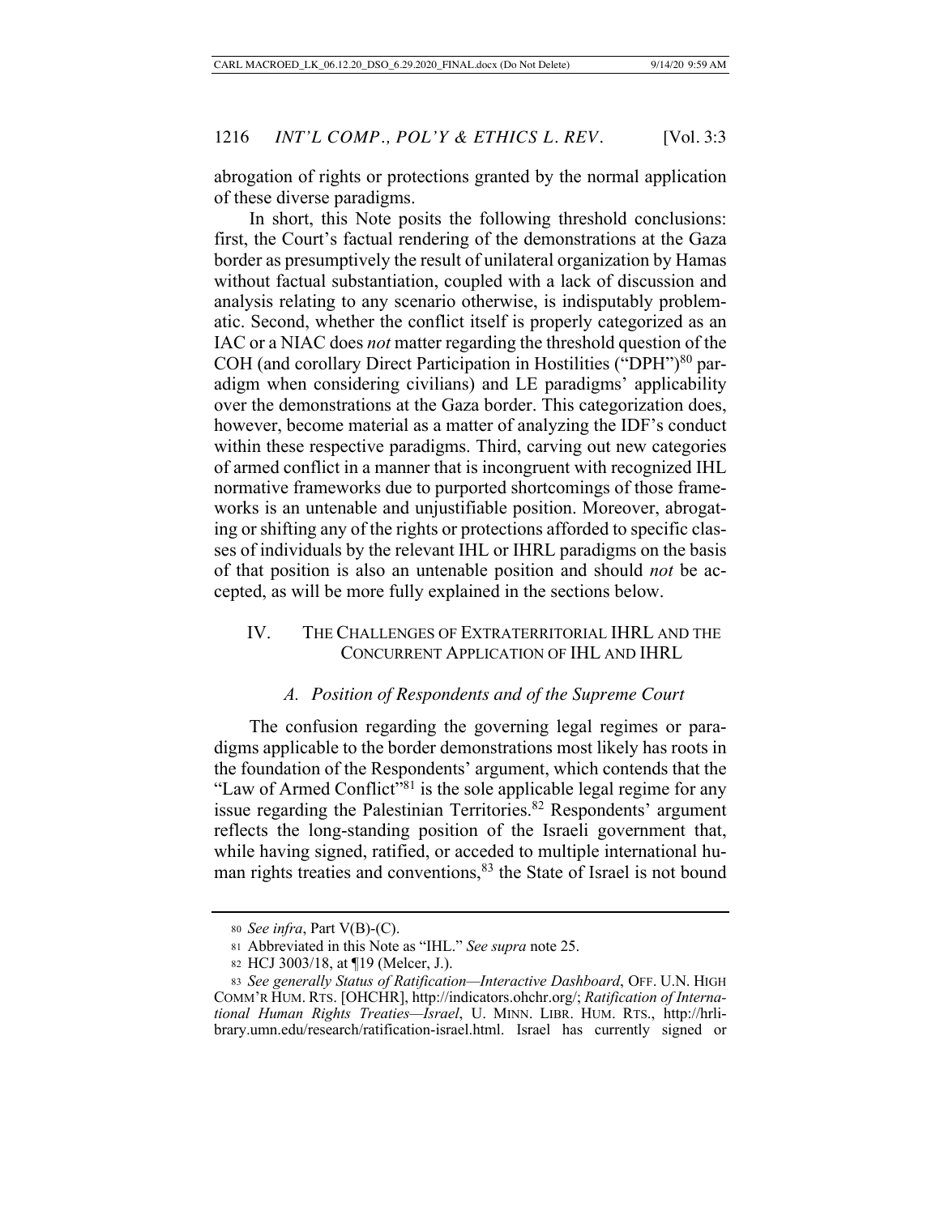abrogation of rights or protections granted by the normal application of these diverse paradigms.

In short, this Note posits the following threshold conclusions: first, the Court's factual rendering of the demonstrations at the Gaza border as presumptively the result of unilateral organization by Hamas without factual substantiation, coupled with a lack of discussion and analysis relating to any scenario otherwise, is indisputably problematic. Second, whether the conflict itself is properly categorized as an IAC or a NIAC does *not* matter regarding the threshold question of the COH (and corollary Direct Participation in Hostilities ("DPH")[80] paradigm when considering civilians) and LE paradigms' applicability over the demonstrations at the Gaza border. This categorization does, however, become material as a matter of analyzing the IDF's conduct within these respective paradigms. Third, carving out new categories of armed conflict in a manner that is incongruent with recognized IHL normative frameworks due to purported shortcomings of those frameworks is an untenable and unjustifiable position. Moreover, abrogating or shifting any of the rights or protections afforded to specific classes of individuals by the relevant IHL or IHRL paradigms on the basis of that position is also an untenable position and should *not* be accepted, as will be more fully explained in the sections below.

## IV. THE CHALLENGES OF EXTRATERRITORIAL IHRL AND THE CONCURRENT APPLICATION OF IHL AND IHRL

### *A. Position of Respondents and of the Supreme Court*

The confusion regarding the governing legal regimes or paradigms applicable to the border demonstrations most likely has roots in the foundation of the Respondents' argument, which contends that the "Law of Armed Conflict"[81] is the sole applicable legal regime for any issue regarding the Palestinian Territories.[82] Respondents' argument reflects the long-standing position of the Israeli government that, while having signed, ratified, or acceded to multiple international human rights treaties and conventions,[83] the State of Israel is not bound

---

80 *See infra*, Part V(B)-(C).

81 Abbreviated in this Note as "IHL." *See supra* note 25.

82 HCJ 3003/18, at ¶19 (Melcer, J.).

83 *See generally Status of Ratification—Interactive Dashboard*, OFF. U.N. HIGH COMM'R HUM. RTS. [OHCHR], http://indicators.ohchr.org/; *Ratification of International Human Rights Treaties—Israel*, U. MINN. LIBR. HUM. RTS., http://hrlibrary.umn.edu/research/ratification-israel.html. Israel has currently signed or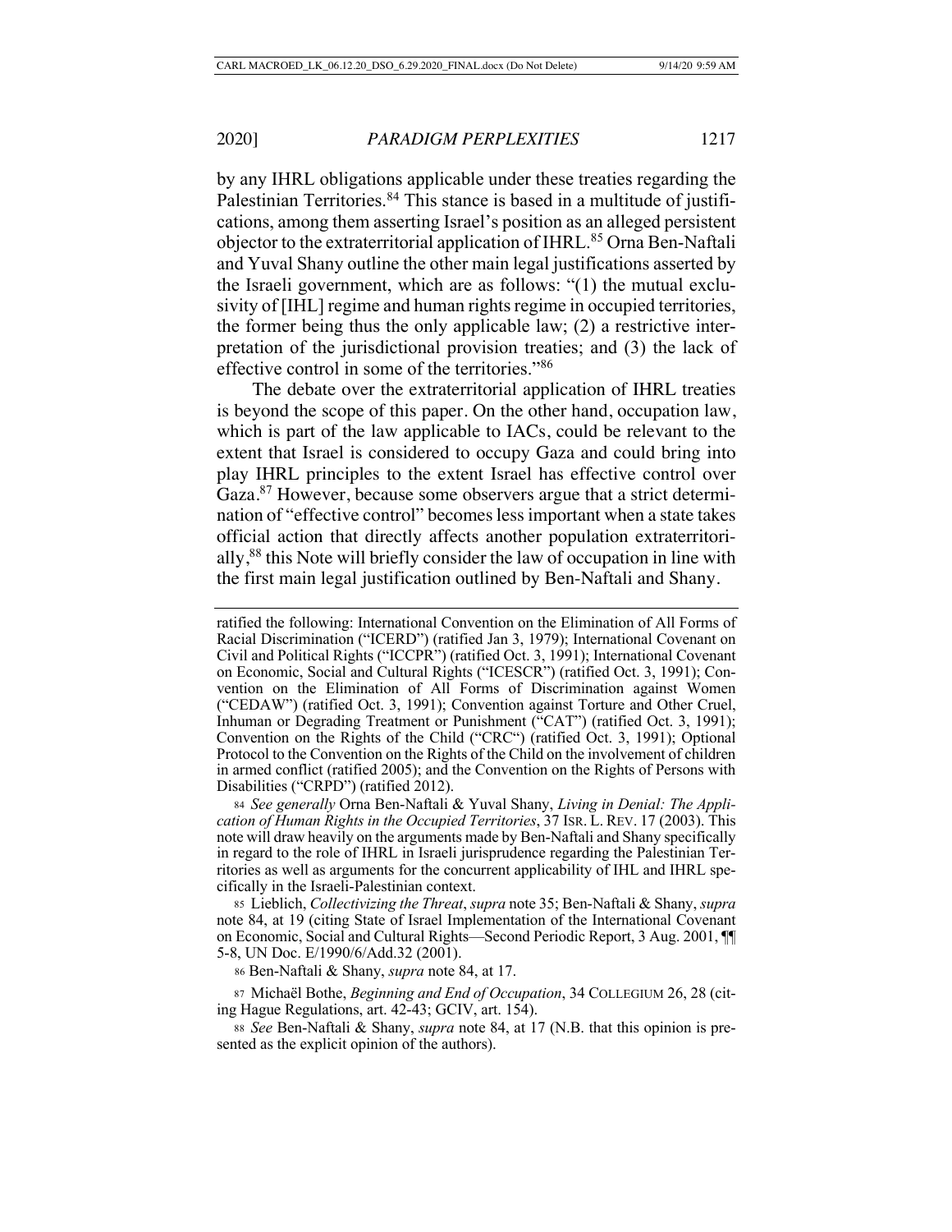by any IHRL obligations applicable under these treaties regarding the Palestinian Territories.[84] This stance is based in a multitude of justifications, among them asserting Israel's position as an alleged persistent objector to the extraterritorial application of IHRL.[85] Orna Ben-Naftali and Yuval Shany outline the other main legal justifications asserted by the Israeli government, which are as follows: "(1) the mutual exclusivity of [IHL] regime and human rights regime in occupied territories, the former being thus the only applicable law; (2) a restrictive interpretation of the jurisdictional provision treaties; and (3) the lack of effective control in some of the territories."[86]

The debate over the extraterritorial application of IHRL treaties is beyond the scope of this paper. On the other hand, occupation law, which is part of the law applicable to IACs, could be relevant to the extent that Israel is considered to occupy Gaza and could bring into play IHRL principles to the extent Israel has effective control over Gaza.[87] However, because some observers argue that a strict determination of "effective control" becomes less important when a state takes official action that directly affects another population extraterritorially,[88] this Note will briefly consider the law of occupation in line with the first main legal justification outlined by Ben-Naftali and Shany.

---

ratified the following: International Convention on the Elimination of All Forms of Racial Discrimination ("ICERD") (ratified Jan 3, 1979); International Covenant on Civil and Political Rights ("ICCPR") (ratified Oct. 3, 1991); International Covenant on Economic, Social and Cultural Rights ("ICESCR") (ratified Oct. 3, 1991); Convention on the Elimination of All Forms of Discrimination against Women ("CEDAW") (ratified Oct. 3, 1991); Convention against Torture and Other Cruel, Inhuman or Degrading Treatment or Punishment ("CAT") (ratified Oct. 3, 1991); Convention on the Rights of the Child ("CRC") (ratified Oct. 3, 1991); Optional Protocol to the Convention on the Rights of the Child on the involvement of children in armed conflict (ratified 2005); and the Convention on the Rights of Persons with Disabilities ("CRPD") (ratified 2012).

84 *See generally* Orna Ben-Naftali & Yuval Shany, *Living in Denial: The Application of Human Rights in the Occupied Territories*, 37 ISR. L. REV. 17 (2003). This note will draw heavily on the arguments made by Ben-Naftali and Shany specifically in regard to the role of IHRL in Israeli jurisprudence regarding the Palestinian Territories as well as arguments for the concurrent applicability of IHL and IHRL specifically in the Israeli-Palestinian context.

85 Lieblich, *Collectivizing the Threat*, *supra* note 35; Ben-Naftali & Shany, *supra* note 84, at 19 (citing State of Israel Implementation of the International Covenant on Economic, Social and Cultural Rights—Second Periodic Report, 3 Aug. 2001, ¶¶ 5-8, UN Doc. E/1990/6/Add.32 (2001).

86 Ben-Naftali & Shany, *supra* note 84, at 17.

87 Michaël Bothe, *Beginning and End of Occupation*, 34 COLLEGIUM 26, 28 (citing Hague Regulations, art. 42-43; GCIV, art. 154).

88 *See* Ben-Naftali & Shany, *supra* note 84, at 17 (N.B. that this opinion is presented as the explicit opinion of the authors).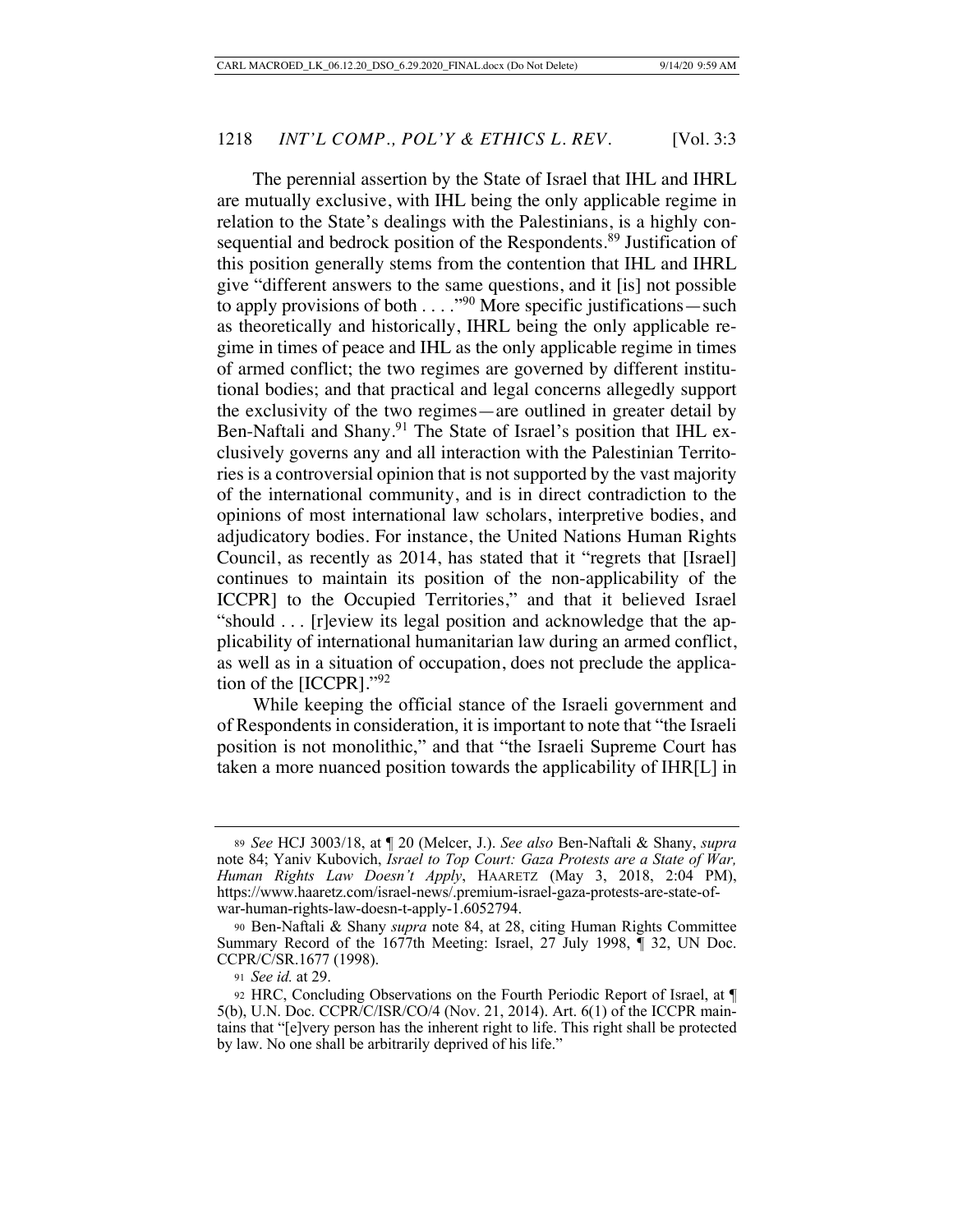The perennial assertion by the State of Israel that IHL and IHRL are mutually exclusive, with IHL being the only applicable regime in relation to the State's dealings with the Palestinians, is a highly consequential and bedrock position of the Respondents.[89] Justification of this position generally stems from the contention that IHL and IHRL give "different answers to the same questions, and it [is] not possible to apply provisions of both . . . ."[90] More specific justifications—such as theoretically and historically, IHRL being the only applicable regime in times of peace and IHL as the only applicable regime in times of armed conflict; the two regimes are governed by different institutional bodies; and that practical and legal concerns allegedly support the exclusivity of the two regimes—are outlined in greater detail by Ben-Naftali and Shany.[91] The State of Israel's position that IHL exclusively governs any and all interaction with the Palestinian Territories is a controversial opinion that is not supported by the vast majority of the international community, and is in direct contradiction to the opinions of most international law scholars, interpretive bodies, and adjudicatory bodies. For instance, the United Nations Human Rights Council, as recently as 2014, has stated that it "regrets that [Israel] continues to maintain its position of the non-applicability of the ICCPR] to the Occupied Territories," and that it believed Israel "should . . . [r]eview its legal position and acknowledge that the applicability of international humanitarian law during an armed conflict, as well as in a situation of occupation, does not preclude the application of the [ICCPR]."[92]

While keeping the official stance of the Israeli government and of Respondents in consideration, it is important to note that "the Israeli position is not monolithic," and that "the Israeli Supreme Court has taken a more nuanced position towards the applicability of IHR[L] in

---

89 *See* HCJ 3003/18, at ¶ 20 (Melcer, J.). *See also* Ben-Naftali & Shany, *supra* note 84; Yaniv Kubovich, *Israel to Top Court: Gaza Protests are a State of War, Human Rights Law Doesn't Apply*, HAARETZ (May 3, 2018, 2:04 PM), https://www.haaretz.com/israel-news/.premium-israel-gaza-protests-are-state-of-war-human-rights-law-doesn-t-apply-1.6052794.

90 Ben-Naftali & Shany *supra* note 84, at 28, citing Human Rights Committee Summary Record of the 1677th Meeting: Israel, 27 July 1998, ¶ 32, UN Doc. CCPR/C/SR.1677 (1998).

91 *See id.* at 29.

92 HRC, Concluding Observations on the Fourth Periodic Report of Israel, at ¶ 5(b), U.N. Doc. CCPR/C/ISR/CO/4 (Nov. 21, 2014). Art. 6(1) of the ICCPR maintains that "[e]very person has the inherent right to life. This right shall be protected by law. No one shall be arbitrarily deprived of his life."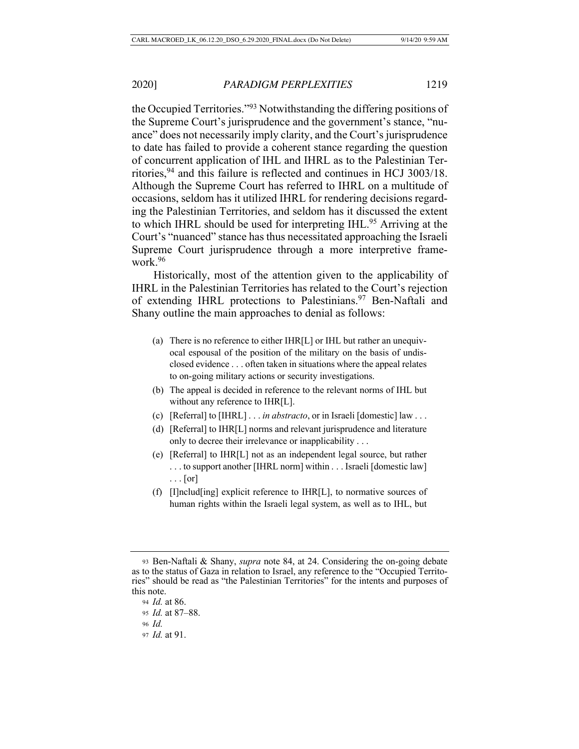the Occupied Territories."[93] Notwithstanding the differing positions of the Supreme Court's jurisprudence and the government's stance, "nuance" does not necessarily imply clarity, and the Court's jurisprudence to date has failed to provide a coherent stance regarding the question of concurrent application of IHL and IHRL as to the Palestinian Territories,[94] and this failure is reflected and continues in HCJ 3003/18. Although the Supreme Court has referred to IHRL on a multitude of occasions, seldom has it utilized IHRL for rendering decisions regarding the Palestinian Territories, and seldom has it discussed the extent to which IHRL should be used for interpreting IHL.[95] Arriving at the Court's "nuanced" stance has thus necessitated approaching the Israeli Supreme Court jurisprudence through a more interpretive framework.[96]

Historically, most of the attention given to the applicability of IHRL in the Palestinian Territories has related to the Court's rejection of extending IHRL protections to Palestinians.[97] Ben-Naftali and Shany outline the main approaches to denial as follows:

> (a) There is no reference to either IHR[L] or IHL but rather an unequivocal espousal of the position of the military on the basis of undisclosed evidence . . . often taken in situations where the appeal relates to on-going military actions or security investigations.
>
> (b) The appeal is decided in reference to the relevant norms of IHL but without any reference to IHR[L].
>
> (c) [Referral] to [IHRL] . . . *in abstracto*, or in Israeli [domestic] law . . .
>
> (d) [Referral] to IHR[L] norms and relevant jurisprudence and literature only to decree their irrelevance or inapplicability . . .
>
> (e) [Referral] to IHR[L] not as an independent legal source, but rather . . . to support another [IHRL norm] within . . . Israeli [domestic law] . . . [or]
>
> (f) [I]nclud[ing] explicit reference to IHR[L], to normative sources of human rights within the Israeli legal system, as well as to IHL, but

---

93 Ben-Naftali & Shany, *supra* note 84, at 24. Considering the on-going debate as to the status of Gaza in relation to Israel, any reference to the "Occupied Territories" should be read as "the Palestinian Territories" for the intents and purposes of this note.

94 *Id.* at 86.

95 *Id.* at 87–88.

96 *Id.*

97 *Id.* at 91.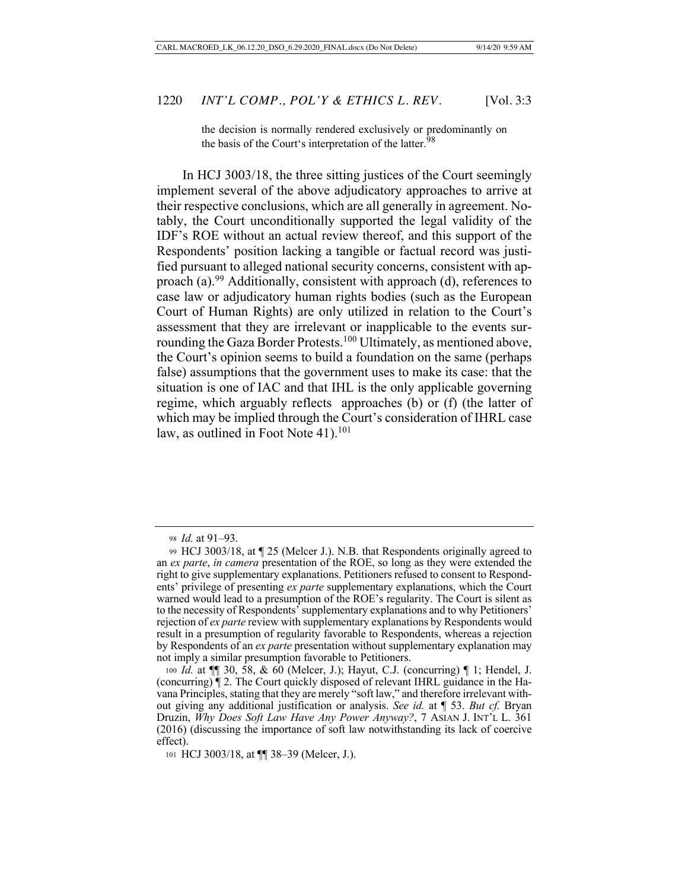the decision is normally rendered exclusively or predominantly on the basis of the Court's interpretation of the latter.[98]

In HCJ 3003/18, the three sitting justices of the Court seemingly implement several of the above adjudicatory approaches to arrive at their respective conclusions, which are all generally in agreement. Notably, the Court unconditionally supported the legal validity of the IDF's ROE without an actual review thereof, and this support of the Respondents' position lacking a tangible or factual record was justified pursuant to alleged national security concerns, consistent with approach (a).[99] Additionally, consistent with approach (d), references to case law or adjudicatory human rights bodies (such as the European Court of Human Rights) are only utilized in relation to the Court's assessment that they are irrelevant or inapplicable to the events surrounding the Gaza Border Protests.[100] Ultimately, as mentioned above, the Court's opinion seems to build a foundation on the same (perhaps false) assumptions that the government uses to make its case: that the situation is one of IAC and that IHL is the only applicable governing regime, which arguably reflects approaches (b) or (f) (the latter of which may be implied through the Court's consideration of IHRL case law, as outlined in Foot Note 41).[101]

---

[98] *Id.* at 91–93.

[99] HCJ 3003/18, at ¶ 25 (Melcer J.). N.B. that Respondents originally agreed to an *ex parte*, *in camera* presentation of the ROE, so long as they were extended the right to give supplementary explanations. Petitioners refused to consent to Respondents' privilege of presenting *ex parte* supplementary explanations, which the Court warned would lead to a presumption of the ROE's regularity. The Court is silent as to the necessity of Respondents' supplementary explanations and to why Petitioners' rejection of *ex parte* review with supplementary explanations by Respondents would result in a presumption of regularity favorable to Respondents, whereas a rejection by Respondents of an *ex parte* presentation without supplementary explanation may not imply a similar presumption favorable to Petitioners.

[100] *Id.* at ¶¶ 30, 58, & 60 (Melcer, J.); Hayut, C.J. (concurring) ¶ 1; Hendel, J. (concurring) ¶ 2. The Court quickly disposed of relevant IHRL guidance in the Havana Principles, stating that they are merely "soft law," and therefore irrelevant without giving any additional justification or analysis. *See id.* at ¶ 53. *But cf.* Bryan Druzin, *Why Does Soft Law Have Any Power Anyway?*, 7 ASIAN J. INT'L L. 361 (2016) (discussing the importance of soft law notwithstanding its lack of coercive effect).

[101] HCJ 3003/18, at ¶¶ 38–39 (Melcer, J.).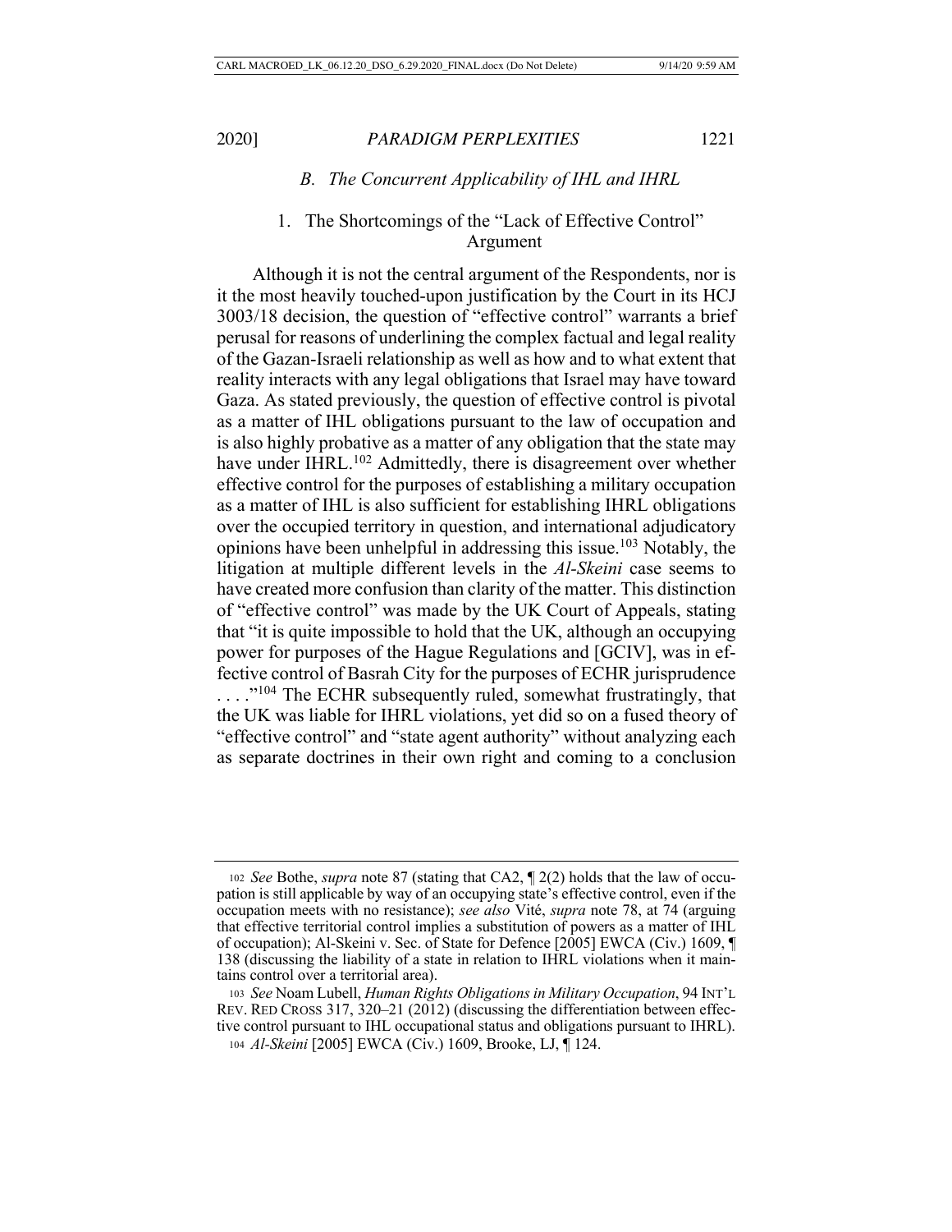### *B. The Concurrent Applicability of IHL and IHRL*

#### 1. The Shortcomings of the "Lack of Effective Control" Argument

Although it is not the central argument of the Respondents, nor is it the most heavily touched-upon justification by the Court in its HCJ 3003/18 decision, the question of "effective control" warrants a brief perusal for reasons of underlining the complex factual and legal reality of the Gazan-Israeli relationship as well as how and to what extent that reality interacts with any legal obligations that Israel may have toward Gaza. As stated previously, the question of effective control is pivotal as a matter of IHL obligations pursuant to the law of occupation and is also highly probative as a matter of any obligation that the state may have under IHRL.[102] Admittedly, there is disagreement over whether effective control for the purposes of establishing a military occupation as a matter of IHL is also sufficient for establishing IHRL obligations over the occupied territory in question, and international adjudicatory opinions have been unhelpful in addressing this issue.[103] Notably, the litigation at multiple different levels in the *Al-Skeini* case seems to have created more confusion than clarity of the matter. This distinction of "effective control" was made by the UK Court of Appeals, stating that "it is quite impossible to hold that the UK, although an occupying power for purposes of the Hague Regulations and [GCIV], was in effective control of Basrah City for the purposes of ECHR jurisprudence . . . ."[104] The ECHR subsequently ruled, somewhat frustratingly, that the UK was liable for IHRL violations, yet did so on a fused theory of "effective control" and "state agent authority" without analyzing each as separate doctrines in their own right and coming to a conclusion

---

102 *See* Bothe, *supra* note 87 (stating that CA2, ¶ 2(2) holds that the law of occupation is still applicable by way of an occupying state's effective control, even if the occupation meets with no resistance); *see also* Vité, *supra* note 78, at 74 (arguing that effective territorial control implies a substitution of powers as a matter of IHL of occupation); Al-Skeini v. Sec. of State for Defence [2005] EWCA (Civ.) 1609, ¶ 138 (discussing the liability of a state in relation to IHRL violations when it maintains control over a territorial area).

103 *See* Noam Lubell, *Human Rights Obligations in Military Occupation*, 94 INT'L REV. RED CROSS 317, 320–21 (2012) (discussing the differentiation between effective control pursuant to IHL occupational status and obligations pursuant to IHRL).

104 *Al-Skeini* [2005] EWCA (Civ.) 1609, Brooke, LJ, ¶ 124.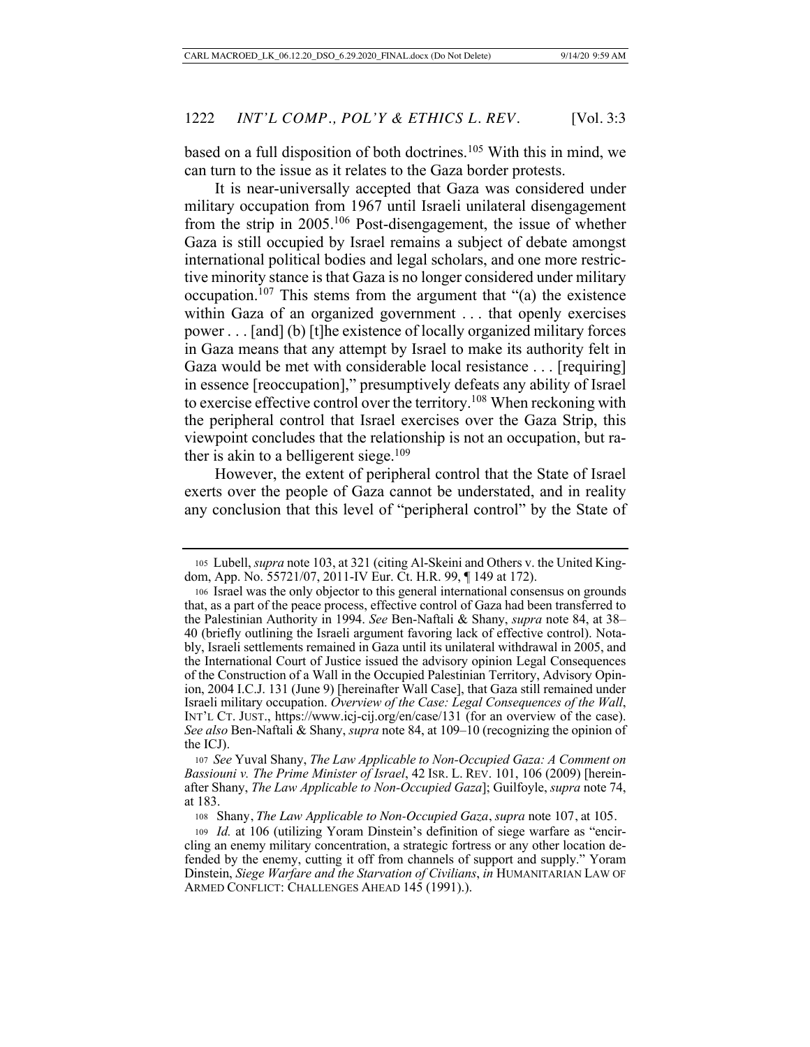based on a full disposition of both doctrines.[105] With this in mind, we can turn to the issue as it relates to the Gaza border protests.

It is near-universally accepted that Gaza was considered under military occupation from 1967 until Israeli unilateral disengagement from the strip in 2005.[106] Post-disengagement, the issue of whether Gaza is still occupied by Israel remains a subject of debate amongst international political bodies and legal scholars, and one more restrictive minority stance is that Gaza is no longer considered under military occupation.[107] This stems from the argument that "(a) the existence within Gaza of an organized government . . . that openly exercises power . . . [and] (b) [t]he existence of locally organized military forces in Gaza means that any attempt by Israel to make its authority felt in Gaza would be met with considerable local resistance . . . [requiring] in essence [reoccupation]," presumptively defeats any ability of Israel to exercise effective control over the territory.[108] When reckoning with the peripheral control that Israel exercises over the Gaza Strip, this viewpoint concludes that the relationship is not an occupation, but rather is akin to a belligerent siege.[109]

However, the extent of peripheral control that the State of Israel exerts over the people of Gaza cannot be understated, and in reality any conclusion that this level of "peripheral control" by the State of

---

105 Lubell, *supra* note 103, at 321 (citing Al-Skeini and Others v. the United Kingdom, App. No. 55721/07, 2011-IV Eur. Ct. H.R. 99, ¶ 149 at 172).

106 Israel was the only objector to this general international consensus on grounds that, as a part of the peace process, effective control of Gaza had been transferred to the Palestinian Authority in 1994. *See* Ben-Naftali & Shany, *supra* note 84, at 38–40 (briefly outlining the Israeli argument favoring lack of effective control). Notably, Israeli settlements remained in Gaza until its unilateral withdrawal in 2005, and the International Court of Justice issued the advisory opinion Legal Consequences of the Construction of a Wall in the Occupied Palestinian Territory, Advisory Opinion, 2004 I.C.J. 131 (June 9) [hereinafter Wall Case], that Gaza still remained under Israeli military occupation. *Overview of the Case: Legal Consequences of the Wall*, INT'L CT. JUST., https://www.icj-cij.org/en/case/131 (for an overview of the case). *See also* Ben-Naftali & Shany, *supra* note 84, at 109–10 (recognizing the opinion of the ICJ).

107 *See* Yuval Shany, *The Law Applicable to Non-Occupied Gaza: A Comment on Bassiouni v. The Prime Minister of Israel*, 42 ISR. L. REV. 101, 106 (2009) [hereinafter Shany, *The Law Applicable to Non-Occupied Gaza*]; Guilfoyle, *supra* note 74, at 183.

108 Shany, *The Law Applicable to Non-Occupied Gaza*, *supra* note 107, at 105.

109 *Id.* at 106 (utilizing Yoram Dinstein's definition of siege warfare as "encircling an enemy military concentration, a strategic fortress or any other location defended by the enemy, cutting it off from channels of support and supply." Yoram Dinstein, *Siege Warfare and the Starvation of Civilians*, *in* HUMANITARIAN LAW OF ARMED CONFLICT: CHALLENGES AHEAD 145 (1991).).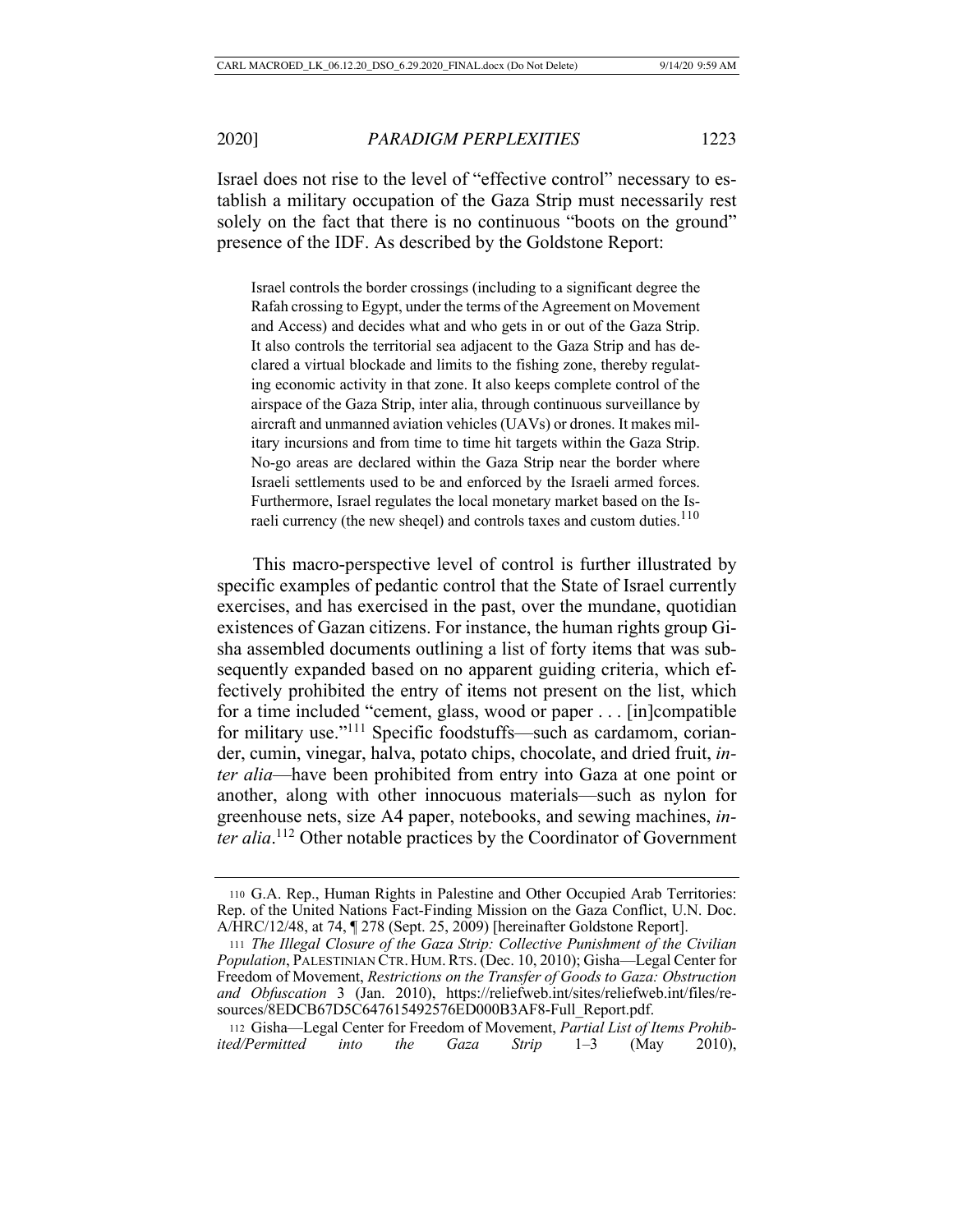Israel does not rise to the level of "effective control" necessary to establish a military occupation of the Gaza Strip must necessarily rest solely on the fact that there is no continuous "boots on the ground" presence of the IDF. As described by the Goldstone Report:

> Israel controls the border crossings (including to a significant degree the Rafah crossing to Egypt, under the terms of the Agreement on Movement and Access) and decides what and who gets in or out of the Gaza Strip. It also controls the territorial sea adjacent to the Gaza Strip and has declared a virtual blockade and limits to the fishing zone, thereby regulating economic activity in that zone. It also keeps complete control of the airspace of the Gaza Strip, inter alia, through continuous surveillance by aircraft and unmanned aviation vehicles (UAVs) or drones. It makes military incursions and from time to time hit targets within the Gaza Strip. No-go areas are declared within the Gaza Strip near the border where Israeli settlements used to be and enforced by the Israeli armed forces. Furthermore, Israel regulates the local monetary market based on the Israeli currency (the new sheqel) and controls taxes and custom duties.[110]

This macro-perspective level of control is further illustrated by specific examples of pedantic control that the State of Israel currently exercises, and has exercised in the past, over the mundane, quotidian existences of Gazan citizens. For instance, the human rights group Gisha assembled documents outlining a list of forty items that was subsequently expanded based on no apparent guiding criteria, which effectively prohibited the entry of items not present on the list, which for a time included "cement, glass, wood or paper . . . [in]compatible for military use."[111] Specific foodstuffs—such as cardamom, coriander, cumin, vinegar, halva, potato chips, chocolate, and dried fruit, *inter alia*—have been prohibited from entry into Gaza at one point or another, along with other innocuous materials—such as nylon for greenhouse nets, size A4 paper, notebooks, and sewing machines, *inter alia*.[112] Other notable practices by the Coordinator of Government

---

110 G.A. Rep., Human Rights in Palestine and Other Occupied Arab Territories: Rep. of the United Nations Fact-Finding Mission on the Gaza Conflict, U.N. Doc. A/HRC/12/48, at 74, ¶ 278 (Sept. 25, 2009) [hereinafter Goldstone Report].

111 *The Illegal Closure of the Gaza Strip: Collective Punishment of the Civilian Population*, PALESTINIAN CTR. HUM. RTS. (Dec. 10, 2010); Gisha—Legal Center for Freedom of Movement, *Restrictions on the Transfer of Goods to Gaza: Obstruction and Obfuscation* 3 (Jan. 2010), https://reliefweb.int/sites/reliefweb.int/files/resources/8EDCB67D5C647615492576ED000B3AF8-Full_Report.pdf.

112 Gisha—Legal Center for Freedom of Movement, *Partial List of Items Prohibited/Permitted into the Gaza Strip* 1–3 (May 2010),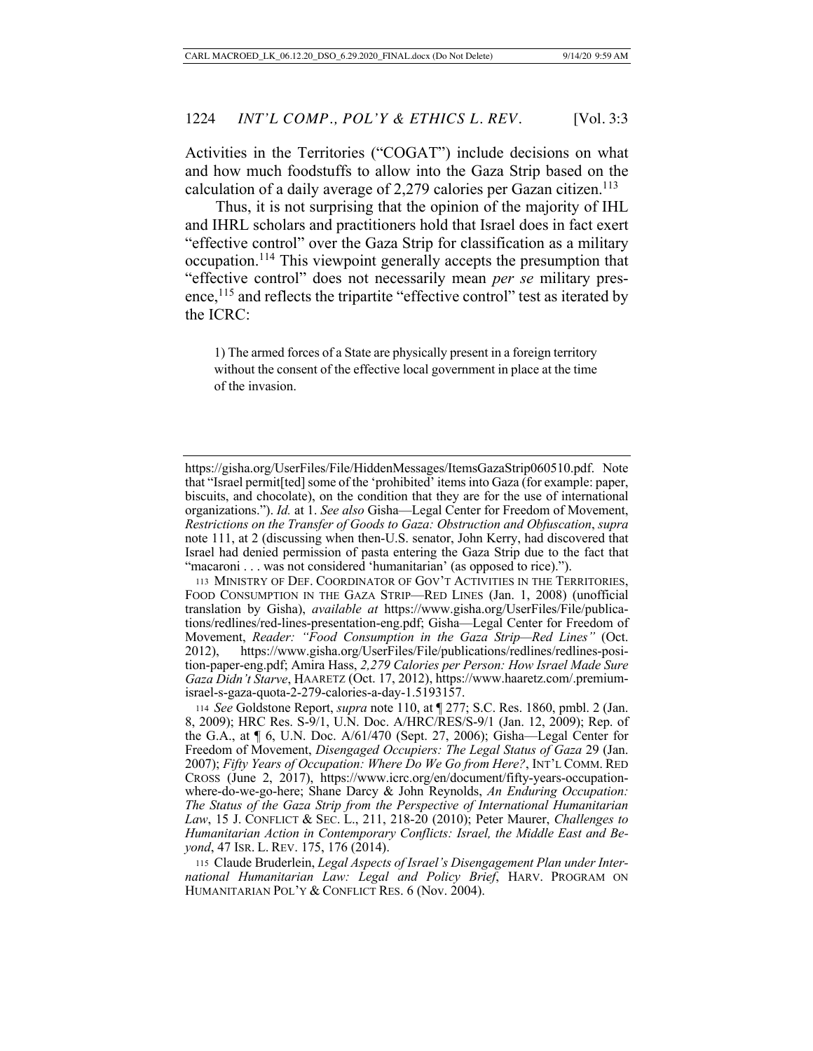Activities in the Territories ("COGAT") include decisions on what and how much foodstuffs to allow into the Gaza Strip based on the calculation of a daily average of 2,279 calories per Gazan citizen.[113]

Thus, it is not surprising that the opinion of the majority of IHL and IHRL scholars and practitioners hold that Israel does in fact exert "effective control" over the Gaza Strip for classification as a military occupation.[114] This viewpoint generally accepts the presumption that "effective control" does not necessarily mean *per se* military presence,[115] and reflects the tripartite "effective control" test as iterated by the ICRC:

> 1) The armed forces of a State are physically present in a foreign territory without the consent of the effective local government in place at the time of the invasion.

---

https://gisha.org/UserFiles/File/HiddenMessages/ItemsGazaStrip060510.pdf. Note that "Israel permit[ted] some of the 'prohibited' items into Gaza (for example: paper, biscuits, and chocolate), on the condition that they are for the use of international organizations."). *Id.* at 1. *See also* Gisha—Legal Center for Freedom of Movement, *Restrictions on the Transfer of Goods to Gaza: Obstruction and Obfuscation*, *supra* note 111, at 2 (discussing when then-U.S. senator, John Kerry, had discovered that Israel had denied permission of pasta entering the Gaza Strip due to the fact that "macaroni . . . was not considered 'humanitarian' (as opposed to rice).").

113 MINISTRY OF DEF. COORDINATOR OF GOV'T ACTIVITIES IN THE TERRITORIES, FOOD CONSUMPTION IN THE GAZA STRIP—RED LINES (Jan. 1, 2008) (unofficial translation by Gisha), *available at* https://www.gisha.org/UserFiles/File/publications/redlines/red-lines-presentation-eng.pdf; Gisha—Legal Center for Freedom of Movement, *Reader: "Food Consumption in the Gaza Strip—Red Lines"* (Oct. 2012), https://www.gisha.org/UserFiles/File/publications/redlines/redlines-position-paper-eng.pdf; Amira Hass, *2,279 Calories per Person: How Israel Made Sure Gaza Didn't Starve*, HAARETZ (Oct. 17, 2012), https://www.haaretz.com/.premium-israel-s-gaza-quota-2-279-calories-a-day-1.5193157.

114 *See* Goldstone Report, *supra* note 110, at ¶ 277; S.C. Res. 1860, pmbl. 2 (Jan. 8, 2009); HRC Res. S-9/1, U.N. Doc. A/HRC/RES/S-9/1 (Jan. 12, 2009); Rep. of the G.A., at ¶ 6, U.N. Doc. A/61/470 (Sept. 27, 2006); Gisha—Legal Center for Freedom of Movement, *Disengaged Occupiers: The Legal Status of Gaza* 29 (Jan. 2007); *Fifty Years of Occupation: Where Do We Go from Here?*, INT'L COMM. RED CROSS (June 2, 2017), https://www.icrc.org/en/document/fifty-years-occupation-where-do-we-go-here; Shane Darcy & John Reynolds, *An Enduring Occupation: The Status of the Gaza Strip from the Perspective of International Humanitarian Law*, 15 J. CONFLICT & SEC. L., 211, 218-20 (2010); Peter Maurer, *Challenges to Humanitarian Action in Contemporary Conflicts: Israel, the Middle East and Beyond*, 47 ISR. L. REV. 175, 176 (2014).

115 Claude Bruderlein, *Legal Aspects of Israel's Disengagement Plan under International Humanitarian Law: Legal and Policy Brief*, HARV. PROGRAM ON HUMANITARIAN POL'Y & CONFLICT RES. 6 (Nov. 2004).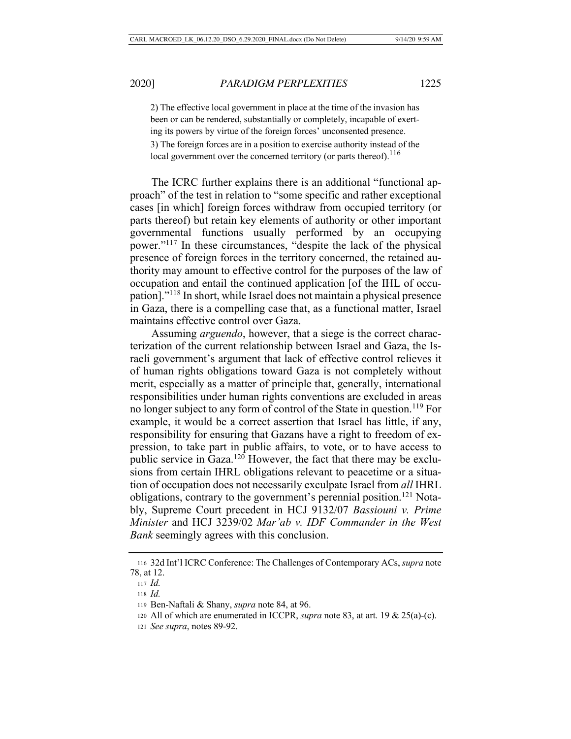2) The effective local government in place at the time of the invasion has been or can be rendered, substantially or completely, incapable of exerting its powers by virtue of the foreign forces' unconsented presence.

3) The foreign forces are in a position to exercise authority instead of the local government over the concerned territory (or parts thereof).[116]

The ICRC further explains there is an additional "functional approach" of the test in relation to "some specific and rather exceptional cases [in which] foreign forces withdraw from occupied territory (or parts thereof) but retain key elements of authority or other important governmental functions usually performed by an occupying power."[117] In these circumstances, "despite the lack of the physical presence of foreign forces in the territory concerned, the retained authority may amount to effective control for the purposes of the law of occupation and entail the continued application [of the IHL of occupation]."[118] In short, while Israel does not maintain a physical presence in Gaza, there is a compelling case that, as a functional matter, Israel maintains effective control over Gaza.

Assuming *arguendo*, however, that a siege is the correct characterization of the current relationship between Israel and Gaza, the Israeli government's argument that lack of effective control relieves it of human rights obligations toward Gaza is not completely without merit, especially as a matter of principle that, generally, international responsibilities under human rights conventions are excluded in areas no longer subject to any form of control of the State in question.[119] For example, it would be a correct assertion that Israel has little, if any, responsibility for ensuring that Gazans have a right to freedom of expression, to take part in public affairs, to vote, or to have access to public service in Gaza.[120] However, the fact that there may be exclusions from certain IHRL obligations relevant to peacetime or a situation of occupation does not necessarily exculpate Israel from *all* IHRL obligations, contrary to the government's perennial position.[121] Notably, Supreme Court precedent in HCJ 9132/07 *Bassiouni v. Prime Minister* and HCJ 3239/02 *Mar'ab v. IDF Commander in the West Bank* seemingly agrees with this conclusion.

---

116 32d Int'l ICRC Conference: The Challenges of Contemporary ACs, *supra* note 78, at 12.

117 *Id.*

118 *Id.*

119 Ben-Naftali & Shany, *supra* note 84, at 96.

120 All of which are enumerated in ICCPR, *supra* note 83, at art. 19 & 25(a)-(c).

121 *See supra*, notes 89-92.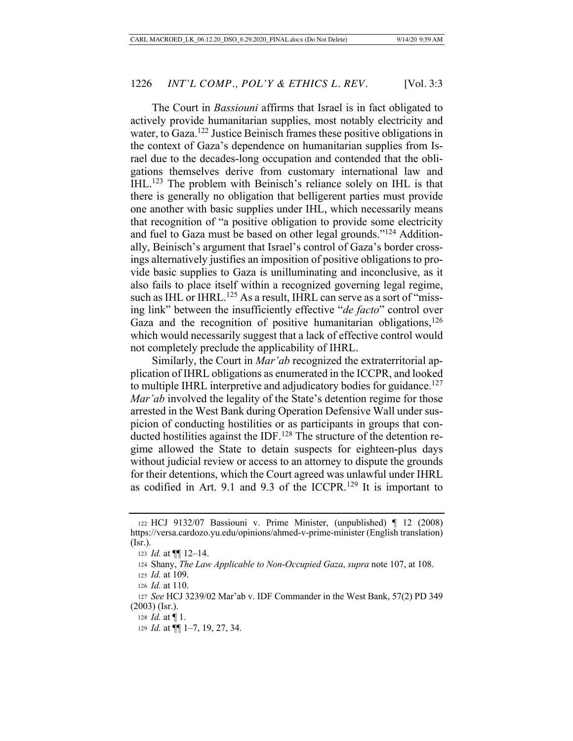The Court in *Bassiouni* affirms that Israel is in fact obligated to actively provide humanitarian supplies, most notably electricity and water, to Gaza.[122] Justice Beinisch frames these positive obligations in the context of Gaza's dependence on humanitarian supplies from Israel due to the decades-long occupation and contended that the obligations themselves derive from customary international law and IHL.[123] The problem with Beinisch's reliance solely on IHL is that there is generally no obligation that belligerent parties must provide one another with basic supplies under IHL, which necessarily means that recognition of "a positive obligation to provide some electricity and fuel to Gaza must be based on other legal grounds."[124] Additionally, Beinisch's argument that Israel's control of Gaza's border crossings alternatively justifies an imposition of positive obligations to provide basic supplies to Gaza is unilluminating and inconclusive, as it also fails to place itself within a recognized governing legal regime, such as IHL or IHRL.[125] As a result, IHRL can serve as a sort of "missing link" between the insufficiently effective "*de facto*" control over Gaza and the recognition of positive humanitarian obligations,[126] which would necessarily suggest that a lack of effective control would not completely preclude the applicability of IHRL.

Similarly, the Court in *Mar'ab* recognized the extraterritorial application of IHRL obligations as enumerated in the ICCPR, and looked to multiple IHRL interpretive and adjudicatory bodies for guidance.[127] *Mar'ab* involved the legality of the State's detention regime for those arrested in the West Bank during Operation Defensive Wall under suspicion of conducting hostilities or as participants in groups that conducted hostilities against the IDF.[128] The structure of the detention regime allowed the State to detain suspects for eighteen-plus days without judicial review or access to an attorney to dispute the grounds for their detentions, which the Court agreed was unlawful under IHRL as codified in Art. 9.1 and 9.3 of the ICCPR.[129] It is important to

---

[122] HCJ 9132/07 Bassiouni v. Prime Minister, (unpublished) ¶ 12 (2008) https://versa.cardozo.yu.edu/opinions/ahmed-v-prime-minister (English translation) (Isr.).

[123] *Id.* at ¶¶ 12–14.

[124] Shany, *The Law Applicable to Non-Occupied Gaza*, *supra* note 107, at 108.

[125] *Id.* at 109.

[126] *Id.* at 110.

[127] *See* HCJ 3239/02 Mar'ab v. IDF Commander in the West Bank, 57(2) PD 349 (2003) (Isr.).

[128] *Id.* at ¶ 1.

[129] *Id.* at ¶¶ 1–7, 19, 27, 34.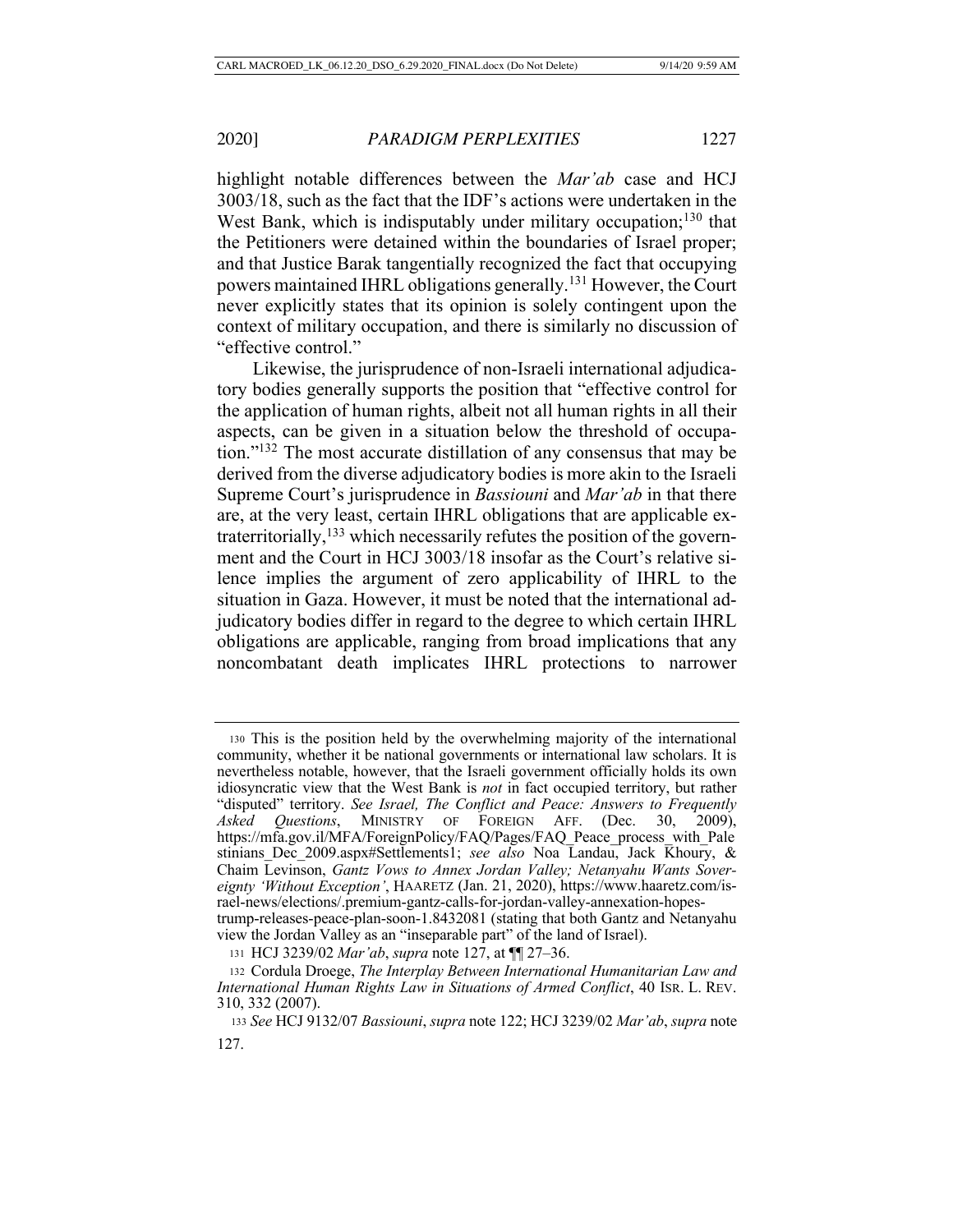highlight notable differences between the *Mar'ab* case and HCJ 3003/18, such as the fact that the IDF's actions were undertaken in the West Bank, which is indisputably under military occupation;[130] that the Petitioners were detained within the boundaries of Israel proper; and that Justice Barak tangentially recognized the fact that occupying powers maintained IHRL obligations generally.[131] However, the Court never explicitly states that its opinion is solely contingent upon the context of military occupation, and there is similarly no discussion of "effective control."

Likewise, the jurisprudence of non-Israeli international adjudicatory bodies generally supports the position that "effective control for the application of human rights, albeit not all human rights in all their aspects, can be given in a situation below the threshold of occupation."[132] The most accurate distillation of any consensus that may be derived from the diverse adjudicatory bodies is more akin to the Israeli Supreme Court's jurisprudence in *Bassiouni* and *Mar'ab* in that there are, at the very least, certain IHRL obligations that are applicable extraterritorially,[133] which necessarily refutes the position of the government and the Court in HCJ 3003/18 insofar as the Court's relative silence implies the argument of zero applicability of IHRL to the situation in Gaza. However, it must be noted that the international adjudicatory bodies differ in regard to the degree to which certain IHRL obligations are applicable, ranging from broad implications that any noncombatant death implicates IHRL protections to narrower

---

130 This is the position held by the overwhelming majority of the international community, whether it be national governments or international law scholars. It is nevertheless notable, however, that the Israeli government officially holds its own idiosyncratic view that the West Bank is *not* in fact occupied territory, but rather "disputed" territory. *See Israel, The Conflict and Peace: Answers to Frequently Asked Questions*, MINISTRY OF FOREIGN AFF. (Dec. 30, 2009), https://mfa.gov.il/MFA/ForeignPolicy/FAQ/Pages/FAQ_Peace_process_with_Palestinians_Dec_2009.aspx#Settlements1; *see also* Noa Landau, Jack Khoury, & Chaim Levinson, *Gantz Vows to Annex Jordan Valley; Netanyahu Wants Sovereignty 'Without Exception'*, HAARETZ (Jan. 21, 2020), https://www.haaretz.com/israel-news/elections/.premium-gantz-calls-for-jordan-valley-annexation-hopes-trump-releases-peace-plan-soon-1.8432081 (stating that both Gantz and Netanyahu view the Jordan Valley as an "inseparable part" of the land of Israel).

131 HCJ 3239/02 *Mar'ab*, *supra* note 127, at ¶¶ 27–36.

132 Cordula Droege, *The Interplay Between International Humanitarian Law and International Human Rights Law in Situations of Armed Conflict*, 40 ISR. L. REV. 310, 332 (2007).

133 *See* HCJ 9132/07 *Bassiouni*, *supra* note 122; HCJ 3239/02 *Mar'ab*, *supra* note 127.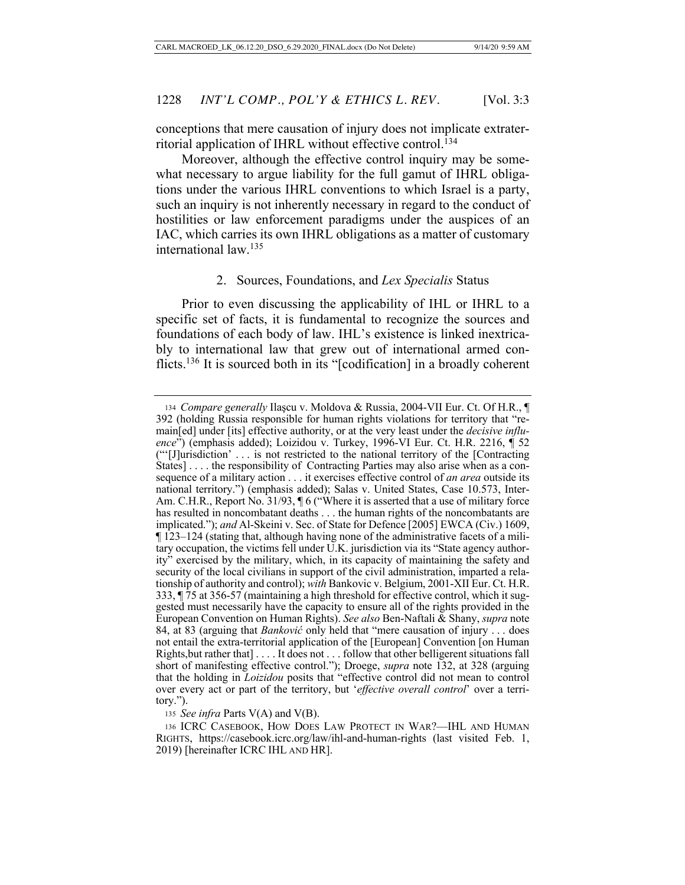conceptions that mere causation of injury does not implicate extraterritorial application of IHRL without effective control.[134]

Moreover, although the effective control inquiry may be somewhat necessary to argue liability for the full gamut of IHRL obligations under the various IHRL conventions to which Israel is a party, such an inquiry is not inherently necessary in regard to the conduct of hostilities or law enforcement paradigms under the auspices of an IAC, which carries its own IHRL obligations as a matter of customary international law.[135]

### 2. Sources, Foundations, and *Lex Specialis* Status

Prior to even discussing the applicability of IHL or IHRL to a specific set of facts, it is fundamental to recognize the sources and foundations of each body of law. IHL's existence is linked inextricably to international law that grew out of international armed conflicts.[136] It is sourced both in its "[codification] in a broadly coherent

---

134 *Compare generally* Ilaşcu v. Moldova & Russia, 2004-VII Eur. Ct. Of H.R., ¶ 392 (holding Russia responsible for human rights violations for territory that "remain[ed] under [its] effective authority, or at the very least under the *decisive influence*") (emphasis added); Loizidou v. Turkey, 1996-VI Eur. Ct. H.R. 2216, ¶ 52 ("'[J]urisdiction' . . . is not restricted to the national territory of the [Contracting States] . . . . the responsibility of Contracting Parties may also arise when as a consequence of a military action . . . it exercises effective control of *an area* outside its national territory.") (emphasis added); Salas v. United States, Case 10.573, Inter-Am. C.H.R., Report No. 31/93, ¶ 6 ("Where it is asserted that a use of military force has resulted in noncombatant deaths . . . the human rights of the noncombatants are implicated."); *and* Al-Skeini v. Sec. of State for Defence [2005] EWCA (Civ.) 1609, ¶ 123–124 (stating that, although having none of the administrative facets of a military occupation, the victims fell under U.K. jurisdiction via its "State agency authority" exercised by the military, which, in its capacity of maintaining the safety and security of the local civilians in support of the civil administration, imparted a relationship of authority and control); *with* Bankovic v. Belgium, 2001-XII Eur. Ct. H.R. 333, ¶ 75 at 356-57 (maintaining a high threshold for effective control, which it suggested must necessarily have the capacity to ensure all of the rights provided in the European Convention on Human Rights). *See also* Ben-Naftali & Shany, *supra* note 84, at 83 (arguing that *Banković* only held that "mere causation of injury . . . does not entail the extra-territorial application of the [European] Convention [on Human Rights,but rather that] . . . . It does not . . . follow that other belligerent situations fall short of manifesting effective control."); Droege, *supra* note 132, at 328 (arguing that the holding in *Loizidou* posits that "effective control did not mean to control over every act or part of the territory, but '*effective overall control*' over a territory.").

135 *See infra* Parts V(A) and V(B).

136 ICRC CASEBOOK, HOW DOES LAW PROTECT IN WAR?—IHL AND HUMAN RIGHTS, https://casebook.icrc.org/law/ihl-and-human-rights (last visited Feb. 1, 2019) [hereinafter ICRC IHL AND HR].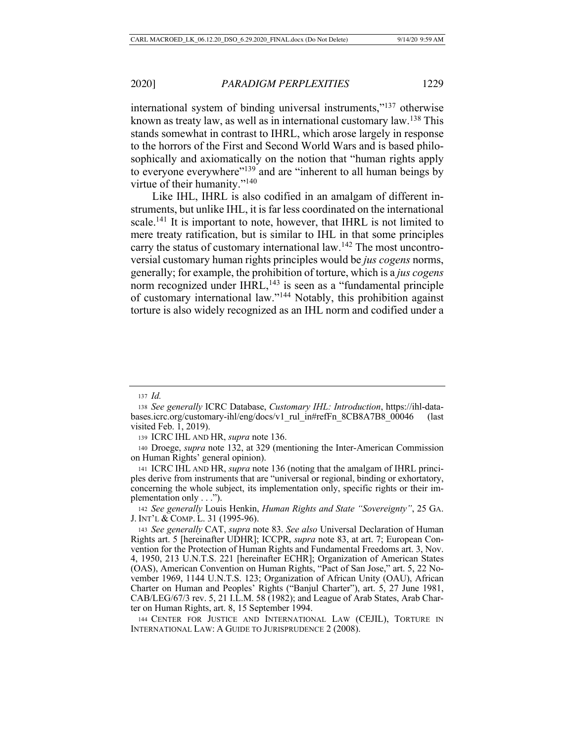international system of binding universal instruments,"[137] otherwise known as treaty law, as well as in international customary law.[138] This stands somewhat in contrast to IHRL, which arose largely in response to the horrors of the First and Second World Wars and is based philosophically and axiomatically on the notion that "human rights apply to everyone everywhere"[139] and are "inherent to all human beings by virtue of their humanity."[140]

Like IHL, IHRL is also codified in an amalgam of different instruments, but unlike IHL, it is far less coordinated on the international scale.[141] It is important to note, however, that IHRL is not limited to mere treaty ratification, but is similar to IHL in that some principles carry the status of customary international law.[142] The most uncontroversial customary human rights principles would be *jus cogens* norms, generally; for example, the prohibition of torture, which is a *jus cogens* norm recognized under IHRL,[143] is seen as a "fundamental principle of customary international law."[144] Notably, this prohibition against torture is also widely recognized as an IHL norm and codified under a

---

137 *Id.*

138 *See generally* ICRC Database, *Customary IHL: Introduction*, https://ihl-databases.icrc.org/customary-ihl/eng/docs/v1_rul_in#refFn_8CB8A7B8_00046 (last visited Feb. 1, 2019).

139 ICRC IHL AND HR, *supra* note 136.

140 Droege, *supra* note 132, at 329 (mentioning the Inter-American Commission on Human Rights' general opinion).

141 ICRC IHL AND HR, *supra* note 136 (noting that the amalgam of IHRL principles derive from instruments that are "universal or regional, binding or exhortatory, concerning the whole subject, its implementation only, specific rights or their implementation only . . .").

142 *See generally* Louis Henkin, *Human Rights and State "Sovereignty"*, 25 GA. J. INT'L & COMP. L. 31 (1995-96).

143 *See generally* CAT, *supra* note 83. *See also* Universal Declaration of Human Rights art. 5 [hereinafter UDHR]; ICCPR, *supra* note 83, at art. 7; European Convention for the Protection of Human Rights and Fundamental Freedoms art. 3, Nov. 4, 1950, 213 U.N.T.S. 221 [hereinafter ECHR]; Organization of American States (OAS), American Convention on Human Rights, "Pact of San Jose," art. 5, 22 November 1969, 1144 U.N.T.S. 123; Organization of African Unity (OAU), African Charter on Human and Peoples' Rights ("Banjul Charter"), art. 5, 27 June 1981, CAB/LEG/67/3 rev. 5, 21 I.L.M. 58 (1982); and League of Arab States, Arab Charter on Human Rights, art. 8, 15 September 1994.

144 CENTER FOR JUSTICE AND INTERNATIONAL LAW (CEJIL), TORTURE IN INTERNATIONAL LAW: A GUIDE TO JURISPRUDENCE 2 (2008).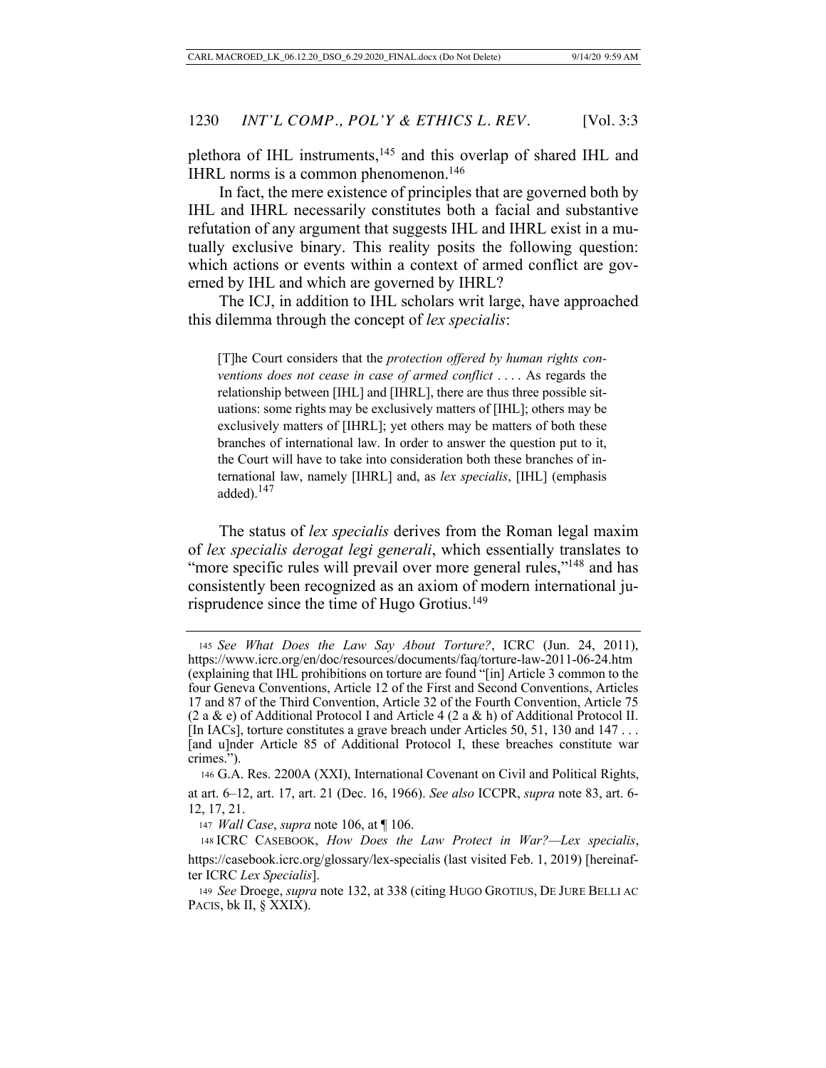plethora of IHL instruments,[145] and this overlap of shared IHL and IHRL norms is a common phenomenon.[146]

In fact, the mere existence of principles that are governed both by IHL and IHRL necessarily constitutes both a facial and substantive refutation of any argument that suggests IHL and IHRL exist in a mutually exclusive binary. This reality posits the following question: which actions or events within a context of armed conflict are governed by IHL and which are governed by IHRL?

The ICJ, in addition to IHL scholars writ large, have approached this dilemma through the concept of *lex specialis*:

> [T]he Court considers that the *protection offered by human rights conventions does not cease in case of armed conflict* . . . . As regards the relationship between [IHL] and [IHRL], there are thus three possible situations: some rights may be exclusively matters of [IHL]; others may be exclusively matters of [IHRL]; yet others may be matters of both these branches of international law. In order to answer the question put to it, the Court will have to take into consideration both these branches of international law, namely [IHRL] and, as *lex specialis*, [IHL] (emphasis added).[147]

The status of *lex specialis* derives from the Roman legal maxim of *lex specialis derogat legi generali*, which essentially translates to "more specific rules will prevail over more general rules,"[148] and has consistently been recognized as an axiom of modern international jurisprudence since the time of Hugo Grotius.[149]

---

145 *See What Does the Law Say About Torture?*, ICRC (Jun. 24, 2011), https://www.icrc.org/en/doc/resources/documents/faq/torture-law-2011-06-24.htm (explaining that IHL prohibitions on torture are found "[in] Article 3 common to the four Geneva Conventions, Article 12 of the First and Second Conventions, Articles 17 and 87 of the Third Convention, Article 32 of the Fourth Convention, Article 75 (2 a & e) of Additional Protocol I and Article 4 (2 a & h) of Additional Protocol II. [In IACs], torture constitutes a grave breach under Articles 50, 51, 130 and 147 . . . [and u]nder Article 85 of Additional Protocol I, these breaches constitute war crimes.").

146 G.A. Res. 2200A (XXI), International Covenant on Civil and Political Rights, at art. 6–12, art. 17, art. 21 (Dec. 16, 1966). *See also* ICCPR, *supra* note 83, art. 6-12, 17, 21.

147 *Wall Case*, *supra* note 106, at ¶ 106.

148 ICRC CASEBOOK, *How Does the Law Protect in War?—Lex specialis*, https://casebook.icrc.org/glossary/lex-specialis (last visited Feb. 1, 2019) [hereinafter ICRC *Lex Specialis*].

149 *See* Droege, *supra* note 132, at 338 (citing HUGO GROTIUS, DE JURE BELLI AC PACIS, bk II, § XXIX).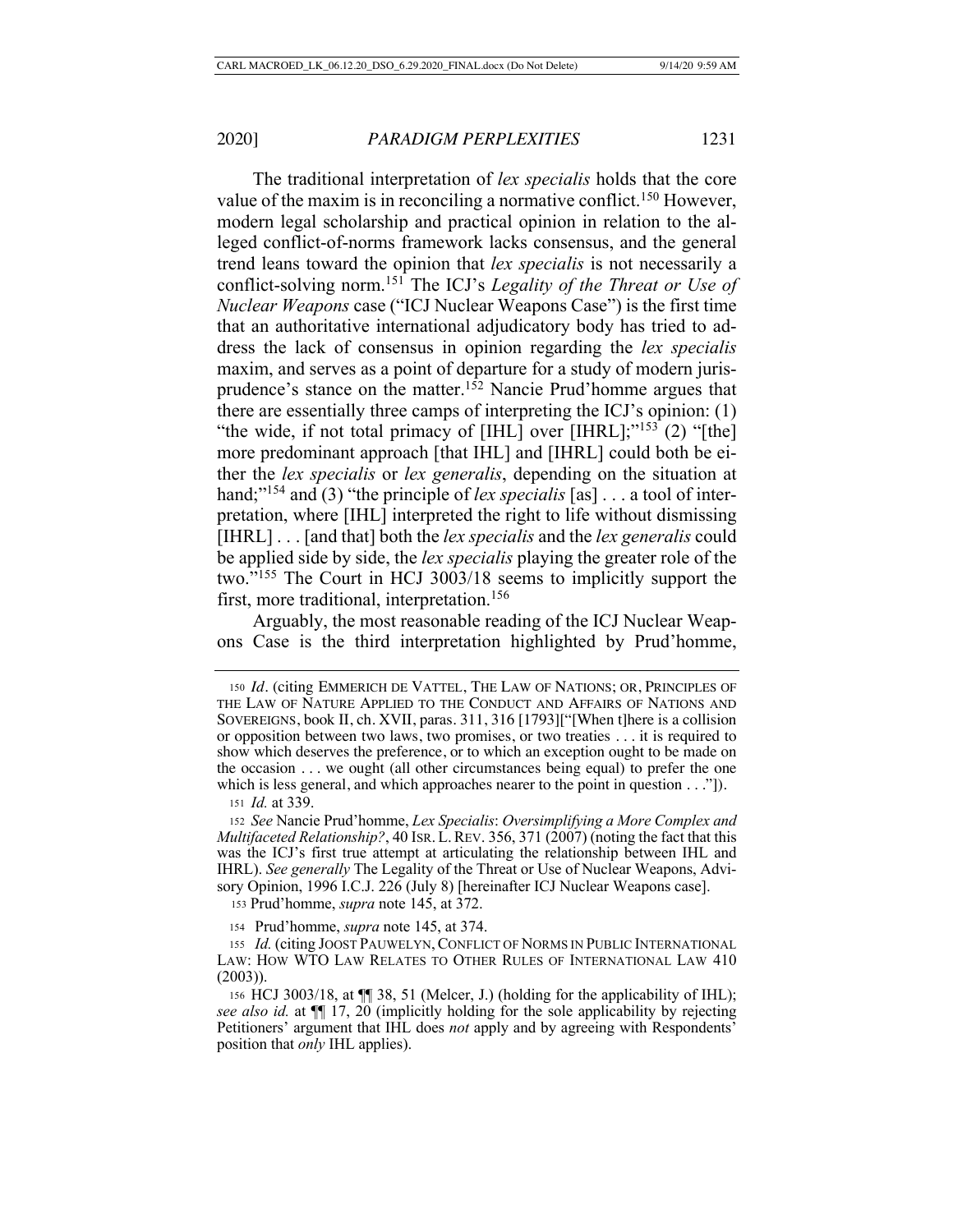The traditional interpretation of *lex specialis* holds that the core value of the maxim is in reconciling a normative conflict.[150] However, modern legal scholarship and practical opinion in relation to the alleged conflict-of-norms framework lacks consensus, and the general trend leans toward the opinion that *lex specialis* is not necessarily a conflict-solving norm.[151] The ICJ's *Legality of the Threat or Use of Nuclear Weapons* case ("ICJ Nuclear Weapons Case") is the first time that an authoritative international adjudicatory body has tried to address the lack of consensus in opinion regarding the *lex specialis* maxim, and serves as a point of departure for a study of modern jurisprudence's stance on the matter.[152] Nancie Prud'homme argues that there are essentially three camps of interpreting the ICJ's opinion: (1) "the wide, if not total primacy of [IHL] over [IHRL];"[153] (2) "[the] more predominant approach [that IHL] and [IHRL] could both be either the *lex specialis* or *lex generalis*, depending on the situation at hand;"[154] and (3) "the principle of *lex specialis* [as] . . . a tool of interpretation, where [IHL] interpreted the right to life without dismissing [IHRL] . . . [and that] both the *lex specialis* and the *lex generalis* could be applied side by side, the *lex specialis* playing the greater role of the two."[155] The Court in HCJ 3003/18 seems to implicitly support the first, more traditional, interpretation.[156]

Arguably, the most reasonable reading of the ICJ Nuclear Weapons Case is the third interpretation highlighted by Prud'homme,

---

150 *Id*. (citing EMMERICH DE VATTEL, THE LAW OF NATIONS; OR, PRINCIPLES OF THE LAW OF NATURE APPLIED TO THE CONDUCT AND AFFAIRS OF NATIONS AND SOVEREIGNS, book II, ch. XVII, paras. 311, 316 [1793]["[When t]here is a collision or opposition between two laws, two promises, or two treaties . . . it is required to show which deserves the preference, or to which an exception ought to be made on the occasion . . . we ought (all other circumstances being equal) to prefer the one which is less general, and which approaches nearer to the point in question . . ."]).

151 *Id.* at 339.

152 *See* Nancie Prud'homme, *Lex Specialis*: *Oversimplifying a More Complex and Multifaceted Relationship?*, 40 ISR. L. REV. 356, 371 (2007) (noting the fact that this was the ICJ's first true attempt at articulating the relationship between IHL and IHRL). *See generally* The Legality of the Threat or Use of Nuclear Weapons, Advisory Opinion, 1996 I.C.J. 226 (July 8) [hereinafter ICJ Nuclear Weapons case].

153 Prud'homme, *supra* note 145, at 372.

154 Prud'homme, *supra* note 145, at 374.

155 *Id.* (citing JOOST PAUWELYN, CONFLICT OF NORMS IN PUBLIC INTERNATIONAL LAW: HOW WTO LAW RELATES TO OTHER RULES OF INTERNATIONAL LAW 410 (2003)).

156 HCJ 3003/18, at ¶¶ 38, 51 (Melcer, J.) (holding for the applicability of IHL); *see also id.* at ¶¶ 17, 20 (implicitly holding for the sole applicability by rejecting Petitioners' argument that IHL does *not* apply and by agreeing with Respondents' position that *only* IHL applies).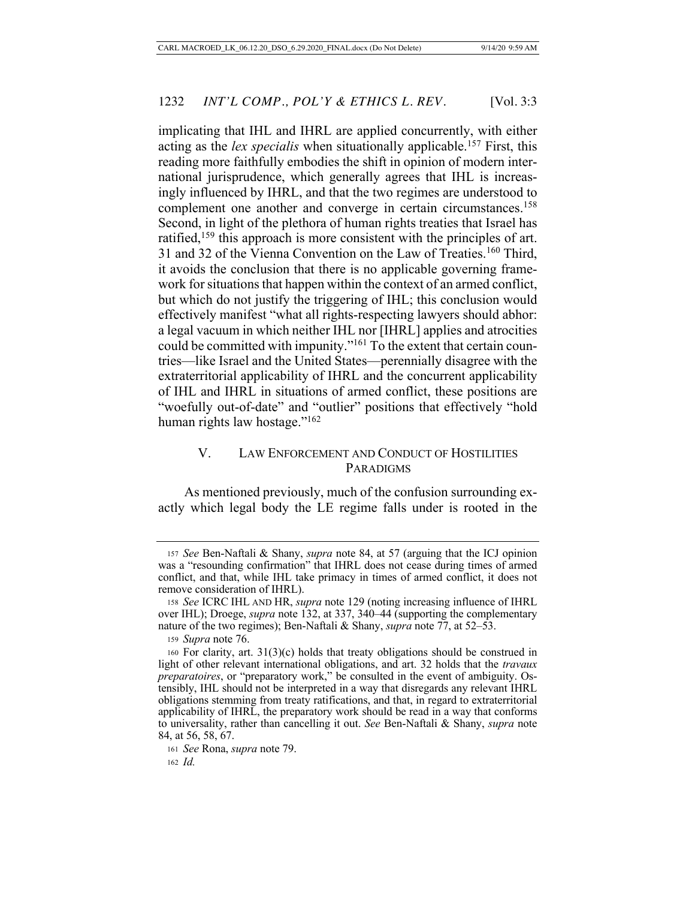implicating that IHL and IHRL are applied concurrently, with either acting as the *lex specialis* when situationally applicable.[157] First, this reading more faithfully embodies the shift in opinion of modern international jurisprudence, which generally agrees that IHL is increasingly influenced by IHRL, and that the two regimes are understood to complement one another and converge in certain circumstances.[158] Second, in light of the plethora of human rights treaties that Israel has ratified,[159] this approach is more consistent with the principles of art. 31 and 32 of the Vienna Convention on the Law of Treaties.[160] Third, it avoids the conclusion that there is no applicable governing framework for situations that happen within the context of an armed conflict, but which do not justify the triggering of IHL; this conclusion would effectively manifest "what all rights-respecting lawyers should abhor: a legal vacuum in which neither IHL nor [IHRL] applies and atrocities could be committed with impunity."[161] To the extent that certain countries—like Israel and the United States—perennially disagree with the extraterritorial applicability of IHRL and the concurrent applicability of IHL and IHRL in situations of armed conflict, these positions are "woefully out-of-date" and "outlier" positions that effectively "hold human rights law hostage."[162]

## V. LAW ENFORCEMENT AND CONDUCT OF HOSTILITIES PARADIGMS

As mentioned previously, much of the confusion surrounding exactly which legal body the LE regime falls under is rooted in the

---

157 *See* Ben-Naftali & Shany, *supra* note 84, at 57 (arguing that the ICJ opinion was a "resounding confirmation" that IHRL does not cease during times of armed conflict, and that, while IHL take primacy in times of armed conflict, it does not remove consideration of IHRL).

158 *See* ICRC IHL AND HR, *supra* note 129 (noting increasing influence of IHRL over IHL); Droege, *supra* note 132, at 337, 340–44 (supporting the complementary nature of the two regimes); Ben-Naftali & Shany, *supra* note 77, at 52–53.

159 *Supra* note 76.

160 For clarity, art. 31(3)(c) holds that treaty obligations should be construed in light of other relevant international obligations, and art. 32 holds that the *travaux preparatoires*, or "preparatory work," be consulted in the event of ambiguity. Ostensibly, IHL should not be interpreted in a way that disregards any relevant IHRL obligations stemming from treaty ratifications, and that, in regard to extraterritorial applicability of IHRL, the preparatory work should be read in a way that conforms to universality, rather than cancelling it out. *See* Ben-Naftali & Shany, *supra* note 84, at 56, 58, 67.

161 *See* Rona, *supra* note 79.

162 *Id.*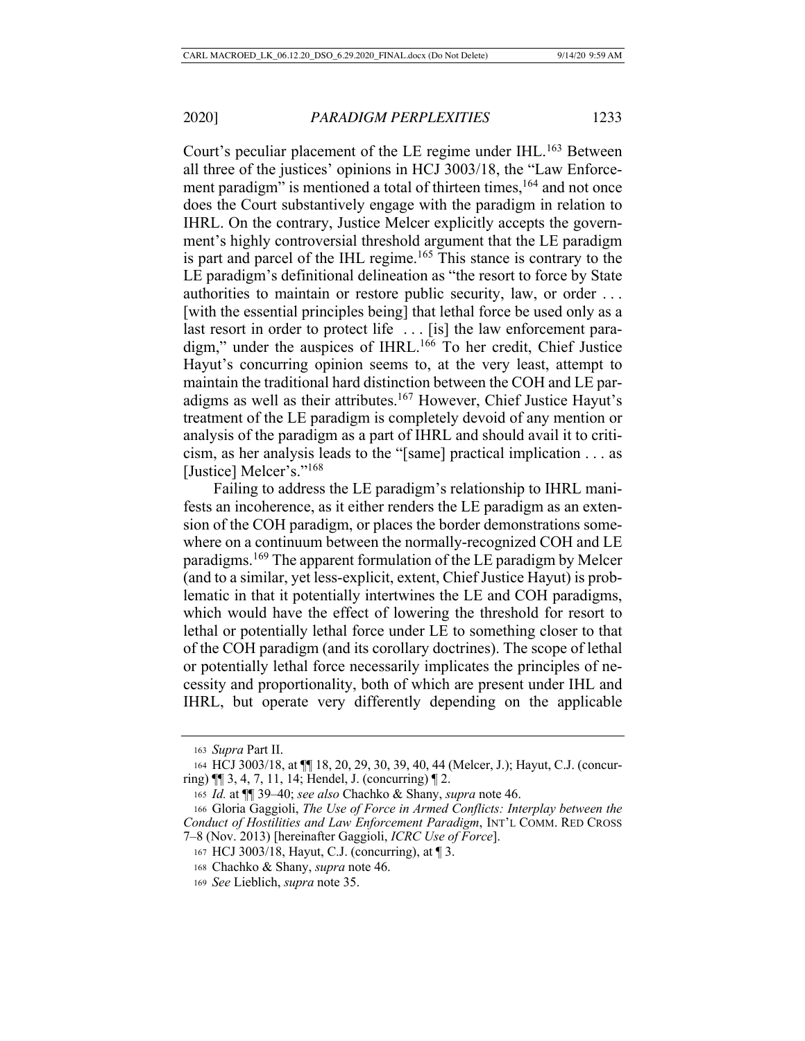Court's peculiar placement of the LE regime under IHL.[163] Between all three of the justices' opinions in HCJ 3003/18, the "Law Enforcement paradigm" is mentioned a total of thirteen times,[164] and not once does the Court substantively engage with the paradigm in relation to IHRL. On the contrary, Justice Melcer explicitly accepts the government's highly controversial threshold argument that the LE paradigm is part and parcel of the IHL regime.[165] This stance is contrary to the LE paradigm's definitional delineation as "the resort to force by State authorities to maintain or restore public security, law, or order . . . [with the essential principles being] that lethal force be used only as a last resort in order to protect life . . . [is] the law enforcement paradigm," under the auspices of IHRL.[166] To her credit, Chief Justice Hayut's concurring opinion seems to, at the very least, attempt to maintain the traditional hard distinction between the COH and LE paradigms as well as their attributes.[167] However, Chief Justice Hayut's treatment of the LE paradigm is completely devoid of any mention or analysis of the paradigm as a part of IHRL and should avail it to criticism, as her analysis leads to the "[same] practical implication . . . as [Justice] Melcer's."[168]

Failing to address the LE paradigm's relationship to IHRL manifests an incoherence, as it either renders the LE paradigm as an extension of the COH paradigm, or places the border demonstrations somewhere on a continuum between the normally-recognized COH and LE paradigms.[169] The apparent formulation of the LE paradigm by Melcer (and to a similar, yet less-explicit, extent, Chief Justice Hayut) is problematic in that it potentially intertwines the LE and COH paradigms, which would have the effect of lowering the threshold for resort to lethal or potentially lethal force under LE to something closer to that of the COH paradigm (and its corollary doctrines). The scope of lethal or potentially lethal force necessarily implicates the principles of necessity and proportionality, both of which are present under IHL and IHRL, but operate very differently depending on the applicable

---

163 *Supra* Part II.

164 HCJ 3003/18, at ¶¶ 18, 20, 29, 30, 39, 40, 44 (Melcer, J.); Hayut, C.J. (concurring) ¶¶ 3, 4, 7, 11, 14; Hendel, J. (concurring) ¶ 2.

165 *Id.* at ¶¶ 39–40; *see also* Chachko & Shany, *supra* note 46.

166 Gloria Gaggioli, *The Use of Force in Armed Conflicts: Interplay between the Conduct of Hostilities and Law Enforcement Paradigm*, INT'L COMM. RED CROSS 7–8 (Nov. 2013) [hereinafter Gaggioli, *ICRC Use of Force*].

167 HCJ 3003/18, Hayut, C.J. (concurring), at ¶ 3.

168 Chachko & Shany, *supra* note 46.

169 *See* Lieblich, *supra* note 35.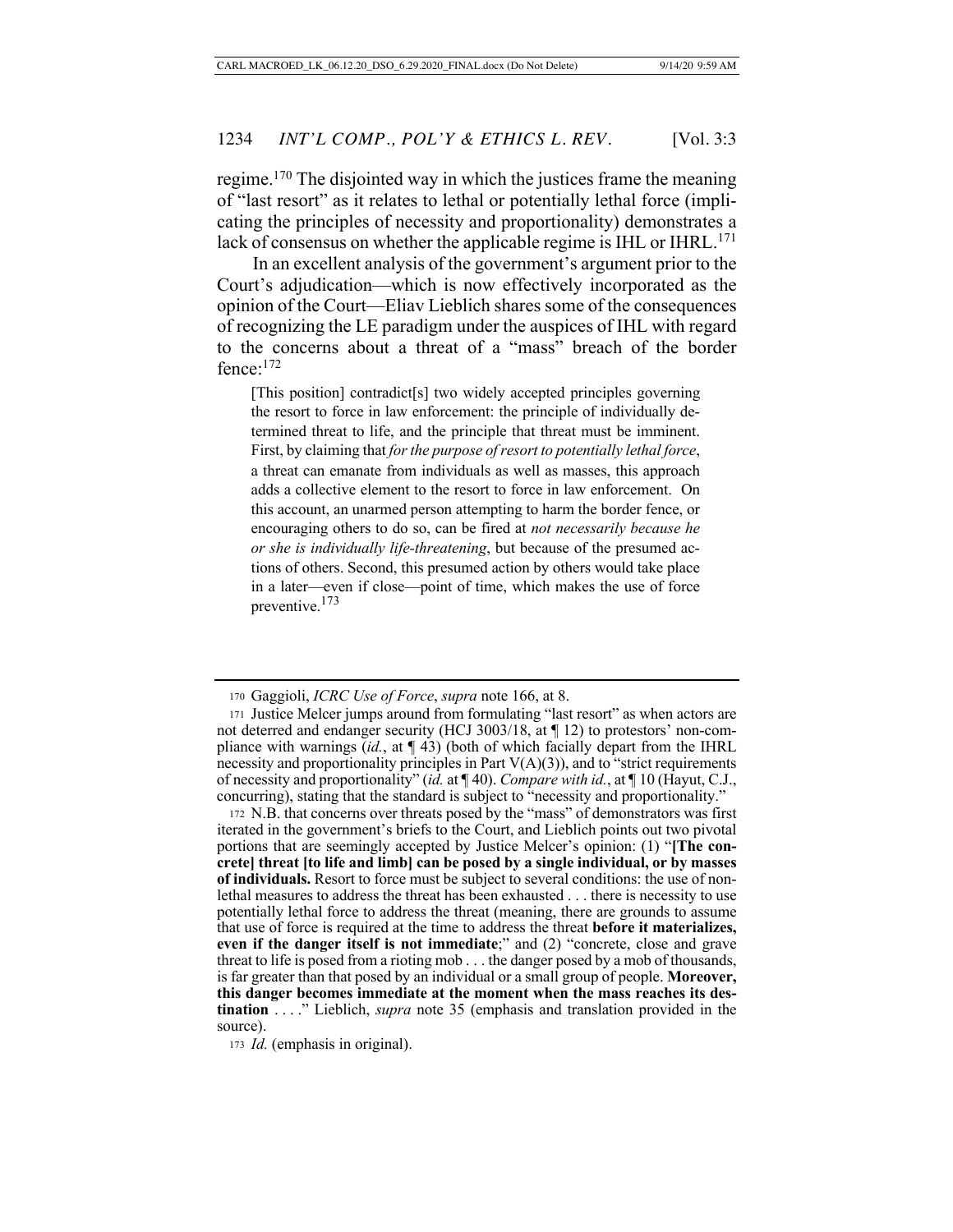regime.[170] The disjointed way in which the justices frame the meaning of "last resort" as it relates to lethal or potentially lethal force (implicating the principles of necessity and proportionality) demonstrates a lack of consensus on whether the applicable regime is IHL or IHRL.[171]

In an excellent analysis of the government's argument prior to the Court's adjudication—which is now effectively incorporated as the opinion of the Court—Eliav Lieblich shares some of the consequences of recognizing the LE paradigm under the auspices of IHL with regard to the concerns about a threat of a "mass" breach of the border fence:[172]

> [This position] contradict[s] two widely accepted principles governing the resort to force in law enforcement: the principle of individually determined threat to life, and the principle that threat must be imminent. First, by claiming that *for the purpose of resort to potentially lethal force*, a threat can emanate from individuals as well as masses, this approach adds a collective element to the resort to force in law enforcement. On this account, an unarmed person attempting to harm the border fence, or encouraging others to do so, can be fired at *not necessarily because he or she is individually life-threatening*, but because of the presumed actions of others. Second, this presumed action by others would take place in a later—even if close—point of time, which makes the use of force preventive.[173]

---

170 Gaggioli, *ICRC Use of Force*, *supra* note 166, at 8.

171 Justice Melcer jumps around from formulating "last resort" as when actors are not deterred and endanger security (HCJ 3003/18, at ¶ 12) to protestors' non-compliance with warnings (*id.*, at ¶ 43) (both of which facially depart from the IHRL necessity and proportionality principles in Part V(A)(3)), and to "strict requirements of necessity and proportionality" (*id.* at ¶ 40). *Compare with id.*, at ¶ 10 (Hayut, C.J., concurring), stating that the standard is subject to "necessity and proportionality."

172 N.B. that concerns over threats posed by the "mass" of demonstrators was first iterated in the government's briefs to the Court, and Lieblich points out two pivotal portions that are seemingly accepted by Justice Melcer's opinion: (1) "**[The concrete] threat [to life and limb] can be posed by a single individual, or by masses of individuals.** Resort to force must be subject to several conditions: the use of non-lethal measures to address the threat has been exhausted . . . there is necessity to use potentially lethal force to address the threat (meaning, there are grounds to assume that use of force is required at the time to address the threat **before it materializes, even if the danger itself is not immediate**;" and (2) "concrete, close and grave threat to life is posed from a rioting mob . . . the danger posed by a mob of thousands, is far greater than that posed by an individual or a small group of people. **Moreover, this danger becomes immediate at the moment when the mass reaches its destination** . . . ." Lieblich, *supra* note 35 (emphasis and translation provided in the source).

173 *Id.* (emphasis in original).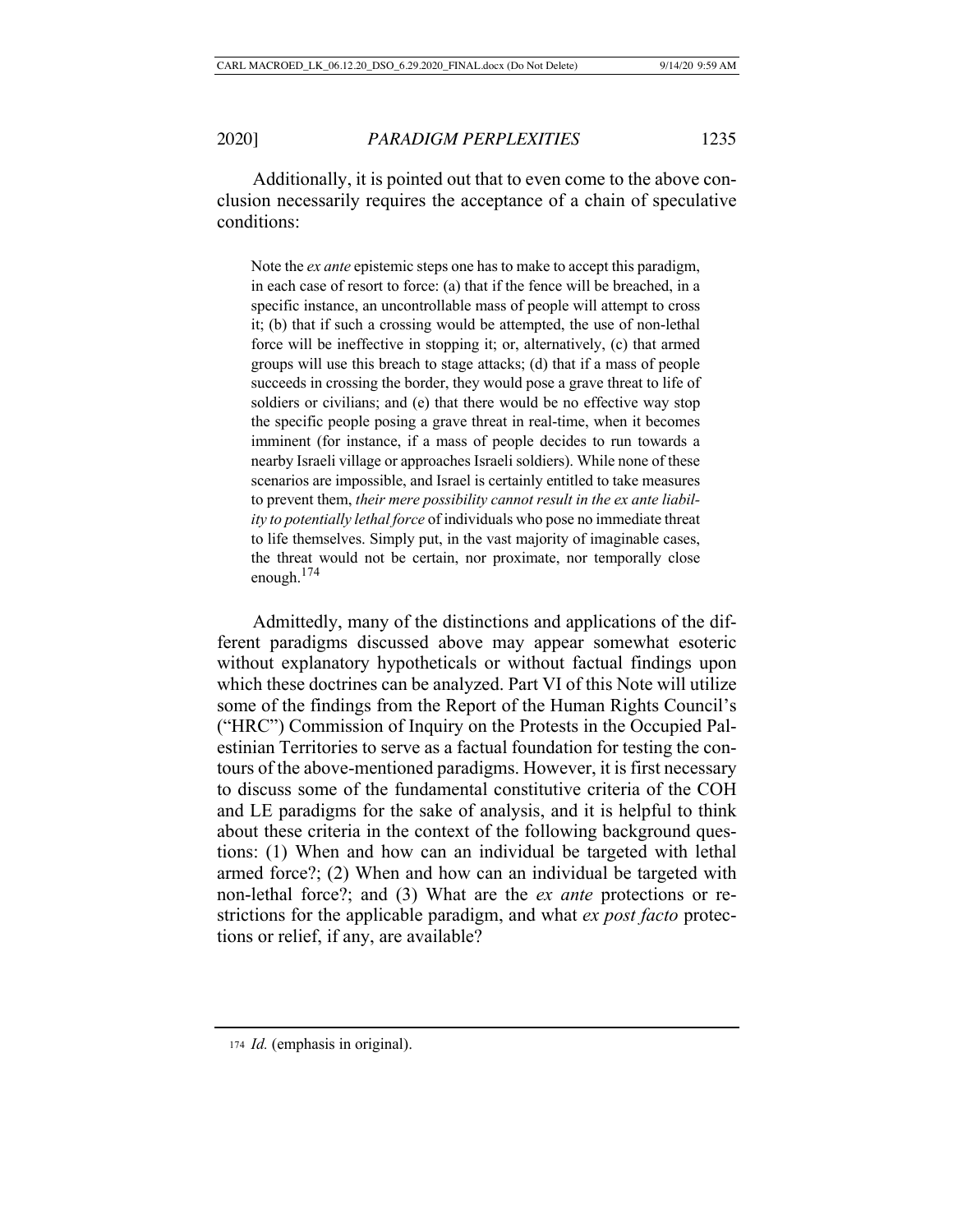Additionally, it is pointed out that to even come to the above conclusion necessarily requires the acceptance of a chain of speculative conditions:

> Note the *ex ante* epistemic steps one has to make to accept this paradigm, in each case of resort to force: (a) that if the fence will be breached, in a specific instance, an uncontrollable mass of people will attempt to cross it; (b) that if such a crossing would be attempted, the use of non-lethal force will be ineffective in stopping it; or, alternatively, (c) that armed groups will use this breach to stage attacks; (d) that if a mass of people succeeds in crossing the border, they would pose a grave threat to life of soldiers or civilians; and (e) that there would be no effective way stop the specific people posing a grave threat in real-time, when it becomes imminent (for instance, if a mass of people decides to run towards a nearby Israeli village or approaches Israeli soldiers). While none of these scenarios are impossible, and Israel is certainly entitled to take measures to prevent them, *their mere possibility cannot result in the ex ante liability to potentially lethal force* of individuals who pose no immediate threat to life themselves. Simply put, in the vast majority of imaginable cases, the threat would not be certain, nor proximate, nor temporally close enough.[174]

Admittedly, many of the distinctions and applications of the different paradigms discussed above may appear somewhat esoteric without explanatory hypotheticals or without factual findings upon which these doctrines can be analyzed. Part VI of this Note will utilize some of the findings from the Report of the Human Rights Council's ("HRC") Commission of Inquiry on the Protests in the Occupied Palestinian Territories to serve as a factual foundation for testing the contours of the above-mentioned paradigms. However, it is first necessary to discuss some of the fundamental constitutive criteria of the COH and LE paradigms for the sake of analysis, and it is helpful to think about these criteria in the context of the following background questions: (1) When and how can an individual be targeted with lethal armed force?; (2) When and how can an individual be targeted with non-lethal force?; and (3) What are the *ex ante* protections or restrictions for the applicable paradigm, and what *ex post facto* protections or relief, if any, are available?

---

[174] *Id.* (emphasis in original).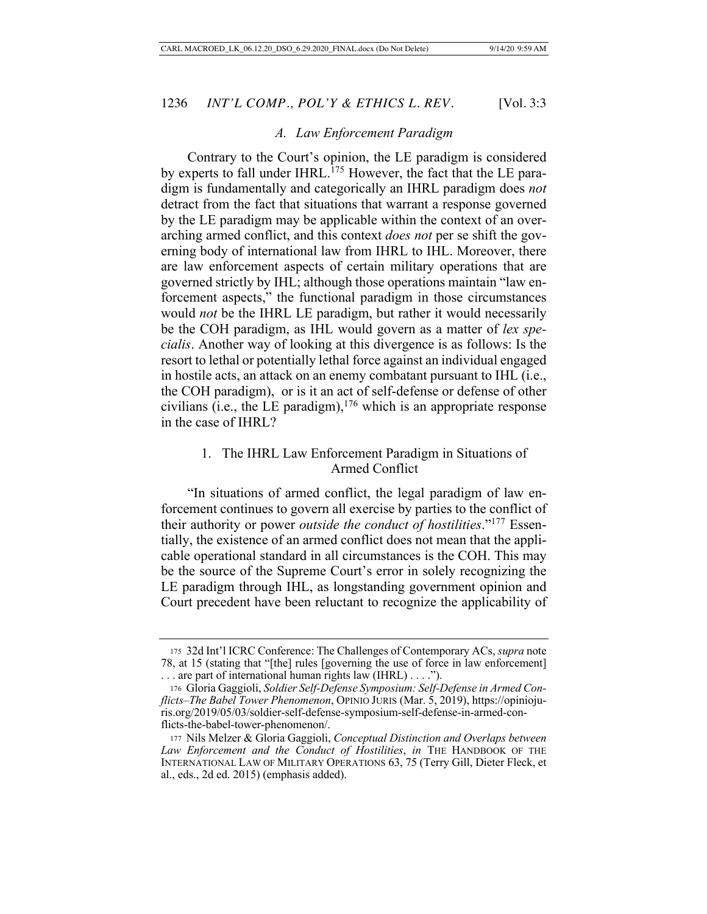### *A. Law Enforcement Paradigm*

Contrary to the Court's opinion, the LE paradigm is considered by experts to fall under IHRL.[175] However, the fact that the LE paradigm is fundamentally and categorically an IHRL paradigm does *not* detract from the fact that situations that warrant a response governed by the LE paradigm may be applicable within the context of an overarching armed conflict, and this context *does not* per se shift the governing body of international law from IHRL to IHL. Moreover, there are law enforcement aspects of certain military operations that are governed strictly by IHL; although those operations maintain "law enforcement aspects," the functional paradigm in those circumstances would *not* be the IHRL LE paradigm, but rather it would necessarily be the COH paradigm, as IHL would govern as a matter of *lex specialis*. Another way of looking at this divergence is as follows: Is the resort to lethal or potentially lethal force against an individual engaged in hostile acts, an attack on an enemy combatant pursuant to IHL (i.e., the COH paradigm), or is it an act of self-defense or defense of other civilians (i.e., the LE paradigm),[176] which is an appropriate response in the case of IHRL?

#### 1. The IHRL Law Enforcement Paradigm in Situations of Armed Conflict

"In situations of armed conflict, the legal paradigm of law enforcement continues to govern all exercise by parties to the conflict of their authority or power *outside the conduct of hostilities*."[177] Essentially, the existence of an armed conflict does not mean that the applicable operational standard in all circumstances is the COH. This may be the source of the Supreme Court's error in solely recognizing the LE paradigm through IHL, as longstanding government opinion and Court precedent have been reluctant to recognize the applicability of

---

175 32d Int'l ICRC Conference: The Challenges of Contemporary ACs, *supra* note 78, at 15 (stating that "[the] rules [governing the use of force in law enforcement] . . . are part of international human rights law (IHRL) . . . .").

176 Gloria Gaggioli, *Soldier Self-Defense Symposium: Self-Defense in Armed Conflicts–The Babel Tower Phenomenon*, OPINIO JURIS (Mar. 5, 2019), https://opiniojuris.org/2019/05/03/soldier-self-defense-symposium-self-defense-in-armed-conflicts-the-babel-tower-phenomenon/.

177 Nils Melzer & Gloria Gaggioli, *Conceptual Distinction and Overlaps between Law Enforcement and the Conduct of Hostilities*, *in* THE HANDBOOK OF THE INTERNATIONAL LAW OF MILITARY OPERATIONS 63, 75 (Terry Gill, Dieter Fleck, et al., eds., 2d ed. 2015) (emphasis added).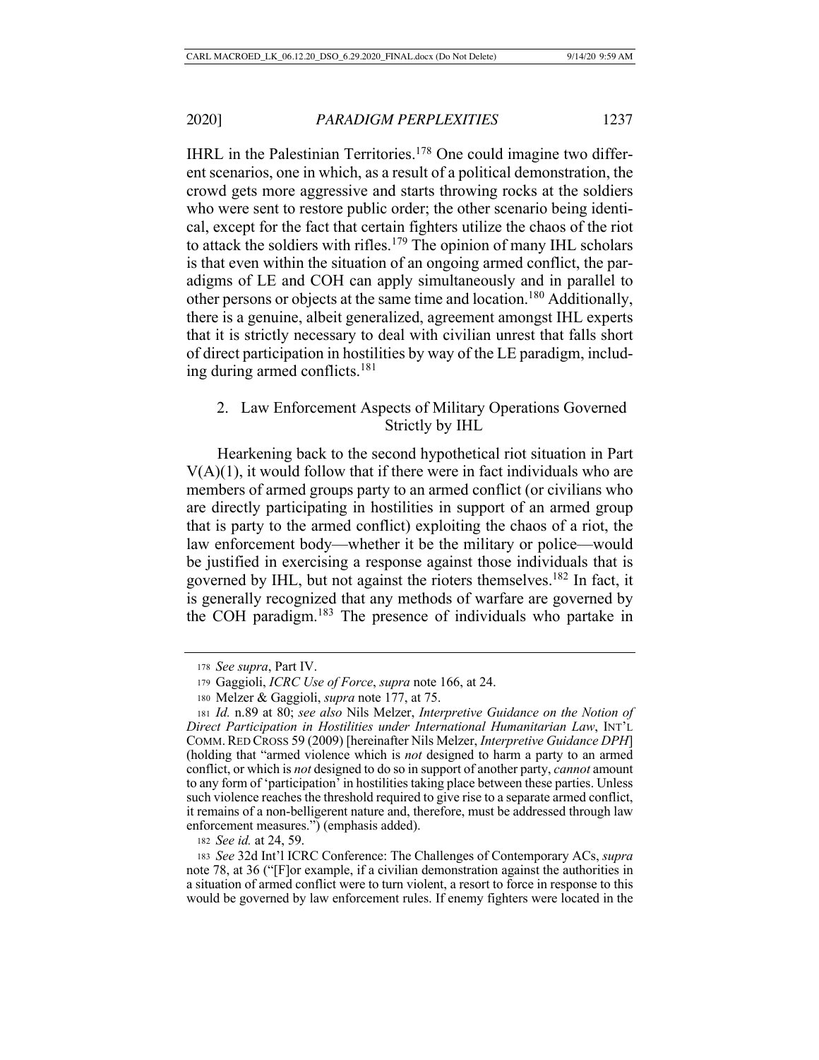IHRL in the Palestinian Territories.[178] One could imagine two different scenarios, one in which, as a result of a political demonstration, the crowd gets more aggressive and starts throwing rocks at the soldiers who were sent to restore public order; the other scenario being identical, except for the fact that certain fighters utilize the chaos of the riot to attack the soldiers with rifles.[179] The opinion of many IHL scholars is that even within the situation of an ongoing armed conflict, the paradigms of LE and COH can apply simultaneously and in parallel to other persons or objects at the same time and location.[180] Additionally, there is a genuine, albeit generalized, agreement amongst IHL experts that it is strictly necessary to deal with civilian unrest that falls short of direct participation in hostilities by way of the LE paradigm, including during armed conflicts.[181]

### 2. Law Enforcement Aspects of Military Operations Governed Strictly by IHL

Hearkening back to the second hypothetical riot situation in Part V(A)(1), it would follow that if there were in fact individuals who are members of armed groups party to an armed conflict (or civilians who are directly participating in hostilities in support of an armed group that is party to the armed conflict) exploiting the chaos of a riot, the law enforcement body—whether it be the military or police—would be justified in exercising a response against those individuals that is governed by IHL, but not against the rioters themselves.[182] In fact, it is generally recognized that any methods of warfare are governed by the COH paradigm.[183] The presence of individuals who partake in

---

178 *See supra*, Part IV.

179 Gaggioli, *ICRC Use of Force*, *supra* note 166, at 24.

180 Melzer & Gaggioli, *supra* note 177, at 75.

181 *Id.* n.89 at 80; *see also* Nils Melzer, *Interpretive Guidance on the Notion of Direct Participation in Hostilities under International Humanitarian Law*, INT'L COMM. RED CROSS 59 (2009) [hereinafter Nils Melzer, *Interpretive Guidance DPH*] (holding that "armed violence which is *not* designed to harm a party to an armed conflict, or which is *not* designed to do so in support of another party, *cannot* amount to any form of 'participation' in hostilities taking place between these parties. Unless such violence reaches the threshold required to give rise to a separate armed conflict, it remains of a non-belligerent nature and, therefore, must be addressed through law enforcement measures.") (emphasis added).

182 *See id.* at 24, 59.

183 *See* 32d Int'l ICRC Conference: The Challenges of Contemporary ACs, *supra* note 78, at 36 ("[F]or example, if a civilian demonstration against the authorities in a situation of armed conflict were to turn violent, a resort to force in response to this would be governed by law enforcement rules. If enemy fighters were located in the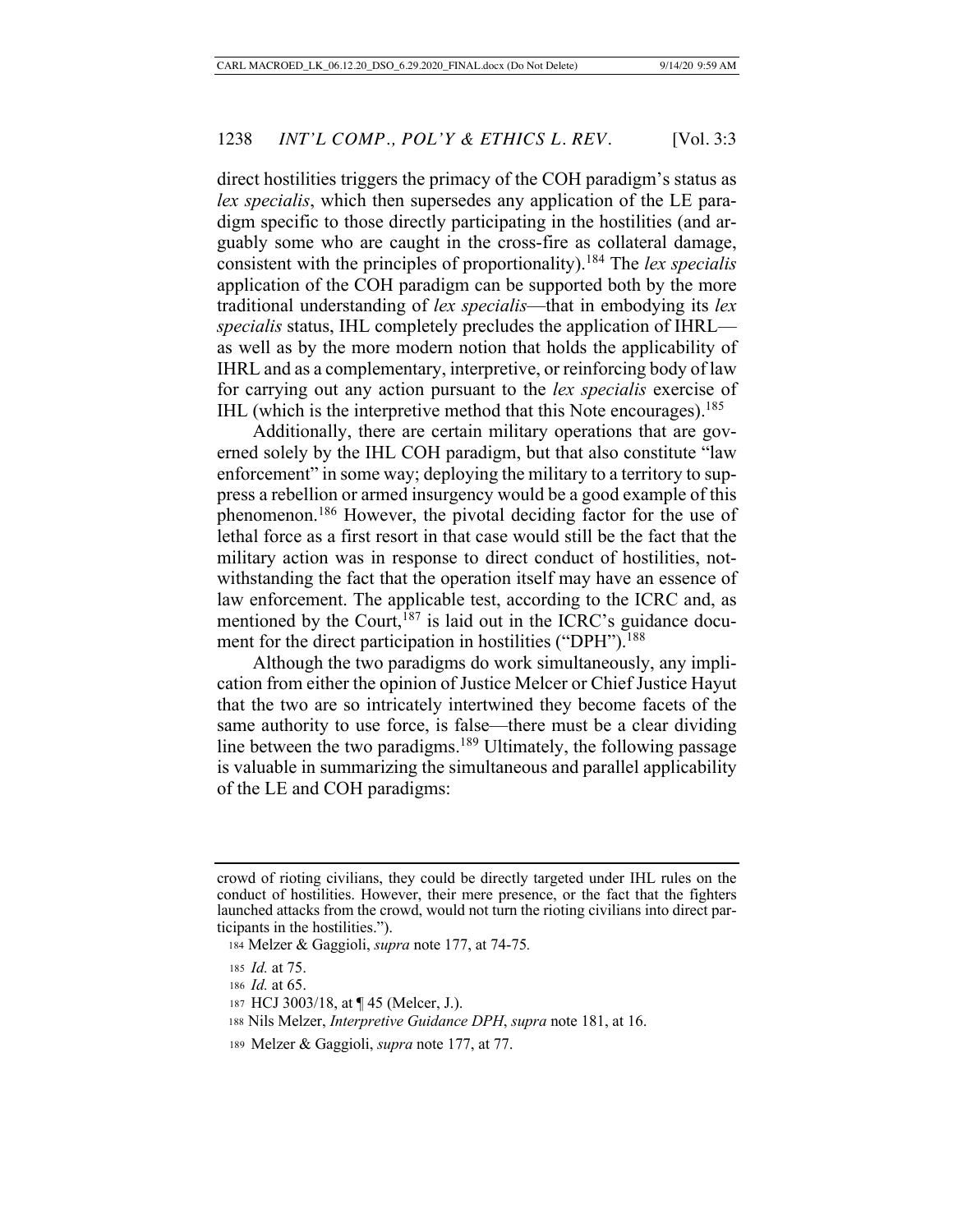direct hostilities triggers the primacy of the COH paradigm's status as *lex specialis*, which then supersedes any application of the LE paradigm specific to those directly participating in the hostilities (and arguably some who are caught in the cross-fire as collateral damage, consistent with the principles of proportionality).[184] The *lex specialis* application of the COH paradigm can be supported both by the more traditional understanding of *lex specialis*—that in embodying its *lex specialis* status, IHL completely precludes the application of IHRL—as well as by the more modern notion that holds the applicability of IHRL and as a complementary, interpretive, or reinforcing body of law for carrying out any action pursuant to the *lex specialis* exercise of IHL (which is the interpretive method that this Note encourages).[185]

Additionally, there are certain military operations that are governed solely by the IHL COH paradigm, but that also constitute "law enforcement" in some way; deploying the military to a territory to suppress a rebellion or armed insurgency would be a good example of this phenomenon.[186] However, the pivotal deciding factor for the use of lethal force as a first resort in that case would still be the fact that the military action was in response to direct conduct of hostilities, notwithstanding the fact that the operation itself may have an essence of law enforcement. The applicable test, according to the ICRC and, as mentioned by the Court,[187] is laid out in the ICRC's guidance document for the direct participation in hostilities ("DPH").[188]

Although the two paradigms do work simultaneously, any implication from either the opinion of Justice Melcer or Chief Justice Hayut that the two are so intricately intertwined they become facets of the same authority to use force, is false—there must be a clear dividing line between the two paradigms.[189] Ultimately, the following passage is valuable in summarizing the simultaneous and parallel applicability of the LE and COH paradigms:

---

crowd of rioting civilians, they could be directly targeted under IHL rules on the conduct of hostilities. However, their mere presence, or the fact that the fighters launched attacks from the crowd, would not turn the rioting civilians into direct participants in the hostilities.").

184 Melzer & Gaggioli, *supra* note 177, at 74-75.

185 *Id.* at 75.

186 *Id.* at 65.

187 HCJ 3003/18, at ¶ 45 (Melcer, J.).

188 Nils Melzer, *Interpretive Guidance DPH*, *supra* note 181, at 16.

189 Melzer & Gaggioli, *supra* note 177, at 77.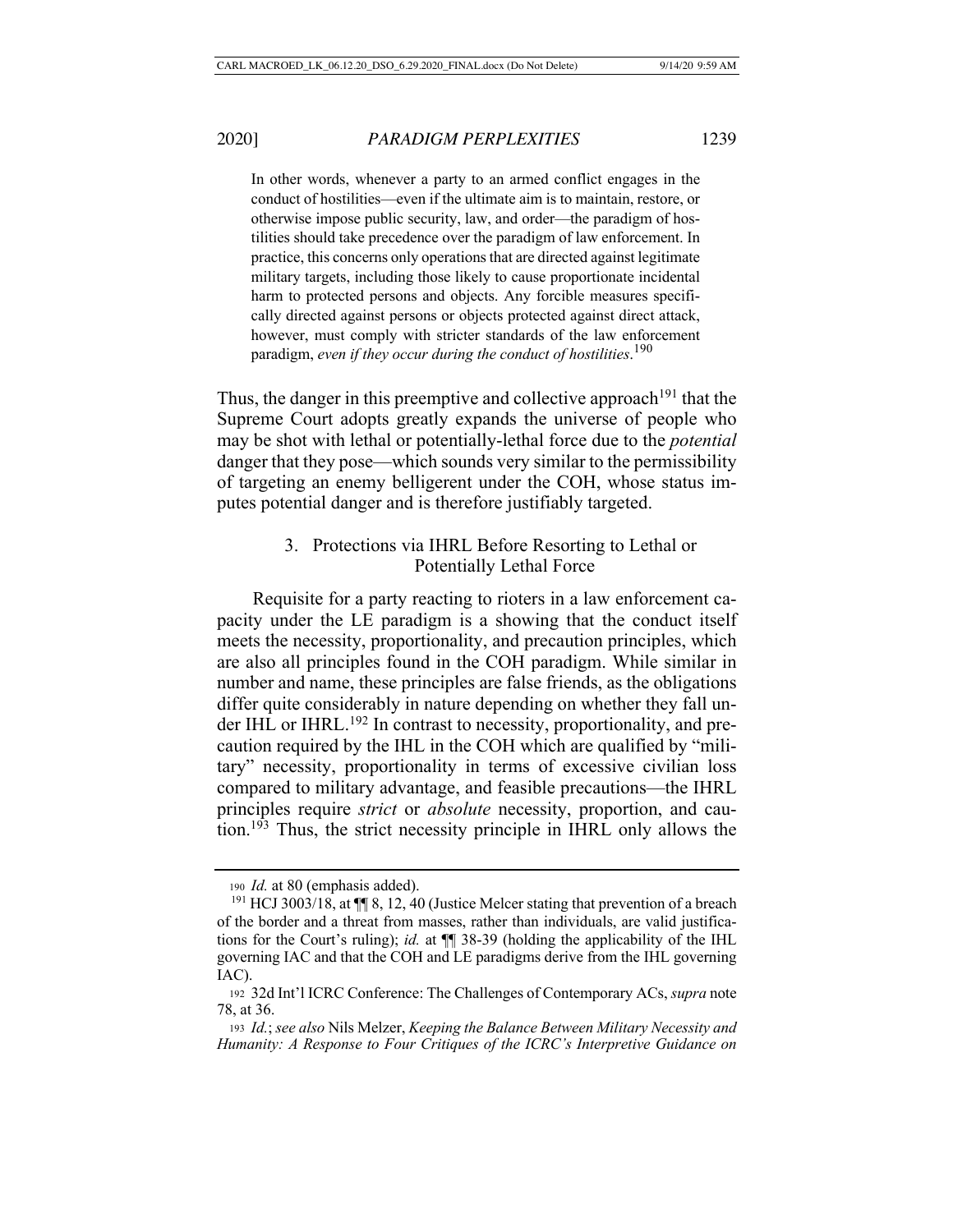> In other words, whenever a party to an armed conflict engages in the conduct of hostilities—even if the ultimate aim is to maintain, restore, or otherwise impose public security, law, and order—the paradigm of hostilities should take precedence over the paradigm of law enforcement. In practice, this concerns only operations that are directed against legitimate military targets, including those likely to cause proportionate incidental harm to protected persons and objects. Any forcible measures specifically directed against persons or objects protected against direct attack, however, must comply with stricter standards of the law enforcement paradigm, *even if they occur during the conduct of hostilities*.[190]

Thus, the danger in this preemptive and collective approach[191] that the Supreme Court adopts greatly expands the universe of people who may be shot with lethal or potentially-lethal force due to the *potential* danger that they pose—which sounds very similar to the permissibility of targeting an enemy belligerent under the COH, whose status imputes potential danger and is therefore justifiably targeted.

### 3. Protections via IHRL Before Resorting to Lethal or Potentially Lethal Force

Requisite for a party reacting to rioters in a law enforcement capacity under the LE paradigm is a showing that the conduct itself meets the necessity, proportionality, and precaution principles, which are also all principles found in the COH paradigm. While similar in number and name, these principles are false friends, as the obligations differ quite considerably in nature depending on whether they fall under IHL or IHRL.[192] In contrast to necessity, proportionality, and precaution required by the IHL in the COH which are qualified by "military" necessity, proportionality in terms of excessive civilian loss compared to military advantage, and feasible precautions—the IHRL principles require *strict* or *absolute* necessity, proportion, and caution.[193] Thus, the strict necessity principle in IHRL only allows the

---

[190] *Id.* at 80 (emphasis added).

[191] HCJ 3003/18, at ¶¶ 8, 12, 40 (Justice Melcer stating that prevention of a breach of the border and a threat from masses, rather than individuals, are valid justifications for the Court's ruling); *id.* at ¶¶ 38-39 (holding the applicability of the IHL governing IAC and that the COH and LE paradigms derive from the IHL governing IAC).

[192] 32d Int'l ICRC Conference: The Challenges of Contemporary ACs, *supra* note 78, at 36.

[193] *Id.*; *see also* Nils Melzer, *Keeping the Balance Between Military Necessity and Humanity: A Response to Four Critiques of the ICRC's Interpretive Guidance on*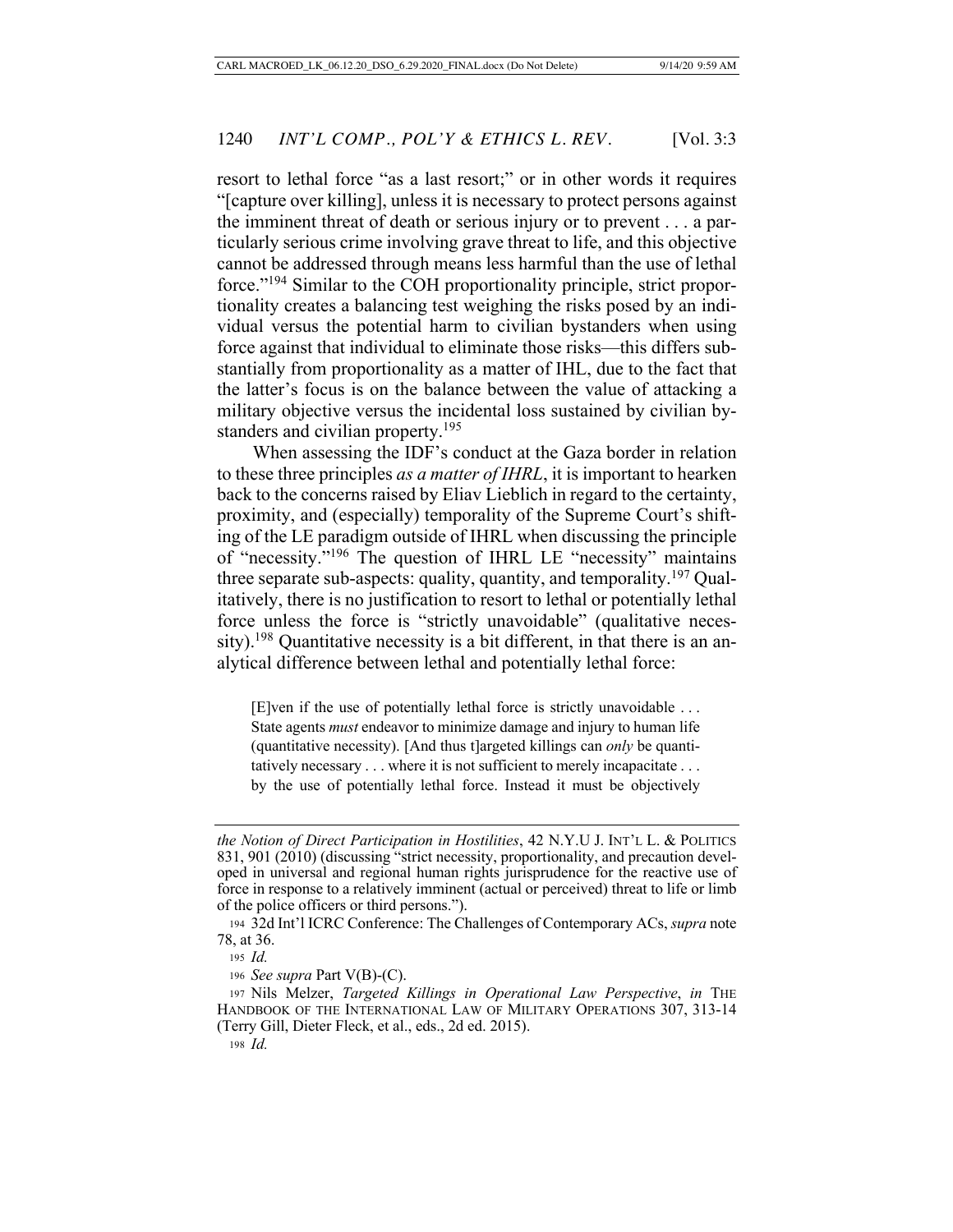resort to lethal force "as a last resort;" or in other words it requires "[capture over killing], unless it is necessary to protect persons against the imminent threat of death or serious injury or to prevent . . . a particularly serious crime involving grave threat to life, and this objective cannot be addressed through means less harmful than the use of lethal force."[194] Similar to the COH proportionality principle, strict proportionality creates a balancing test weighing the risks posed by an individual versus the potential harm to civilian bystanders when using force against that individual to eliminate those risks—this differs substantially from proportionality as a matter of IHL, due to the fact that the latter's focus is on the balance between the value of attacking a military objective versus the incidental loss sustained by civilian bystanders and civilian property.[195]

When assessing the IDF's conduct at the Gaza border in relation to these three principles *as a matter of IHRL*, it is important to hearken back to the concerns raised by Eliav Lieblich in regard to the certainty, proximity, and (especially) temporality of the Supreme Court's shifting of the LE paradigm outside of IHRL when discussing the principle of "necessity."[196] The question of IHRL LE "necessity" maintains three separate sub-aspects: quality, quantity, and temporality.[197] Qualitatively, there is no justification to resort to lethal or potentially lethal force unless the force is "strictly unavoidable" (qualitative necessity).[198] Quantitative necessity is a bit different, in that there is an analytical difference between lethal and potentially lethal force:

> [E]ven if the use of potentially lethal force is strictly unavoidable . . . State agents *must* endeavor to minimize damage and injury to human life (quantitative necessity). [And thus t]argeted killings can *only* be quantitatively necessary . . . where it is not sufficient to merely incapacitate . . . by the use of potentially lethal force. Instead it must be objectively

---

*the Notion of Direct Participation in Hostilities*, 42 N.Y.U J. INT'L L. & POLITICS 831, 901 (2010) (discussing "strict necessity, proportionality, and precaution developed in universal and regional human rights jurisprudence for the reactive use of force in response to a relatively imminent (actual or perceived) threat to life or limb of the police officers or third persons.").

194 32d Int'l ICRC Conference: The Challenges of Contemporary ACs, *supra* note 78, at 36.

195 *Id.*

196 *See supra* Part V(B)-(C).

197 Nils Melzer, *Targeted Killings in Operational Law Perspective*, *in* THE HANDBOOK OF THE INTERNATIONAL LAW OF MILITARY OPERATIONS 307, 313-14 (Terry Gill, Dieter Fleck, et al., eds., 2d ed. 2015).

198 *Id.*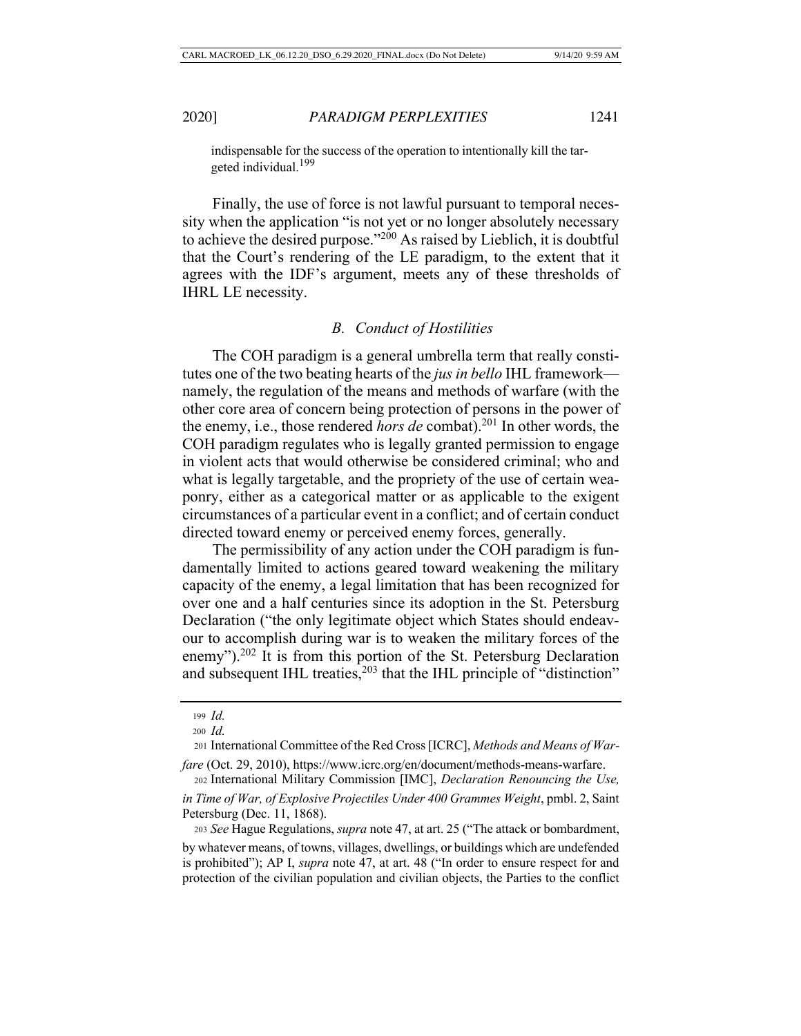indispensable for the success of the operation to intentionally kill the targeted individual.[199]

Finally, the use of force is not lawful pursuant to temporal necessity when the application "is not yet or no longer absolutely necessary to achieve the desired purpose."[200] As raised by Lieblich, it is doubtful that the Court's rendering of the LE paradigm, to the extent that it agrees with the IDF's argument, meets any of these thresholds of IHRL LE necessity.

### *B. Conduct of Hostilities*

The COH paradigm is a general umbrella term that really constitutes one of the two beating hearts of the *jus in bello* IHL framework—namely, the regulation of the means and methods of warfare (with the other core area of concern being protection of persons in the power of the enemy, i.e., those rendered *hors de* combat).[201] In other words, the COH paradigm regulates who is legally granted permission to engage in violent acts that would otherwise be considered criminal; who and what is legally targetable, and the propriety of the use of certain weaponry, either as a categorical matter or as applicable to the exigent circumstances of a particular event in a conflict; and of certain conduct directed toward enemy or perceived enemy forces, generally.

The permissibility of any action under the COH paradigm is fundamentally limited to actions geared toward weakening the military capacity of the enemy, a legal limitation that has been recognized for over one and a half centuries since its adoption in the St. Petersburg Declaration ("the only legitimate object which States should endeavour to accomplish during war is to weaken the military forces of the enemy").[202] It is from this portion of the St. Petersburg Declaration and subsequent IHL treaties,[203] that the IHL principle of "distinction"

---

199 *Id.*

200 *Id.*

201 International Committee of the Red Cross [ICRC], *Methods and Means of Warfare* (Oct. 29, 2010), https://www.icrc.org/en/document/methods-means-warfare.

202 International Military Commission [IMC], *Declaration Renouncing the Use, in Time of War, of Explosive Projectiles Under 400 Grammes Weight*, pmbl. 2, Saint Petersburg (Dec. 11, 1868).

203 *See* Hague Regulations, *supra* note 47, at art. 25 ("The attack or bombardment, by whatever means, of towns, villages, dwellings, or buildings which are undefended is prohibited"); AP I, *supra* note 47, at art. 48 ("In order to ensure respect for and protection of the civilian population and civilian objects, the Parties to the conflict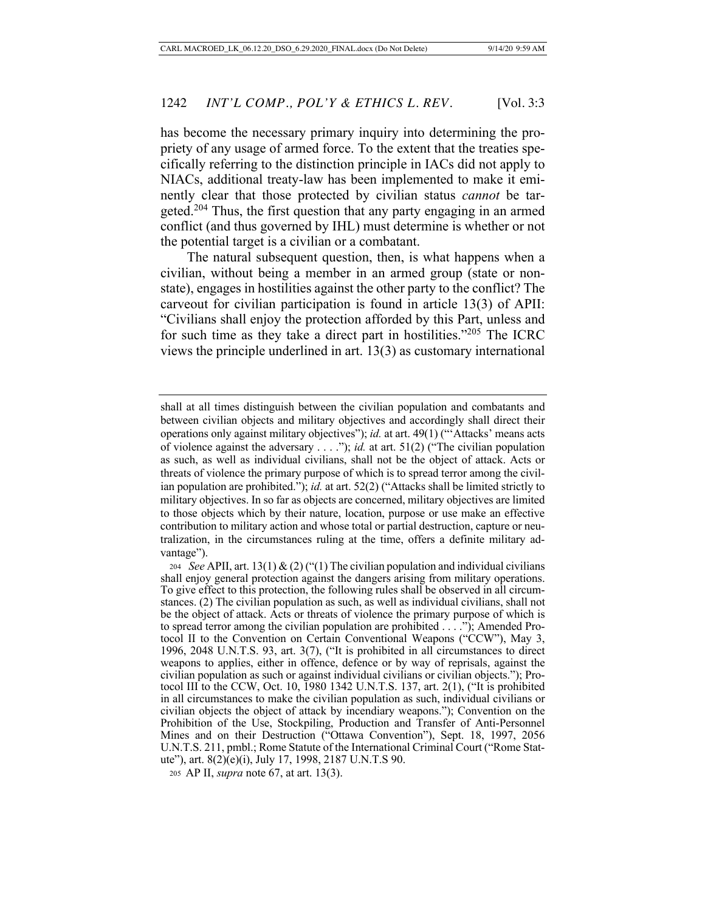has become the necessary primary inquiry into determining the propriety of any usage of armed force. To the extent that the treaties specifically referring to the distinction principle in IACs did not apply to NIACs, additional treaty-law has been implemented to make it eminently clear that those protected by civilian status *cannot* be targeted.[204] Thus, the first question that any party engaging in an armed conflict (and thus governed by IHL) must determine is whether or not the potential target is a civilian or a combatant.

The natural subsequent question, then, is what happens when a civilian, without being a member in an armed group (state or non-state), engages in hostilities against the other party to the conflict? The carveout for civilian participation is found in article 13(3) of APII: "Civilians shall enjoy the protection afforded by this Part, unless and for such time as they take a direct part in hostilities."[205] The ICRC views the principle underlined in art. 13(3) as customary international

---

shall at all times distinguish between the civilian population and combatants and between civilian objects and military objectives and accordingly shall direct their operations only against military objectives"); *id.* at art. 49(1) ("'Attacks' means acts of violence against the adversary . . . ."); *id.* at art. 51(2) ("The civilian population as such, as well as individual civilians, shall not be the object of attack. Acts or threats of violence the primary purpose of which is to spread terror among the civilian population are prohibited."); *id.* at art. 52(2) ("Attacks shall be limited strictly to military objectives. In so far as objects are concerned, military objectives are limited to those objects which by their nature, location, purpose or use make an effective contribution to military action and whose total or partial destruction, capture or neutralization, in the circumstances ruling at the time, offers a definite military advantage").

204 *See* APII, art. 13(1) & (2) ("(1) The civilian population and individual civilians shall enjoy general protection against the dangers arising from military operations. To give effect to this protection, the following rules shall be observed in all circumstances. (2) The civilian population as such, as well as individual civilians, shall not be the object of attack. Acts or threats of violence the primary purpose of which is to spread terror among the civilian population are prohibited . . . ."); Amended Protocol II to the Convention on Certain Conventional Weapons ("CCW"), May 3, 1996, 2048 U.N.T.S. 93, art. 3(7), ("It is prohibited in all circumstances to direct weapons to applies, either in offence, defence or by way of reprisals, against the civilian population as such or against individual civilians or civilian objects."); Protocol III to the CCW, Oct. 10, 1980 1342 U.N.T.S. 137, art. 2(1), ("It is prohibited in all circumstances to make the civilian population as such, individual civilians or civilian objects the object of attack by incendiary weapons."); Convention on the Prohibition of the Use, Stockpiling, Production and Transfer of Anti-Personnel Mines and on their Destruction ("Ottawa Convention"), Sept. 18, 1997, 2056 U.N.T.S. 211, pmbl.; Rome Statute of the International Criminal Court ("Rome Statute"), art. 8(2)(e)(i), July 17, 1998, 2187 U.N.T.S 90.

205 AP II, *supra* note 67, at art. 13(3).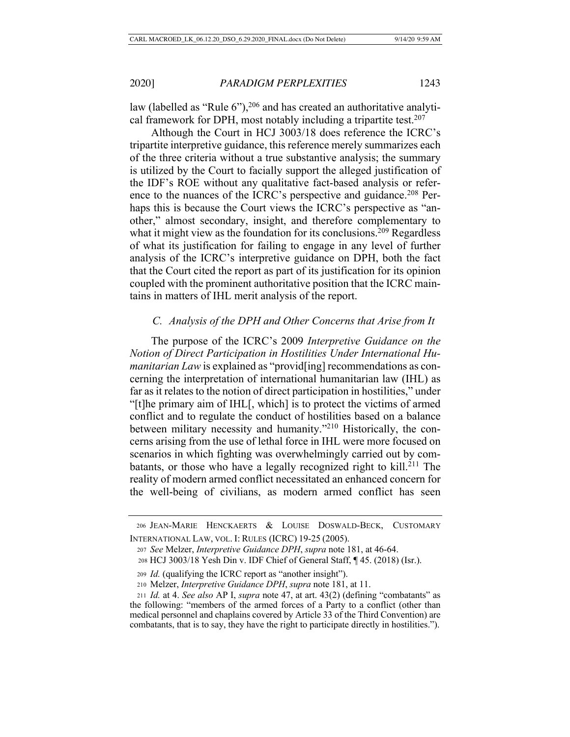law (labelled as "Rule 6"),[206] and has created an authoritative analytical framework for DPH, most notably including a tripartite test.[207]

Although the Court in HCJ 3003/18 does reference the ICRC's tripartite interpretive guidance, this reference merely summarizes each of the three criteria without a true substantive analysis; the summary is utilized by the Court to facially support the alleged justification of the IDF's ROE without any qualitative fact-based analysis or reference to the nuances of the ICRC's perspective and guidance.[208] Perhaps this is because the Court views the ICRC's perspective as "another," almost secondary, insight, and therefore complementary to what it might view as the foundation for its conclusions.[209] Regardless of what its justification for failing to engage in any level of further analysis of the ICRC's interpretive guidance on DPH, both the fact that the Court cited the report as part of its justification for its opinion coupled with the prominent authoritative position that the ICRC maintains in matters of IHL merit analysis of the report.

### *C. Analysis of the DPH and Other Concerns that Arise from It*

The purpose of the ICRC's 2009 *Interpretive Guidance on the Notion of Direct Participation in Hostilities Under International Humanitarian Law* is explained as "provid[ing] recommendations as concerning the interpretation of international humanitarian law (IHL) as far as it relates to the notion of direct participation in hostilities," under "[t]he primary aim of IHL[, which] is to protect the victims of armed conflict and to regulate the conduct of hostilities based on a balance between military necessity and humanity."[210] Historically, the concerns arising from the use of lethal force in IHL were more focused on scenarios in which fighting was overwhelmingly carried out by combatants, or those who have a legally recognized right to kill.[211] The reality of modern armed conflict necessitated an enhanced concern for the well-being of civilians, as modern armed conflict has seen

206 JEAN-MARIE HENCKAERTS & LOUISE DOSWALD-BECK, CUSTOMARY INTERNATIONAL LAW, VOL. I: RULES (ICRC) 19-25 (2005).

207 *See* Melzer, *Interpretive Guidance DPH*, *supra* note 181, at 46-64.

208 HCJ 3003/18 Yesh Din v. IDF Chief of General Staff, ¶ 45. (2018) (Isr.).

209 *Id.* (qualifying the ICRC report as "another insight").

210 Melzer, *Interpretive Guidance DPH*, *supra* note 181, at 11.

211 *Id.* at 4. *See also* AP I, *supra* note 47, at art. 43(2) (defining "combatants" as the following: "members of the armed forces of a Party to a conflict (other than medical personnel and chaplains covered by Article 33 of the Third Convention) are combatants, that is to say, they have the right to participate directly in hostilities.").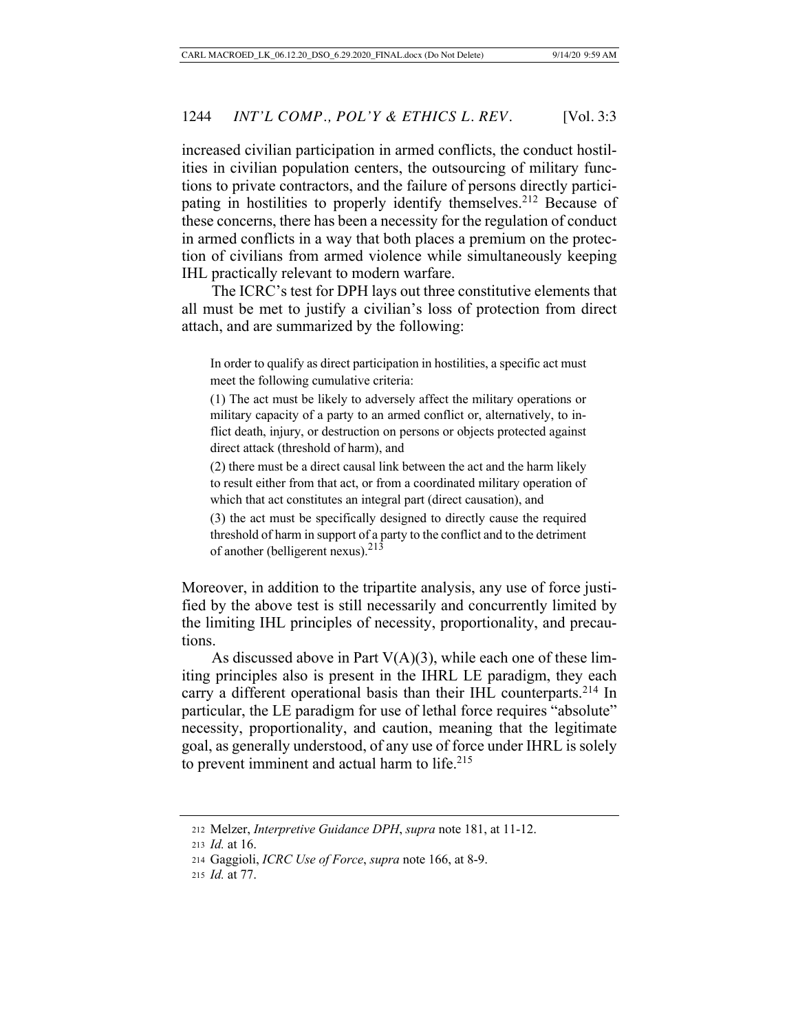increased civilian participation in armed conflicts, the conduct hostilities in civilian population centers, the outsourcing of military functions to private contractors, and the failure of persons directly participating in hostilities to properly identify themselves.[212] Because of these concerns, there has been a necessity for the regulation of conduct in armed conflicts in a way that both places a premium on the protection of civilians from armed violence while simultaneously keeping IHL practically relevant to modern warfare.

The ICRC's test for DPH lays out three constitutive elements that all must be met to justify a civilian's loss of protection from direct attach, and are summarized by the following:

> In order to qualify as direct participation in hostilities, a specific act must meet the following cumulative criteria:
>
> (1) The act must be likely to adversely affect the military operations or military capacity of a party to an armed conflict or, alternatively, to inflict death, injury, or destruction on persons or objects protected against direct attack (threshold of harm), and
>
> (2) there must be a direct causal link between the act and the harm likely to result either from that act, or from a coordinated military operation of which that act constitutes an integral part (direct causation), and
>
> (3) the act must be specifically designed to directly cause the required threshold of harm in support of a party to the conflict and to the detriment of another (belligerent nexus).[213]

Moreover, in addition to the tripartite analysis, any use of force justified by the above test is still necessarily and concurrently limited by the limiting IHL principles of necessity, proportionality, and precautions.

As discussed above in Part V(A)(3), while each one of these limiting principles also is present in the IHRL LE paradigm, they each carry a different operational basis than their IHL counterparts.[214] In particular, the LE paradigm for use of lethal force requires "absolute" necessity, proportionality, and caution, meaning that the legitimate goal, as generally understood, of any use of force under IHRL is solely to prevent imminent and actual harm to life.[215]

---

212 Melzer, *Interpretive Guidance DPH*, *supra* note 181, at 11-12.

213 *Id.* at 16.

214 Gaggioli, *ICRC Use of Force*, *supra* note 166, at 8-9.

215 *Id.* at 77.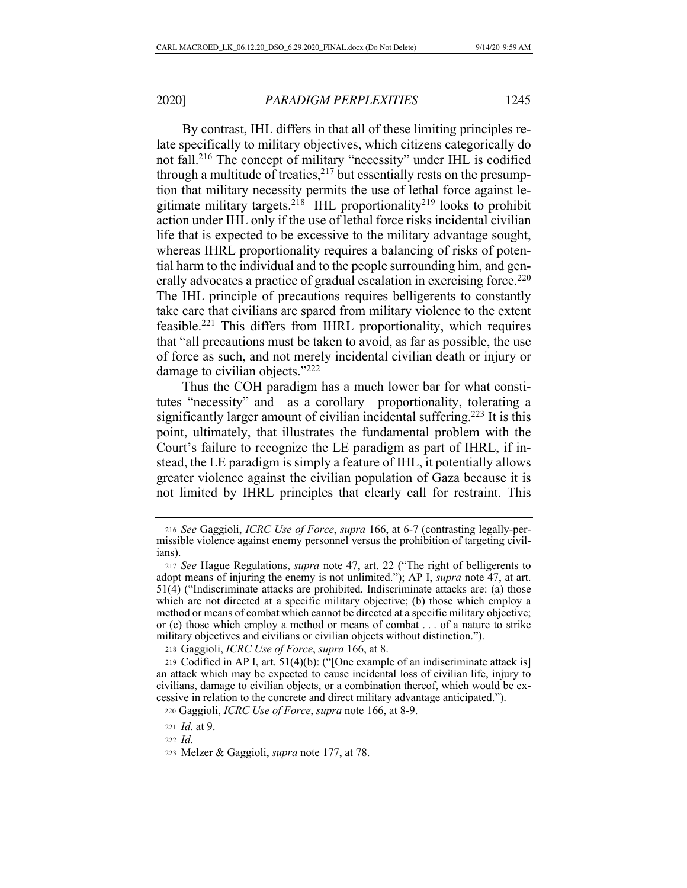By contrast, IHL differs in that all of these limiting principles relate specifically to military objectives, which citizens categorically do not fall.[216] The concept of military "necessity" under IHL is codified through a multitude of treaties,[217] but essentially rests on the presumption that military necessity permits the use of lethal force against legitimate military targets.[218] IHL proportionality[219] looks to prohibit action under IHL only if the use of lethal force risks incidental civilian life that is expected to be excessive to the military advantage sought, whereas IHRL proportionality requires a balancing of risks of potential harm to the individual and to the people surrounding him, and generally advocates a practice of gradual escalation in exercising force.[220] The IHL principle of precautions requires belligerents to constantly take care that civilians are spared from military violence to the extent feasible.[221] This differs from IHRL proportionality, which requires that "all precautions must be taken to avoid, as far as possible, the use of force as such, and not merely incidental civilian death or injury or damage to civilian objects."[222]

Thus the COH paradigm has a much lower bar for what constitutes "necessity" and—as a corollary—proportionality, tolerating a significantly larger amount of civilian incidental suffering.[223] It is this point, ultimately, that illustrates the fundamental problem with the Court's failure to recognize the LE paradigm as part of IHRL, if instead, the LE paradigm is simply a feature of IHL, it potentially allows greater violence against the civilian population of Gaza because it is not limited by IHRL principles that clearly call for restraint. This

---

216 *See* Gaggioli, *ICRC Use of Force*, *supra* 166, at 6-7 (contrasting legally-permissible violence against enemy personnel versus the prohibition of targeting civilians).

217 *See* Hague Regulations, *supra* note 47, art. 22 ("The right of belligerents to adopt means of injuring the enemy is not unlimited."); AP I, *supra* note 47, at art. 51(4) ("Indiscriminate attacks are prohibited. Indiscriminate attacks are: (a) those which are not directed at a specific military objective; (b) those which employ a method or means of combat which cannot be directed at a specific military objective; or (c) those which employ a method or means of combat . . . of a nature to strike military objectives and civilians or civilian objects without distinction.").

218 Gaggioli, *ICRC Use of Force*, *supra* 166, at 8.

219 Codified in AP I, art. 51(4)(b): ("[One example of an indiscriminate attack is] an attack which may be expected to cause incidental loss of civilian life, injury to civilians, damage to civilian objects, or a combination thereof, which would be excessive in relation to the concrete and direct military advantage anticipated.").

220 Gaggioli, *ICRC Use of Force*, *supra* note 166, at 8-9.

221 *Id.* at 9.

222 *Id.*

223 Melzer & Gaggioli, *supra* note 177, at 78.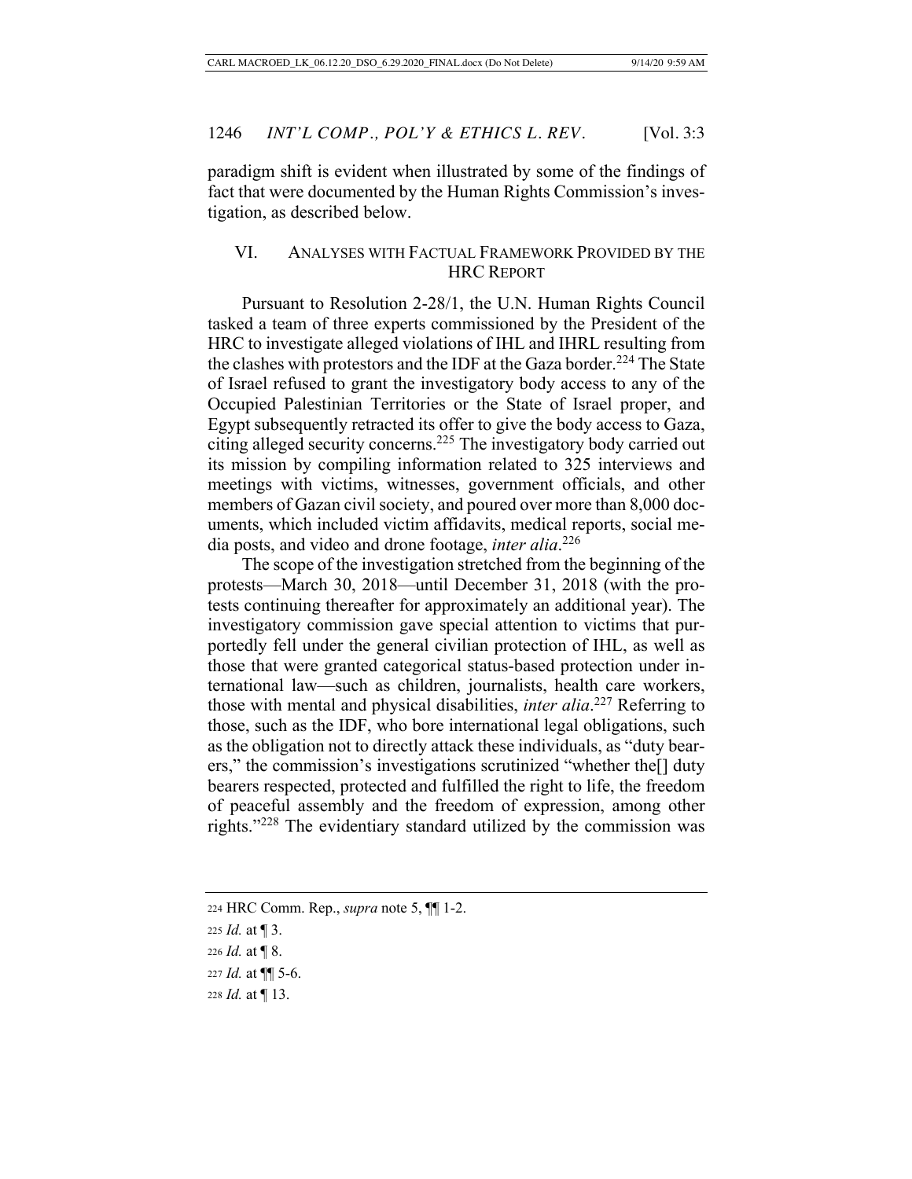paradigm shift is evident when illustrated by some of the findings of fact that were documented by the Human Rights Commission's investigation, as described below.

## VI. ANALYSES WITH FACTUAL FRAMEWORK PROVIDED BY THE HRC REPORT

Pursuant to Resolution 2-28/1, the U.N. Human Rights Council tasked a team of three experts commissioned by the President of the HRC to investigate alleged violations of IHL and IHRL resulting from the clashes with protestors and the IDF at the Gaza border.[224] The State of Israel refused to grant the investigatory body access to any of the Occupied Palestinian Territories or the State of Israel proper, and Egypt subsequently retracted its offer to give the body access to Gaza, citing alleged security concerns.[225] The investigatory body carried out its mission by compiling information related to 325 interviews and meetings with victims, witnesses, government officials, and other members of Gazan civil society, and poured over more than 8,000 documents, which included victim affidavits, medical reports, social media posts, and video and drone footage, *inter alia*.[226]

The scope of the investigation stretched from the beginning of the protests—March 30, 2018—until December 31, 2018 (with the protests continuing thereafter for approximately an additional year). The investigatory commission gave special attention to victims that purportedly fell under the general civilian protection of IHL, as well as those that were granted categorical status-based protection under international law—such as children, journalists, health care workers, those with mental and physical disabilities, *inter alia*.[227] Referring to those, such as the IDF, who bore international legal obligations, such as the obligation not to directly attack these individuals, as "duty bearers," the commission's investigations scrutinized "whether the[] duty bearers respected, protected and fulfilled the right to life, the freedom of peaceful assembly and the freedom of expression, among other rights."[228] The evidentiary standard utilized by the commission was

---

[224] HRC Comm. Rep., *supra* note 5, ¶¶ 1-2.

[225] *Id.* at ¶ 3.

[226] *Id.* at ¶ 8.

[227] *Id.* at ¶¶ 5-6.

[228] *Id.* at ¶ 13.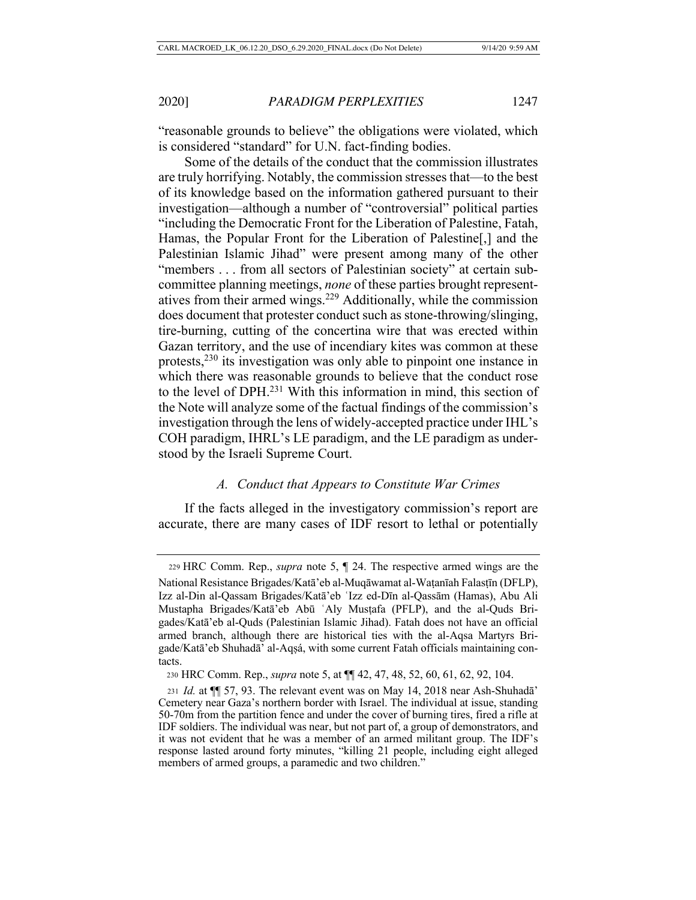"reasonable grounds to believe" the obligations were violated, which is considered "standard" for U.N. fact-finding bodies.

Some of the details of the conduct that the commission illustrates are truly horrifying. Notably, the commission stresses that—to the best of its knowledge based on the information gathered pursuant to their investigation—although a number of "controversial" political parties "including the Democratic Front for the Liberation of Palestine, Fatah, Hamas, the Popular Front for the Liberation of Palestine[,] and the Palestinian Islamic Jihad" were present among many of the other "members . . . from all sectors of Palestinian society" at certain sub-committee planning meetings, *none* of these parties brought representatives from their armed wings.[229] Additionally, while the commission does document that protester conduct such as stone-throwing/slinging, tire-burning, cutting of the concertina wire that was erected within Gazan territory, and the use of incendiary kites was common at these protests,[230] its investigation was only able to pinpoint one instance in which there was reasonable grounds to believe that the conduct rose to the level of DPH.[231] With this information in mind, this section of the Note will analyze some of the factual findings of the commission's investigation through the lens of widely-accepted practice under IHL's COH paradigm, IHRL's LE paradigm, and the LE paradigm as understood by the Israeli Supreme Court.

### *A. Conduct that Appears to Constitute War Crimes*

If the facts alleged in the investigatory commission's report are accurate, there are many cases of IDF resort to lethal or potentially

---

229 HRC Comm. Rep., *supra* note 5, ¶ 24. The respective armed wings are the National Resistance Brigades/Katā'eb al-Muqāwamat al-Waṭanīah Falasṭīn (DFLP), Izz al-Din al-Qassam Brigades/Katā'eb ʿIzz ed-Dīn al-Qassām (Hamas), Abu Ali Mustapha Brigades/Katā'eb Abū ʿAly Musṭafa (PFLP), and the al-Quds Brigades/Katā'eb al-Quds (Palestinian Islamic Jihad). Fatah does not have an official armed branch, although there are historical ties with the al-Aqsa Martyrs Brigade/Katā'eb Shuhadā' al-Aqṣá, with some current Fatah officials maintaining contacts.

230 HRC Comm. Rep., *supra* note 5, at ¶¶ 42, 47, 48, 52, 60, 61, 62, 92, 104.

231 *Id.* at ¶¶ 57, 93. The relevant event was on May 14, 2018 near Ash-Shuhadā' Cemetery near Gaza's northern border with Israel. The individual at issue, standing 50-70m from the partition fence and under the cover of burning tires, fired a rifle at IDF soldiers. The individual was near, but not part of, a group of demonstrators, and it was not evident that he was a member of an armed militant group. The IDF's response lasted around forty minutes, "killing 21 people, including eight alleged members of armed groups, a paramedic and two children."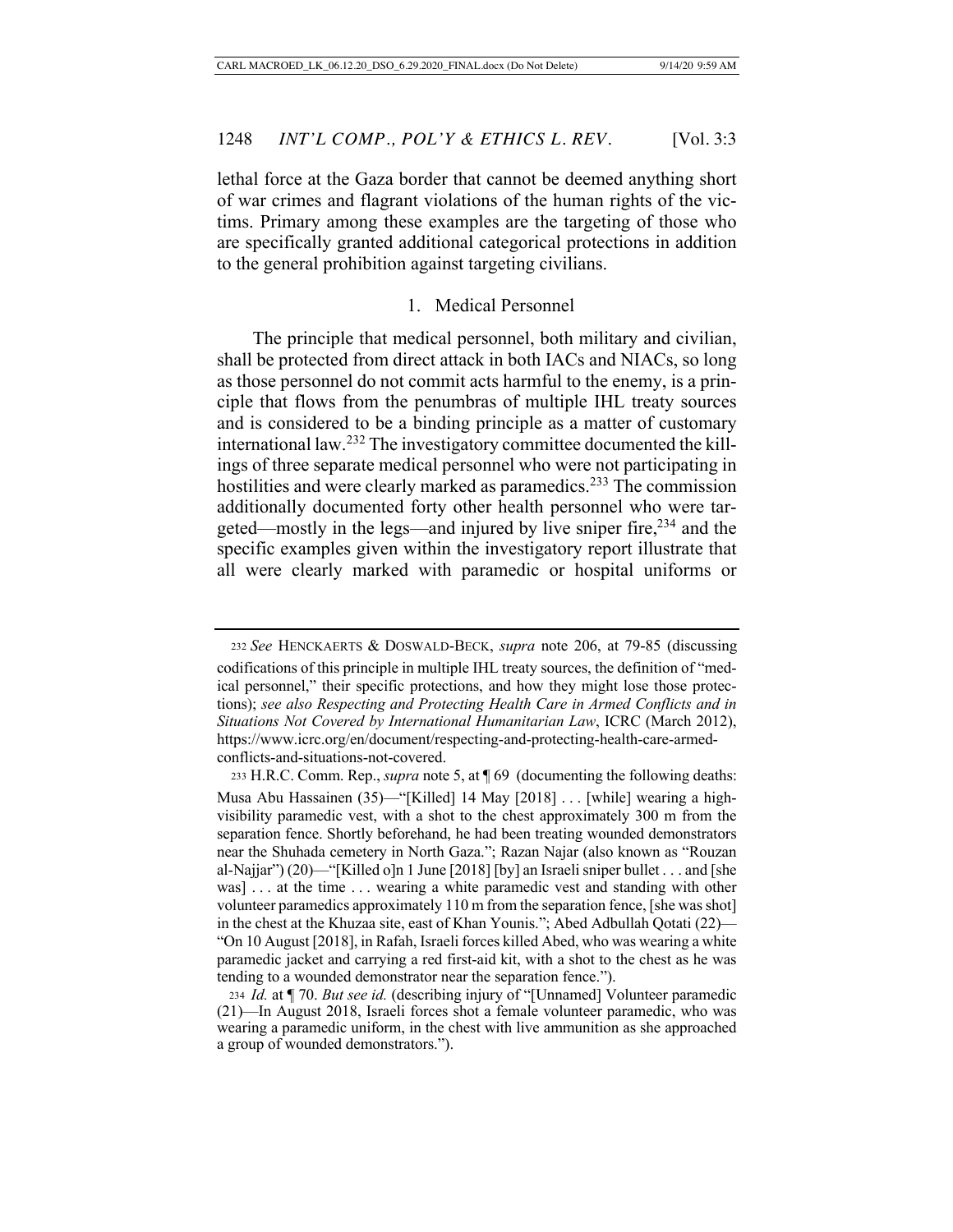lethal force at the Gaza border that cannot be deemed anything short of war crimes and flagrant violations of the human rights of the victims. Primary among these examples are the targeting of those who are specifically granted additional categorical protections in addition to the general prohibition against targeting civilians.

### 1. Medical Personnel

The principle that medical personnel, both military and civilian, shall be protected from direct attack in both IACs and NIACs, so long as those personnel do not commit acts harmful to the enemy, is a principle that flows from the penumbras of multiple IHL treaty sources and is considered to be a binding principle as a matter of customary international law.[232] The investigatory committee documented the killings of three separate medical personnel who were not participating in hostilities and were clearly marked as paramedics.[233] The commission additionally documented forty other health personnel who were targeted—mostly in the legs—and injured by live sniper fire,[234] and the specific examples given within the investigatory report illustrate that all were clearly marked with paramedic or hospital uniforms or

---

[232] *See* HENCKAERTS & DOSWALD-BECK, *supra* note 206, at 79-85 (discussing codifications of this principle in multiple IHL treaty sources, the definition of "medical personnel," their specific protections, and how they might lose those protections); *see also Respecting and Protecting Health Care in Armed Conflicts and in Situations Not Covered by International Humanitarian Law*, ICRC (March 2012), https://www.icrc.org/en/document/respecting-and-protecting-health-care-armed-conflicts-and-situations-not-covered.

[233] H.R.C. Comm. Rep., *supra* note 5, at ¶ 69 (documenting the following deaths: Musa Abu Hassainen (35)—"[Killed] 14 May [2018] . . . [while] wearing a high-visibility paramedic vest, with a shot to the chest approximately 300 m from the separation fence. Shortly beforehand, he had been treating wounded demonstrators near the Shuhada cemetery in North Gaza."; Razan Najar (also known as "Rouzan al-Najjar") (20)—"[Killed o]n 1 June [2018] [by] an Israeli sniper bullet . . . and [she was] . . . at the time . . . wearing a white paramedic vest and standing with other volunteer paramedics approximately 110 m from the separation fence, [she was shot] in the chest at the Khuzaa site, east of Khan Younis."; Abed Adbullah Qotati (22)—"On 10 August [2018], in Rafah, Israeli forces killed Abed, who was wearing a white paramedic jacket and carrying a red first-aid kit, with a shot to the chest as he was tending to a wounded demonstrator near the separation fence.").

[234] *Id.* at ¶ 70. *But see id.* (describing injury of "[Unnamed] Volunteer paramedic (21)—In August 2018, Israeli forces shot a female volunteer paramedic, who was wearing a paramedic uniform, in the chest with live ammunition as she approached a group of wounded demonstrators.").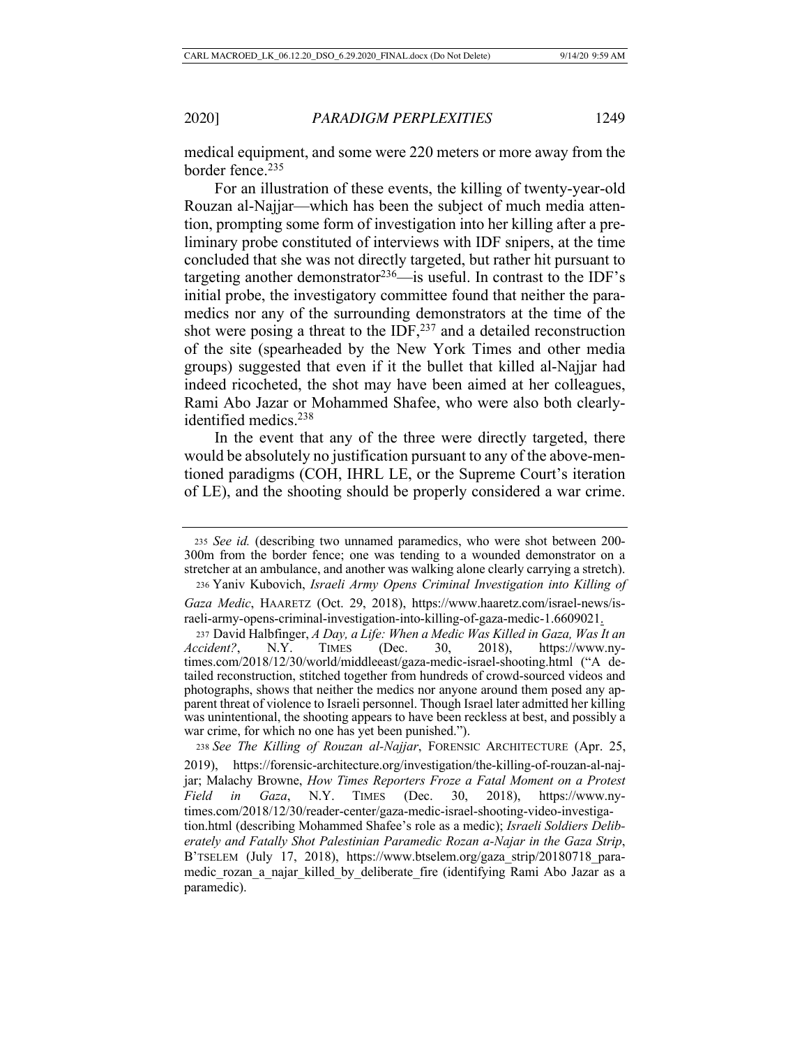medical equipment, and some were 220 meters or more away from the border fence.[235]

For an illustration of these events, the killing of twenty-year-old Rouzan al-Najjar—which has been the subject of much media attention, prompting some form of investigation into her killing after a preliminary probe constituted of interviews with IDF snipers, at the time concluded that she was not directly targeted, but rather hit pursuant to targeting another demonstrator[236]—is useful. In contrast to the IDF's initial probe, the investigatory committee found that neither the paramedics nor any of the surrounding demonstrators at the time of the shot were posing a threat to the IDF,[237] and a detailed reconstruction of the site (spearheaded by the New York Times and other media groups) suggested that even if it the bullet that killed al-Najjar had indeed ricocheted, the shot may have been aimed at her colleagues, Rami Abo Jazar or Mohammed Shafee, who were also both clearly-identified medics.[238]

In the event that any of the three were directly targeted, there would be absolutely no justification pursuant to any of the above-mentioned paradigms (COH, IHRL LE, or the Supreme Court's iteration of LE), and the shooting should be properly considered a war crime.

---

[235] *See id.* (describing two unnamed paramedics, who were shot between 200-300m from the border fence; one was tending to a wounded demonstrator on a stretcher at an ambulance, and another was walking alone clearly carrying a stretch).

[236] Yaniv Kubovich, *Israeli Army Opens Criminal Investigation into Killing of Gaza Medic*, HAARETZ (Oct. 29, 2018), https://www.haaretz.com/israel-news/israeli-army-opens-criminal-investigation-into-killing-of-gaza-medic-1.6609021.

[237] David Halbfinger, *A Day, a Life: When a Medic Was Killed in Gaza, Was It an Accident?*, N.Y. TIMES (Dec. 30, 2018), https://www.nytimes.com/2018/12/30/world/middleeast/gaza-medic-israel-shooting.html ("A detailed reconstruction, stitched together from hundreds of crowd-sourced videos and photographs, shows that neither the medics nor anyone around them posed any apparent threat of violence to Israeli personnel. Though Israel later admitted her killing was unintentional, the shooting appears to have been reckless at best, and possibly a war crime, for which no one has yet been punished.").

[238] *See The Killing of Rouzan al-Najjar*, FORENSIC ARCHITECTURE (Apr. 25, 2019), https://forensic-architecture.org/investigation/the-killing-of-rouzan-al-najjar; Malachy Browne, *How Times Reporters Froze a Fatal Moment on a Protest Field in Gaza*, N.Y. TIMES (Dec. 30, 2018), https://www.nytimes.com/2018/12/30/reader-center/gaza-medic-israel-shooting-video-investigation.html (describing Mohammed Shafee's role as a medic); *Israeli Soldiers Deliberately and Fatally Shot Palestinian Paramedic Rozan a-Najar in the Gaza Strip*, B'TSELEM (July 17, 2018), https://www.btselem.org/gaza_strip/20180718_paramedic_rozan_a_najar_killed_by_deliberate_fire (identifying Rami Abo Jazar as a paramedic).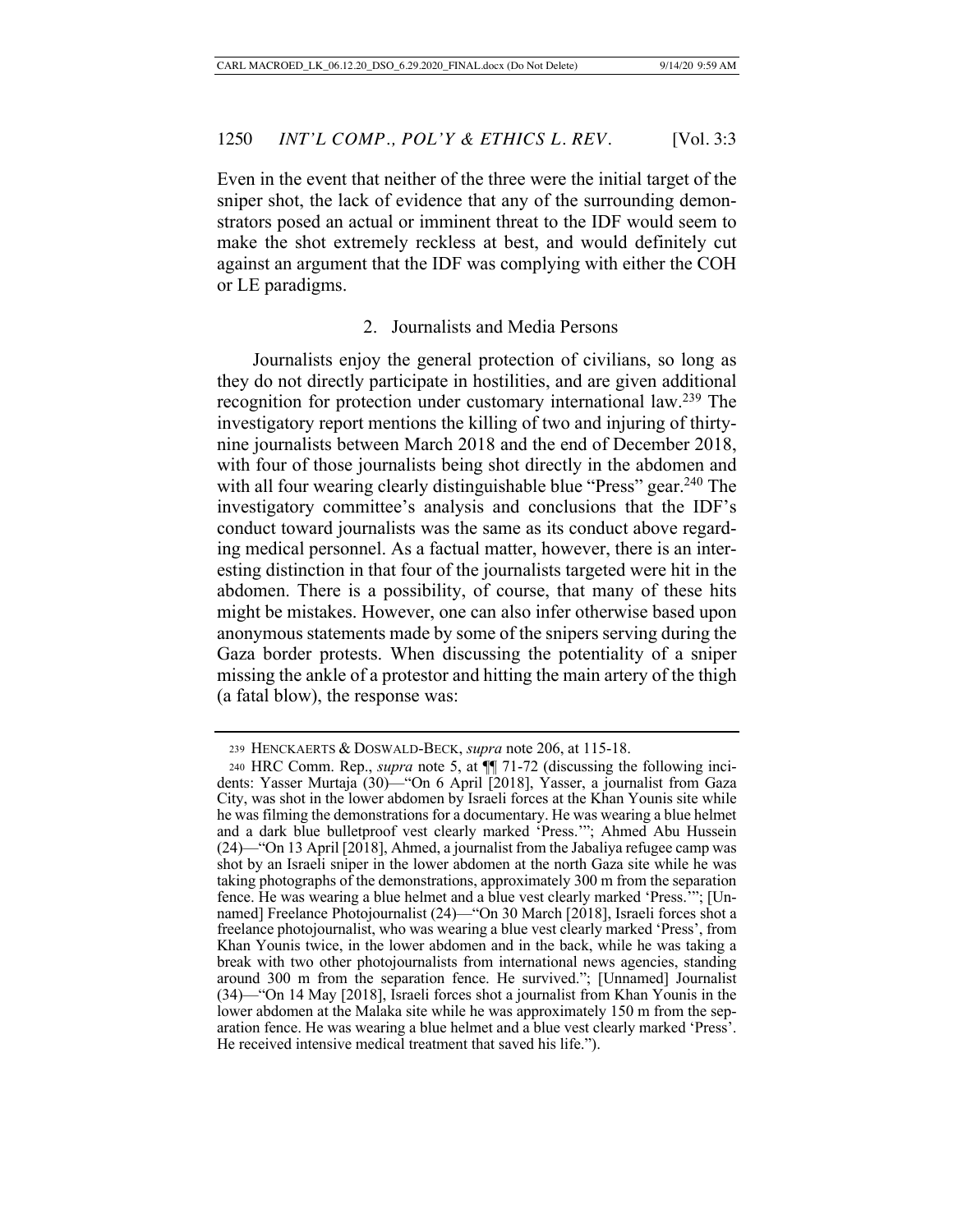Even in the event that neither of the three were the initial target of the sniper shot, the lack of evidence that any of the surrounding demonstrators posed an actual or imminent threat to the IDF would seem to make the shot extremely reckless at best, and would definitely cut against an argument that the IDF was complying with either the COH or LE paradigms.

### 2. Journalists and Media Persons

Journalists enjoy the general protection of civilians, so long as they do not directly participate in hostilities, and are given additional recognition for protection under customary international law.[239] The investigatory report mentions the killing of two and injuring of thirty-nine journalists between March 2018 and the end of December 2018, with four of those journalists being shot directly in the abdomen and with all four wearing clearly distinguishable blue "Press" gear.[240] The investigatory committee's analysis and conclusions that the IDF's conduct toward journalists was the same as its conduct above regarding medical personnel. As a factual matter, however, there is an interesting distinction in that four of the journalists targeted were hit in the abdomen. There is a possibility, of course, that many of these hits might be mistakes. However, one can also infer otherwise based upon anonymous statements made by some of the snipers serving during the Gaza border protests. When discussing the potentiality of a sniper missing the ankle of a protestor and hitting the main artery of the thigh (a fatal blow), the response was:

---

239 HENCKAERTS & DOSWALD-BECK, *supra* note 206, at 115-18.

240 HRC Comm. Rep., *supra* note 5, at ¶¶ 71-72 (discussing the following incidents: Yasser Murtaja (30)—"On 6 April [2018], Yasser, a journalist from Gaza City, was shot in the lower abdomen by Israeli forces at the Khan Younis site while he was filming the demonstrations for a documentary. He was wearing a blue helmet and a dark blue bulletproof vest clearly marked 'Press.'"; Ahmed Abu Hussein (24)—"On 13 April [2018], Ahmed, a journalist from the Jabaliya refugee camp was shot by an Israeli sniper in the lower abdomen at the north Gaza site while he was taking photographs of the demonstrations, approximately 300 m from the separation fence. He was wearing a blue helmet and a blue vest clearly marked 'Press.'"; [Unnamed] Freelance Photojournalist (24)—"On 30 March [2018], Israeli forces shot a freelance photojournalist, who was wearing a blue vest clearly marked 'Press', from Khan Younis twice, in the lower abdomen and in the back, while he was taking a break with two other photojournalists from international news agencies, standing around 300 m from the separation fence. He survived."; [Unnamed] Journalist (34)—"On 14 May [2018], Israeli forces shot a journalist from Khan Younis in the lower abdomen at the Malaka site while he was approximately 150 m from the separation fence. He was wearing a blue helmet and a blue vest clearly marked 'Press'. He received intensive medical treatment that saved his life.").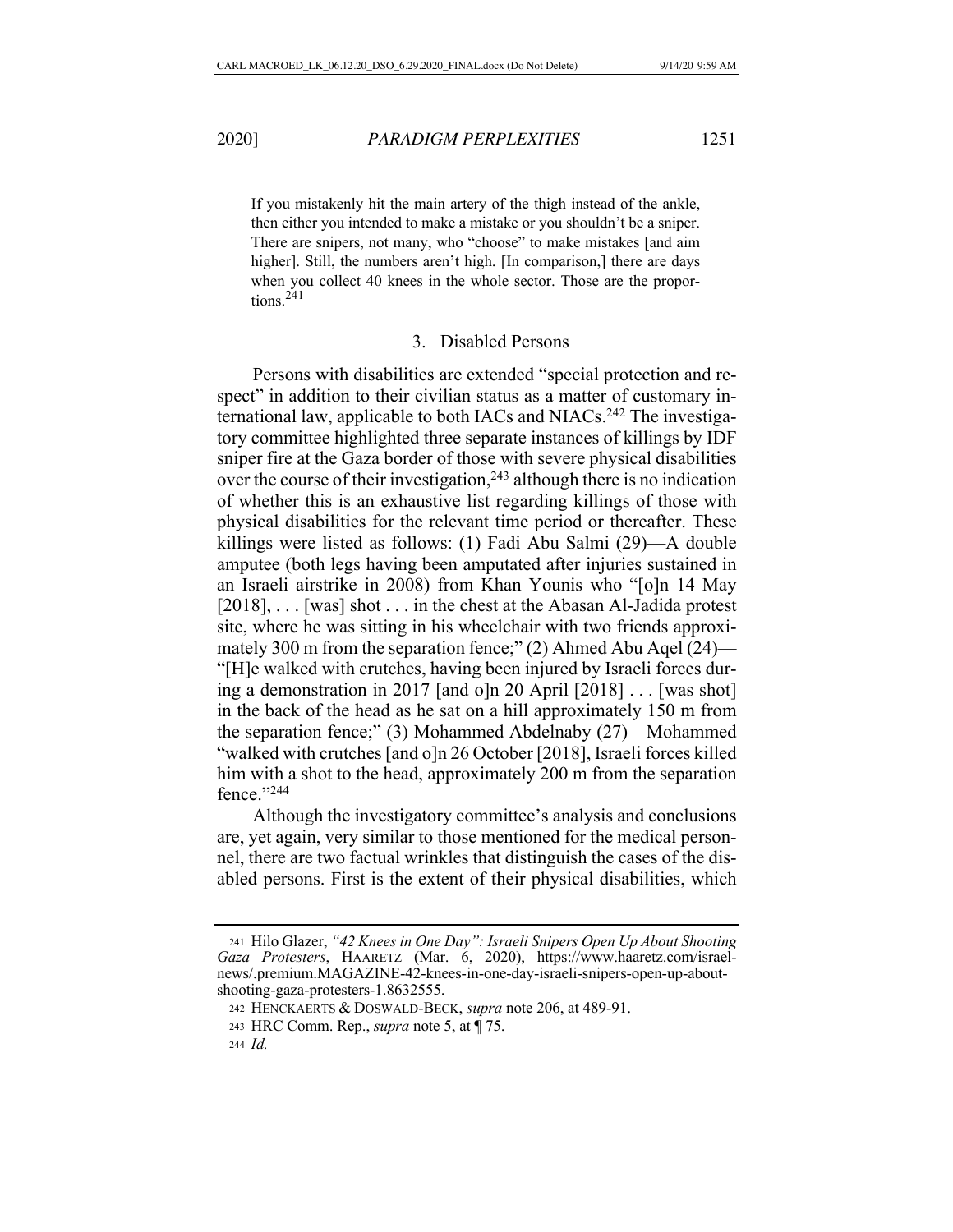If you mistakenly hit the main artery of the thigh instead of the ankle, then either you intended to make a mistake or you shouldn't be a sniper. There are snipers, not many, who "choose" to make mistakes [and aim higher]. Still, the numbers aren't high. [In comparison,] there are days when you collect 40 knees in the whole sector. Those are the proportions.[241]

### 3. Disabled Persons

Persons with disabilities are extended "special protection and respect" in addition to their civilian status as a matter of customary international law, applicable to both IACs and NIACs.[242] The investigatory committee highlighted three separate instances of killings by IDF sniper fire at the Gaza border of those with severe physical disabilities over the course of their investigation,[243] although there is no indication of whether this is an exhaustive list regarding killings of those with physical disabilities for the relevant time period or thereafter. These killings were listed as follows: (1) Fadi Abu Salmi (29)—A double amputee (both legs having been amputated after injuries sustained in an Israeli airstrike in 2008) from Khan Younis who "[o]n 14 May [2018], . . . [was] shot . . . in the chest at the Abasan Al-Jadida protest site, where he was sitting in his wheelchair with two friends approximately 300 m from the separation fence;" (2) Ahmed Abu Aqel (24)—"[H]e walked with crutches, having been injured by Israeli forces during a demonstration in 2017 [and o]n 20 April [2018] . . . [was shot] in the back of the head as he sat on a hill approximately 150 m from the separation fence;" (3) Mohammed Abdelnaby (27)—Mohammed "walked with crutches [and o]n 26 October [2018], Israeli forces killed him with a shot to the head, approximately 200 m from the separation fence."[244]

Although the investigatory committee's analysis and conclusions are, yet again, very similar to those mentioned for the medical personnel, there are two factual wrinkles that distinguish the cases of the disabled persons. First is the extent of their physical disabilities, which

---

[241] Hilo Glazer, *"42 Knees in One Day": Israeli Snipers Open Up About Shooting Gaza Protesters*, HAARETZ (Mar. 6, 2020), https://www.haaretz.com/israel-news/.premium.MAGAZINE-42-knees-in-one-day-israeli-snipers-open-up-about-shooting-gaza-protesters-1.8632555.

[242] HENCKAERTS & DOSWALD-BECK, *supra* note 206, at 489-91.

[243] HRC Comm. Rep., *supra* note 5, at ¶ 75.

[244] *Id.*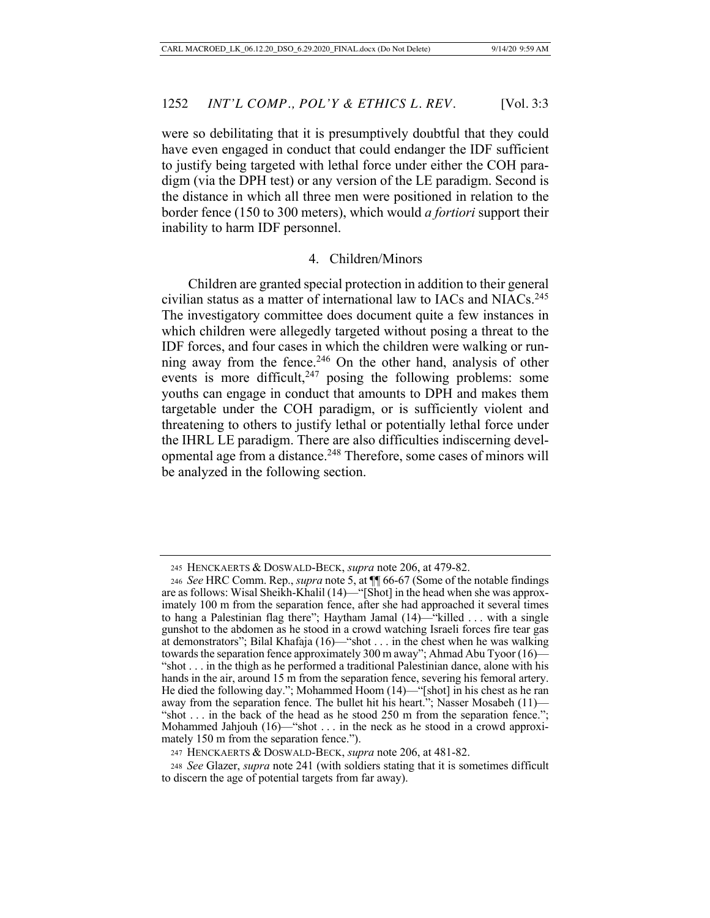were so debilitating that it is presumptively doubtful that they could have even engaged in conduct that could endanger the IDF sufficient to justify being targeted with lethal force under either the COH paradigm (via the DPH test) or any version of the LE paradigm. Second is the distance in which all three men were positioned in relation to the border fence (150 to 300 meters), which would *a fortiori* support their inability to harm IDF personnel.

#### 4. Children/Minors

Children are granted special protection in addition to their general civilian status as a matter of international law to IACs and NIACs.[245] The investigatory committee does document quite a few instances in which children were allegedly targeted without posing a threat to the IDF forces, and four cases in which the children were walking or running away from the fence.[246] On the other hand, analysis of other events is more difficult,[247] posing the following problems: some youths can engage in conduct that amounts to DPH and makes them targetable under the COH paradigm, or is sufficiently violent and threatening to others to justify lethal or potentially lethal force under the IHRL LE paradigm. There are also difficulties indiscerning developmental age from a distance.[248] Therefore, some cases of minors will be analyzed in the following section.

---

245 HENCKAERTS & DOSWALD-BECK, *supra* note 206, at 479-82.

246 *See* HRC Comm. Rep., *supra* note 5, at ¶¶ 66-67 (Some of the notable findings are as follows: Wisal Sheikh-Khalil (14)—"[Shot] in the head when she was approximately 100 m from the separation fence, after she had approached it several times to hang a Palestinian flag there"; Haytham Jamal (14)—"killed . . . with a single gunshot to the abdomen as he stood in a crowd watching Israeli forces fire tear gas at demonstrators"; Bilal Khafaja (16)—"shot . . . in the chest when he was walking towards the separation fence approximately 300 m away"; Ahmad Abu Tyoor (16)—"shot . . . in the thigh as he performed a traditional Palestinian dance, alone with his hands in the air, around 15 m from the separation fence, severing his femoral artery. He died the following day."; Mohammed Hoom (14)—"[shot] in his chest as he ran away from the separation fence. The bullet hit his heart."; Nasser Mosabeh (11)—"shot . . . in the back of the head as he stood 250 m from the separation fence."; Mohammed Jahjouh (16)—"shot . . . in the neck as he stood in a crowd approximately 150 m from the separation fence.").

247 HENCKAERTS & DOSWALD-BECK, *supra* note 206, at 481-82.

248 *See* Glazer, *supra* note 241 (with soldiers stating that it is sometimes difficult to discern the age of potential targets from far away).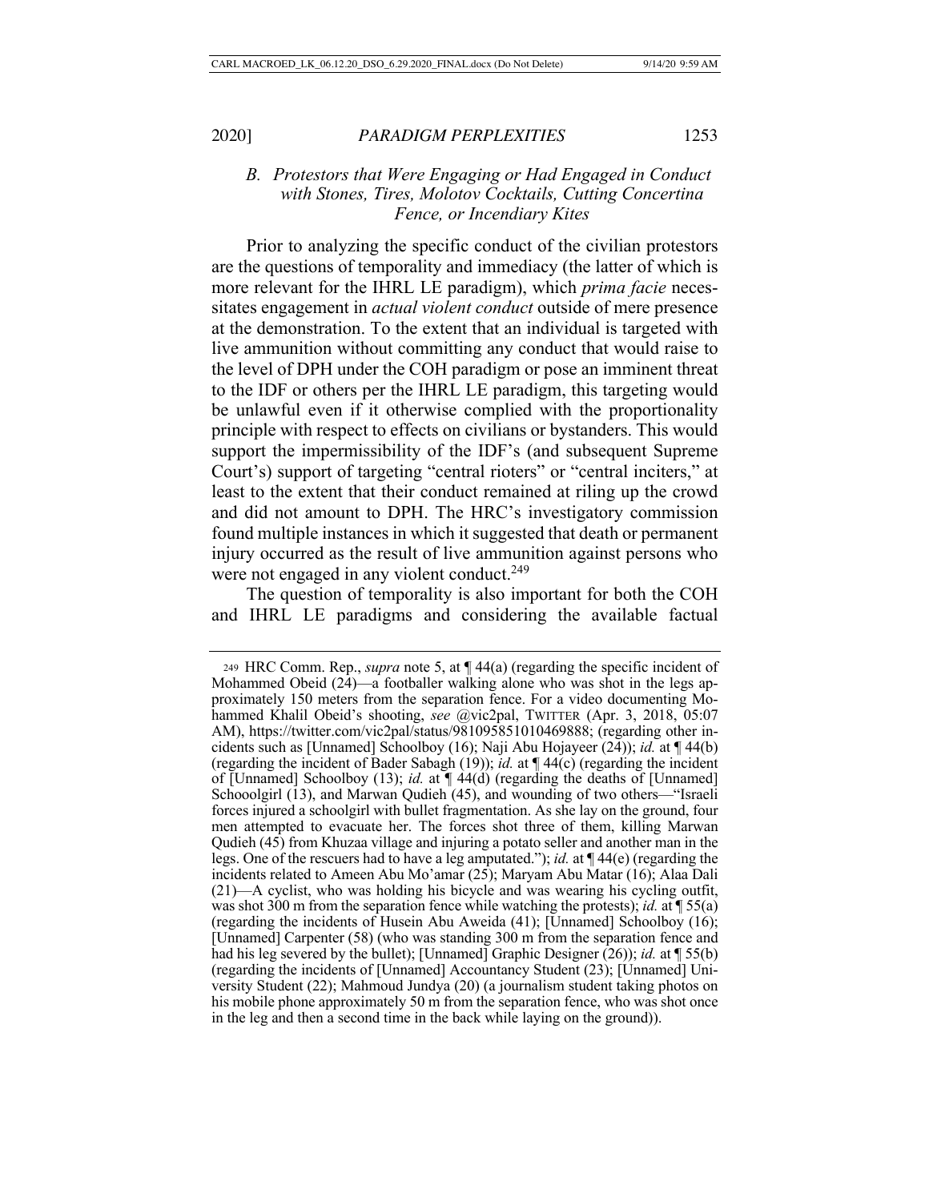### *B. Protestors that Were Engaging or Had Engaged in Conduct with Stones, Tires, Molotov Cocktails, Cutting Concertina Fence, or Incendiary Kites*

Prior to analyzing the specific conduct of the civilian protestors are the questions of temporality and immediacy (the latter of which is more relevant for the IHRL LE paradigm), which *prima facie* necessitates engagement in *actual violent conduct* outside of mere presence at the demonstration. To the extent that an individual is targeted with live ammunition without committing any conduct that would raise to the level of DPH under the COH paradigm or pose an imminent threat to the IDF or others per the IHRL LE paradigm, this targeting would be unlawful even if it otherwise complied with the proportionality principle with respect to effects on civilians or bystanders. This would support the impermissibility of the IDF's (and subsequent Supreme Court's) support of targeting "central rioters" or "central inciters," at least to the extent that their conduct remained at riling up the crowd and did not amount to DPH. The HRC's investigatory commission found multiple instances in which it suggested that death or permanent injury occurred as the result of live ammunition against persons who were not engaged in any violent conduct.[249]

The question of temporality is also important for both the COH and IHRL LE paradigms and considering the available factual

---

[249] HRC Comm. Rep., *supra* note 5, at ¶ 44(a) (regarding the specific incident of Mohammed Obeid (24)—a footballer walking alone who was shot in the legs approximately 150 meters from the separation fence. For a video documenting Mohammed Khalil Obeid's shooting, *see* @vic2pal, TWITTER (Apr. 3, 2018, 05:07 AM), https://twitter.com/vic2pal/status/981095851010469888; (regarding other incidents such as [Unnamed] Schoolboy (16); Naji Abu Hojayeer (24)); *id.* at ¶ 44(b) (regarding the incident of Bader Sabagh (19)); *id.* at ¶ 44(c) (regarding the incident of [Unnamed] Schoolboy (13); *id.* at ¶ 44(d) (regarding the deaths of [Unnamed] Schooolgirl (13), and Marwan Qudieh (45), and wounding of two others—"Israeli forces injured a schoolgirl with bullet fragmentation. As she lay on the ground, four men attempted to evacuate her. The forces shot three of them, killing Marwan Qudieh (45) from Khuzaa village and injuring a potato seller and another man in the legs. One of the rescuers had to have a leg amputated."); *id.* at ¶ 44(e) (regarding the incidents related to Ameen Abu Mo'amar (25); Maryam Abu Matar (16); Alaa Dali (21)—A cyclist, who was holding his bicycle and was wearing his cycling outfit, was shot 300 m from the separation fence while watching the protests); *id.* at ¶ 55(a) (regarding the incidents of Husein Abu Aweida (41); [Unnamed] Schoolboy (16); [Unnamed] Carpenter (58) (who was standing 300 m from the separation fence and had his leg severed by the bullet); [Unnamed] Graphic Designer (26)); *id.* at ¶ 55(b) (regarding the incidents of [Unnamed] Accountancy Student (23); [Unnamed] University Student (22); Mahmoud Jundya (20) (a journalism student taking photos on his mobile phone approximately 50 m from the separation fence, who was shot once in the leg and then a second time in the back while laying on the ground)).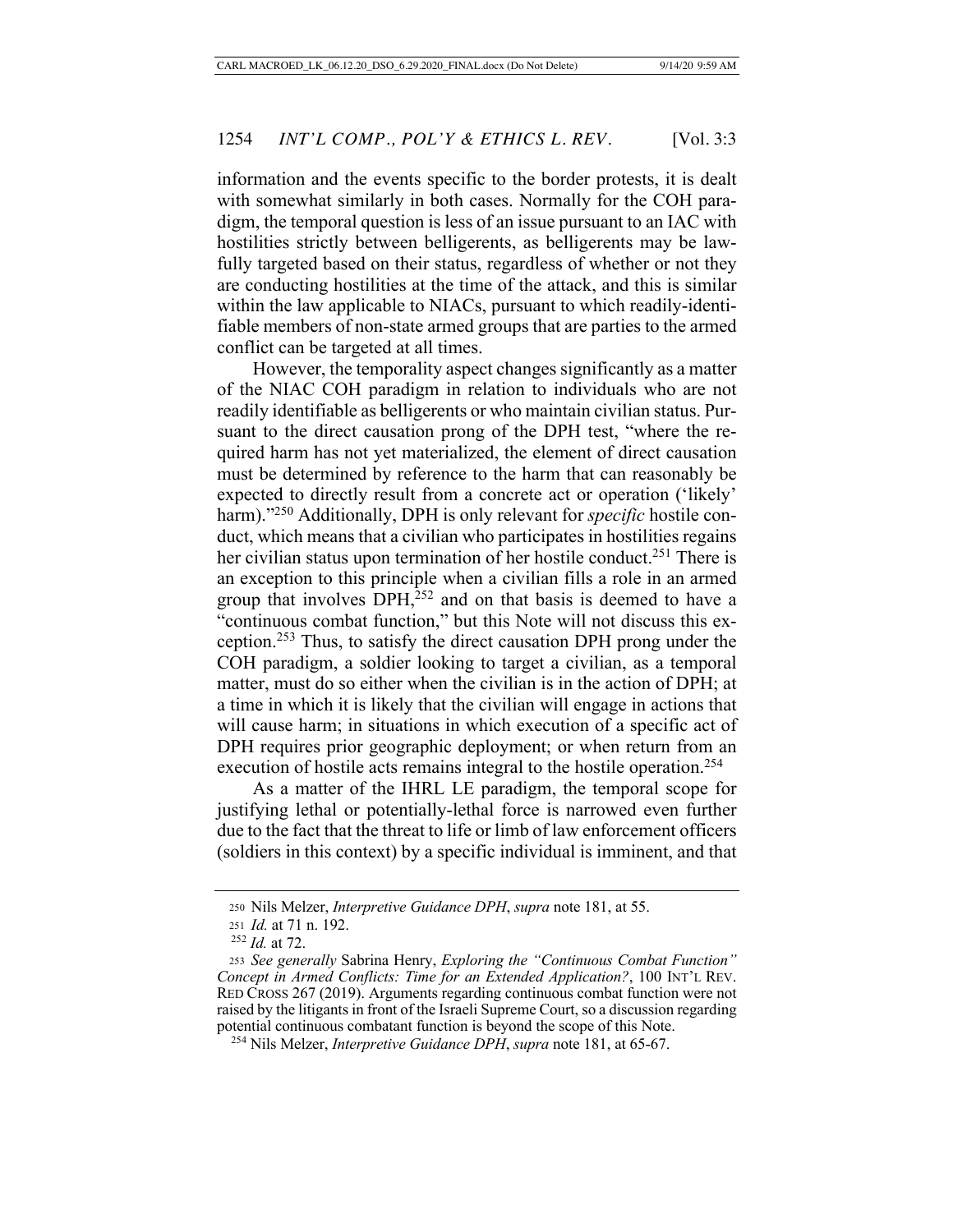information and the events specific to the border protests, it is dealt with somewhat similarly in both cases. Normally for the COH paradigm, the temporal question is less of an issue pursuant to an IAC with hostilities strictly between belligerents, as belligerents may be lawfully targeted based on their status, regardless of whether or not they are conducting hostilities at the time of the attack, and this is similar within the law applicable to NIACs, pursuant to which readily-identifiable members of non-state armed groups that are parties to the armed conflict can be targeted at all times.

However, the temporality aspect changes significantly as a matter of the NIAC COH paradigm in relation to individuals who are not readily identifiable as belligerents or who maintain civilian status. Pursuant to the direct causation prong of the DPH test, "where the required harm has not yet materialized, the element of direct causation must be determined by reference to the harm that can reasonably be expected to directly result from a concrete act or operation ('likely' harm)."[250] Additionally, DPH is only relevant for *specific* hostile conduct, which means that a civilian who participates in hostilities regains her civilian status upon termination of her hostile conduct.[251] There is an exception to this principle when a civilian fills a role in an armed group that involves DPH,[252] and on that basis is deemed to have a "continuous combat function," but this Note will not discuss this exception.[253] Thus, to satisfy the direct causation DPH prong under the COH paradigm, a soldier looking to target a civilian, as a temporal matter, must do so either when the civilian is in the action of DPH; at a time in which it is likely that the civilian will engage in actions that will cause harm; in situations in which execution of a specific act of DPH requires prior geographic deployment; or when return from an execution of hostile acts remains integral to the hostile operation.[254]

As a matter of the IHRL LE paradigm, the temporal scope for justifying lethal or potentially-lethal force is narrowed even further due to the fact that the threat to life or limb of law enforcement officers (soldiers in this context) by a specific individual is imminent, and that

---

250 Nils Melzer, *Interpretive Guidance DPH*, *supra* note 181, at 55.

251 *Id.* at 71 n. 192.

252 *Id.* at 72.

253 *See generally* Sabrina Henry, *Exploring the "Continuous Combat Function" Concept in Armed Conflicts: Time for an Extended Application?*, 100 INT'L REV. RED CROSS 267 (2019). Arguments regarding continuous combat function were not raised by the litigants in front of the Israeli Supreme Court, so a discussion regarding potential continuous combatant function is beyond the scope of this Note.

254 Nils Melzer, *Interpretive Guidance DPH*, *supra* note 181, at 65-67.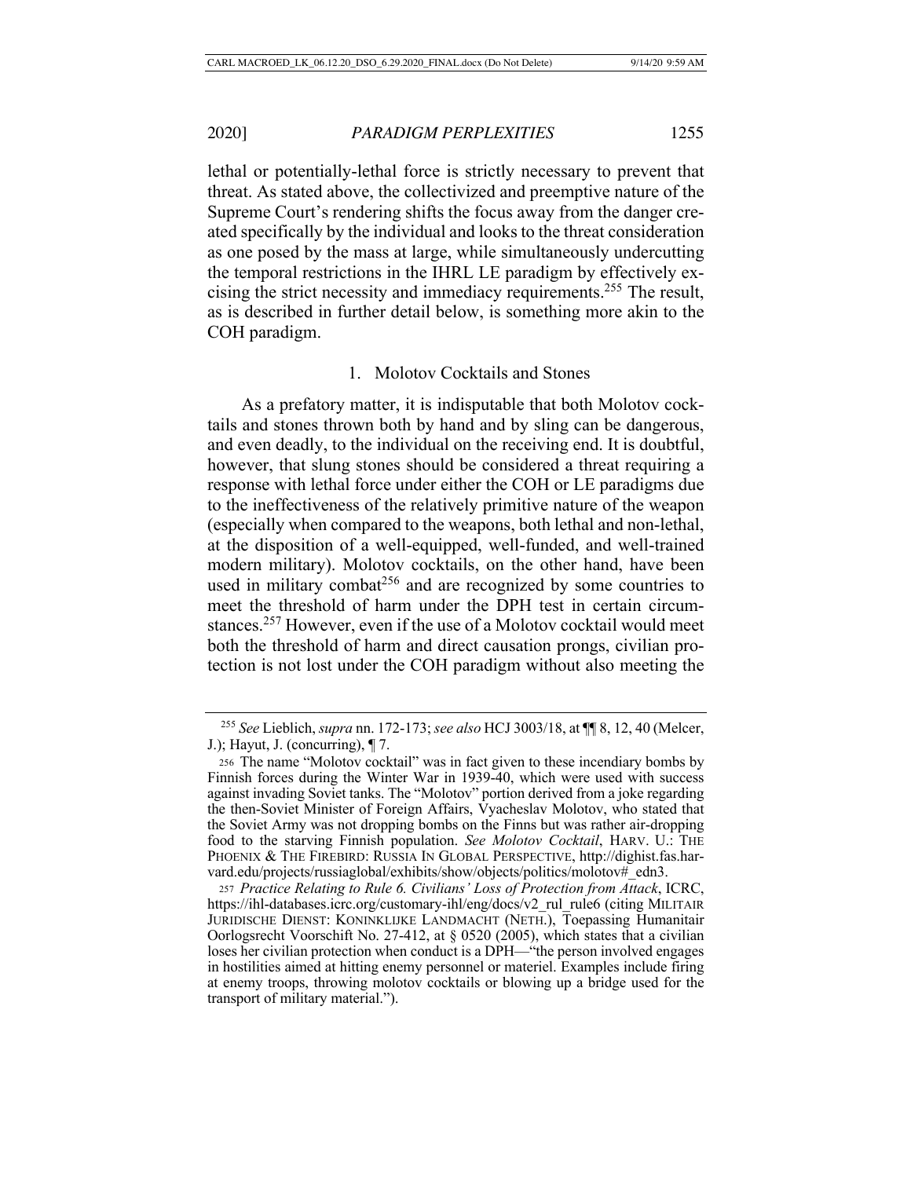lethal or potentially-lethal force is strictly necessary to prevent that threat. As stated above, the collectivized and preemptive nature of the Supreme Court's rendering shifts the focus away from the danger created specifically by the individual and looks to the threat consideration as one posed by the mass at large, while simultaneously undercutting the temporal restrictions in the IHRL LE paradigm by effectively excising the strict necessity and immediacy requirements.[255] The result, as is described in further detail below, is something more akin to the COH paradigm.

### 1. Molotov Cocktails and Stones

As a prefatory matter, it is indisputable that both Molotov cocktails and stones thrown both by hand and by sling can be dangerous, and even deadly, to the individual on the receiving end. It is doubtful, however, that slung stones should be considered a threat requiring a response with lethal force under either the COH or LE paradigms due to the ineffectiveness of the relatively primitive nature of the weapon (especially when compared to the weapons, both lethal and non-lethal, at the disposition of a well-equipped, well-funded, and well-trained modern military). Molotov cocktails, on the other hand, have been used in military combat[256] and are recognized by some countries to meet the threshold of harm under the DPH test in certain circumstances.[257] However, even if the use of a Molotov cocktail would meet both the threshold of harm and direct causation prongs, civilian protection is not lost under the COH paradigm without also meeting the

---

[255] *See* Lieblich, *supra* nn. 172-173; *see also* HCJ 3003/18, at ¶¶ 8, 12, 40 (Melcer, J.); Hayut, J. (concurring), ¶ 7.

[256] The name "Molotov cocktail" was in fact given to these incendiary bombs by Finnish forces during the Winter War in 1939-40, which were used with success against invading Soviet tanks. The "Molotov" portion derived from a joke regarding the then-Soviet Minister of Foreign Affairs, Vyacheslav Molotov, who stated that the Soviet Army was not dropping bombs on the Finns but was rather air-dropping food to the starving Finnish population. *See Molotov Cocktail*, HARV. U.: THE PHOENIX & THE FIREBIRD: RUSSIA IN GLOBAL PERSPECTIVE, http://dighist.fas.harvard.edu/projects/russiaglobal/exhibits/show/objects/politics/molotov#_edn3.

[257] *Practice Relating to Rule 6. Civilians' Loss of Protection from Attack*, ICRC, https://ihl-databases.icrc.org/customary-ihl/eng/docs/v2_rul_rule6 (citing MILITAIR JURIDISCHE DIENST: KONINKLIJKE LANDMACHT (NETH.), Toepassing Humanitair Oorlogsrecht Voorschift No. 27-412, at § 0520 (2005), which states that a civilian loses her civilian protection when conduct is a DPH—"the person involved engages in hostilities aimed at hitting enemy personnel or materiel. Examples include firing at enemy troops, throwing molotov cocktails or blowing up a bridge used for the transport of military material.").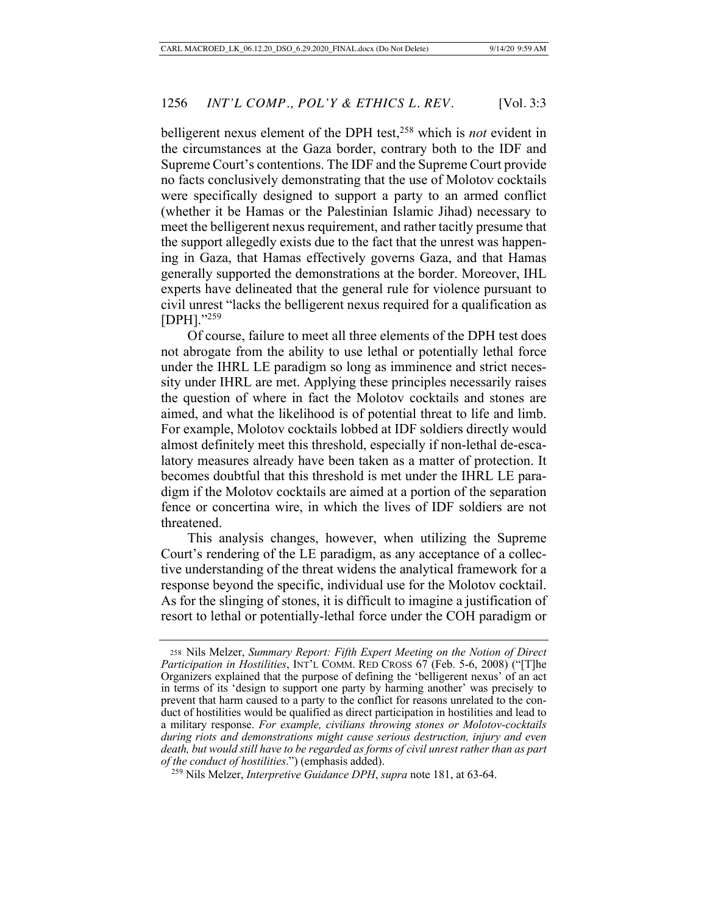belligerent nexus element of the DPH test,[258] which is *not* evident in the circumstances at the Gaza border, contrary both to the IDF and Supreme Court's contentions. The IDF and the Supreme Court provide no facts conclusively demonstrating that the use of Molotov cocktails were specifically designed to support a party to an armed conflict (whether it be Hamas or the Palestinian Islamic Jihad) necessary to meet the belligerent nexus requirement, and rather tacitly presume that the support allegedly exists due to the fact that the unrest was happening in Gaza, that Hamas effectively governs Gaza, and that Hamas generally supported the demonstrations at the border. Moreover, IHL experts have delineated that the general rule for violence pursuant to civil unrest "lacks the belligerent nexus required for a qualification as [DPH]."[259]

Of course, failure to meet all three elements of the DPH test does not abrogate from the ability to use lethal or potentially lethal force under the IHRL LE paradigm so long as imminence and strict necessity under IHRL are met. Applying these principles necessarily raises the question of where in fact the Molotov cocktails and stones are aimed, and what the likelihood is of potential threat to life and limb. For example, Molotov cocktails lobbed at IDF soldiers directly would almost definitely meet this threshold, especially if non-lethal de-escalatory measures already have been taken as a matter of protection. It becomes doubtful that this threshold is met under the IHRL LE paradigm if the Molotov cocktails are aimed at a portion of the separation fence or concertina wire, in which the lives of IDF soldiers are not threatened.

This analysis changes, however, when utilizing the Supreme Court's rendering of the LE paradigm, as any acceptance of a collective understanding of the threat widens the analytical framework for a response beyond the specific, individual use for the Molotov cocktail. As for the slinging of stones, it is difficult to imagine a justification of resort to lethal or potentially-lethal force under the COH paradigm or

---

258 Nils Melzer, *Summary Report: Fifth Expert Meeting on the Notion of Direct Participation in Hostilities*, INT'L COMM. RED CROSS 67 (Feb. 5-6, 2008) ("[T]he Organizers explained that the purpose of defining the 'belligerent nexus' of an act in terms of its 'design to support one party by harming another' was precisely to prevent that harm caused to a party to the conflict for reasons unrelated to the conduct of hostilities would be qualified as direct participation in hostilities and lead to a military response. *For example, civilians throwing stones or Molotov-cocktails during riots and demonstrations might cause serious destruction, injury and even death, but would still have to be regarded as forms of civil unrest rather than as part of the conduct of hostilities*.") (emphasis added).

259 Nils Melzer, *Interpretive Guidance DPH*, *supra* note 181, at 63-64.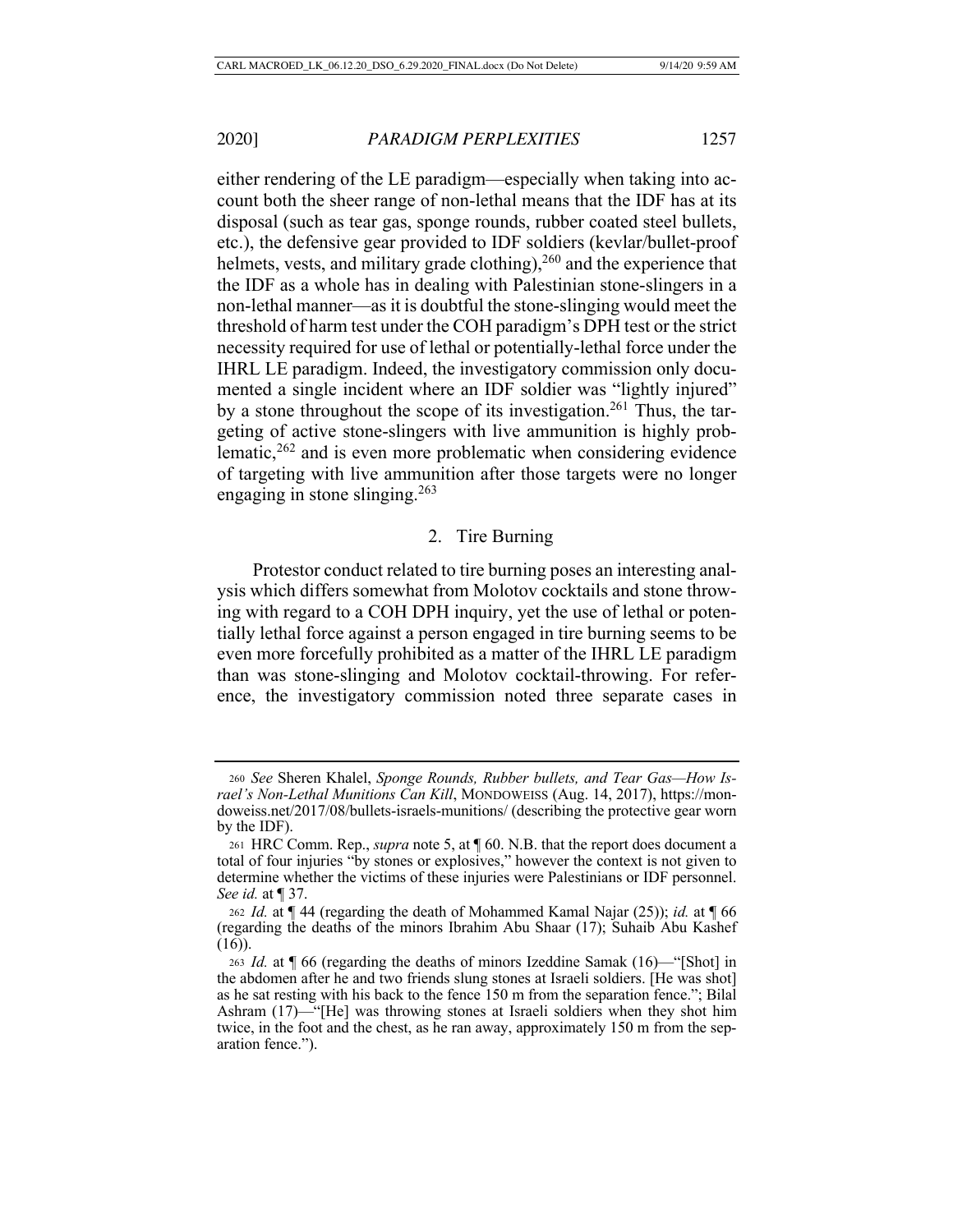either rendering of the LE paradigm—especially when taking into account both the sheer range of non-lethal means that the IDF has at its disposal (such as tear gas, sponge rounds, rubber coated steel bullets, etc.), the defensive gear provided to IDF soldiers (kevlar/bullet-proof helmets, vests, and military grade clothing),[260] and the experience that the IDF as a whole has in dealing with Palestinian stone-slingers in a non-lethal manner—as it is doubtful the stone-slinging would meet the threshold of harm test under the COH paradigm's DPH test or the strict necessity required for use of lethal or potentially-lethal force under the IHRL LE paradigm. Indeed, the investigatory commission only documented a single incident where an IDF soldier was "lightly injured" by a stone throughout the scope of its investigation.[261] Thus, the targeting of active stone-slingers with live ammunition is highly problematic,[262] and is even more problematic when considering evidence of targeting with live ammunition after those targets were no longer engaging in stone slinging.[263]

### 2. Tire Burning

Protestor conduct related to tire burning poses an interesting analysis which differs somewhat from Molotov cocktails and stone throwing with regard to a COH DPH inquiry, yet the use of lethal or potentially lethal force against a person engaged in tire burning seems to be even more forcefully prohibited as a matter of the IHRL LE paradigm than was stone-slinging and Molotov cocktail-throwing. For reference, the investigatory commission noted three separate cases in

---

260 *See* Sheren Khalel, *Sponge Rounds, Rubber bullets, and Tear Gas—How Israel's Non-Lethal Munitions Can Kill*, MONDOWEISS (Aug. 14, 2017), https://mondoweiss.net/2017/08/bullets-israels-munitions/ (describing the protective gear worn by the IDF).

261 HRC Comm. Rep., *supra* note 5, at ¶ 60. N.B. that the report does document a total of four injuries "by stones or explosives," however the context is not given to determine whether the victims of these injuries were Palestinians or IDF personnel. *See id.* at ¶ 37.

262 *Id.* at ¶ 44 (regarding the death of Mohammed Kamal Najar (25)); *id.* at ¶ 66 (regarding the deaths of the minors Ibrahim Abu Shaar (17); Suhaib Abu Kashef (16)).

263 *Id.* at ¶ 66 (regarding the deaths of minors Izeddine Samak (16)—"[Shot] in the abdomen after he and two friends slung stones at Israeli soldiers. [He was shot] as he sat resting with his back to the fence 150 m from the separation fence."; Bilal Ashram (17)—"[He] was throwing stones at Israeli soldiers when they shot him twice, in the foot and the chest, as he ran away, approximately 150 m from the separation fence.").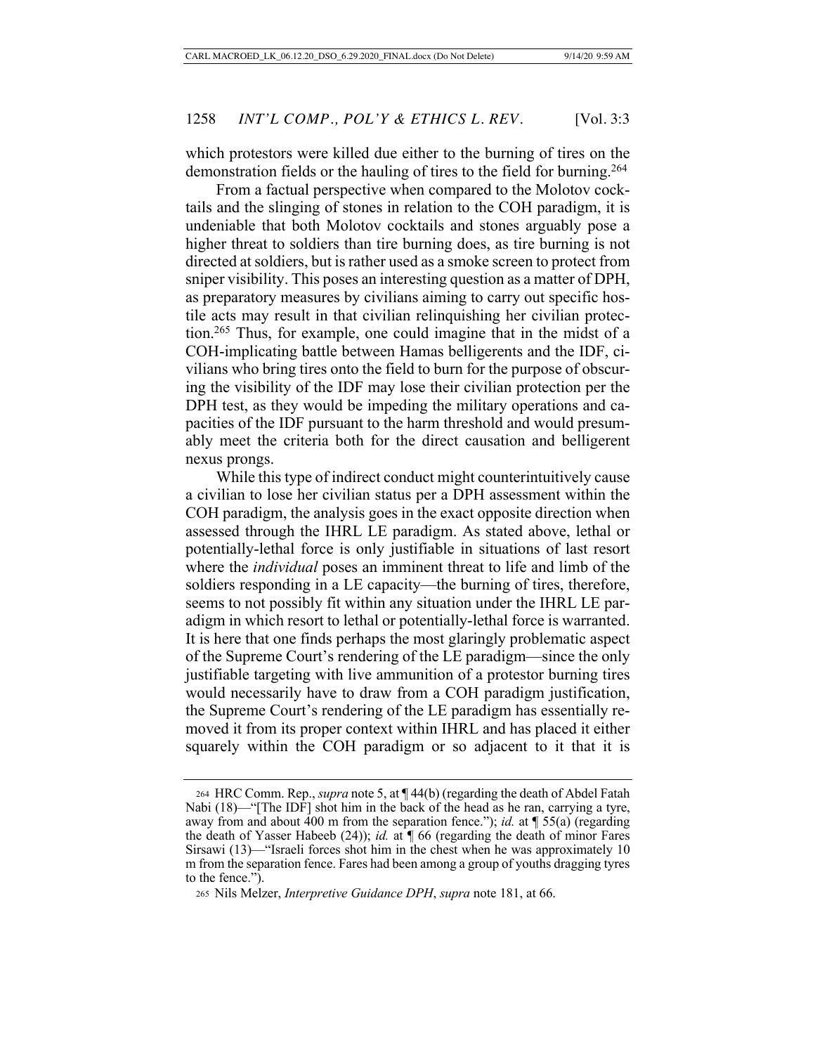which protestors were killed due either to the burning of tires on the demonstration fields or the hauling of tires to the field for burning.[264]

From a factual perspective when compared to the Molotov cocktails and the slinging of stones in relation to the COH paradigm, it is undeniable that both Molotov cocktails and stones arguably pose a higher threat to soldiers than tire burning does, as tire burning is not directed at soldiers, but is rather used as a smoke screen to protect from sniper visibility. This poses an interesting question as a matter of DPH, as preparatory measures by civilians aiming to carry out specific hostile acts may result in that civilian relinquishing her civilian protection.[265] Thus, for example, one could imagine that in the midst of a COH-implicating battle between Hamas belligerents and the IDF, civilians who bring tires onto the field to burn for the purpose of obscuring the visibility of the IDF may lose their civilian protection per the DPH test, as they would be impeding the military operations and capacities of the IDF pursuant to the harm threshold and would presumably meet the criteria both for the direct causation and belligerent nexus prongs.

While this type of indirect conduct might counterintuitively cause a civilian to lose her civilian status per a DPH assessment within the COH paradigm, the analysis goes in the exact opposite direction when assessed through the IHRL LE paradigm. As stated above, lethal or potentially-lethal force is only justifiable in situations of last resort where the *individual* poses an imminent threat to life and limb of the soldiers responding in a LE capacity—the burning of tires, therefore, seems to not possibly fit within any situation under the IHRL LE paradigm in which resort to lethal or potentially-lethal force is warranted. It is here that one finds perhaps the most glaringly problematic aspect of the Supreme Court's rendering of the LE paradigm—since the only justifiable targeting with live ammunition of a protestor burning tires would necessarily have to draw from a COH paradigm justification, the Supreme Court's rendering of the LE paradigm has essentially removed it from its proper context within IHRL and has placed it either squarely within the COH paradigm or so adjacent to it that it is

---

[264] HRC Comm. Rep., *supra* note 5, at ¶ 44(b) (regarding the death of Abdel Fatah Nabi (18)—"[The IDF] shot him in the back of the head as he ran, carrying a tyre, away from and about 400 m from the separation fence."); *id.* at ¶ 55(a) (regarding the death of Yasser Habeeb (24)); *id.* at ¶ 66 (regarding the death of minor Fares Sirsawi (13)—"Israeli forces shot him in the chest when he was approximately 10 m from the separation fence. Fares had been among a group of youths dragging tyres to the fence.").

[265] Nils Melzer, *Interpretive Guidance DPH*, *supra* note 181, at 66.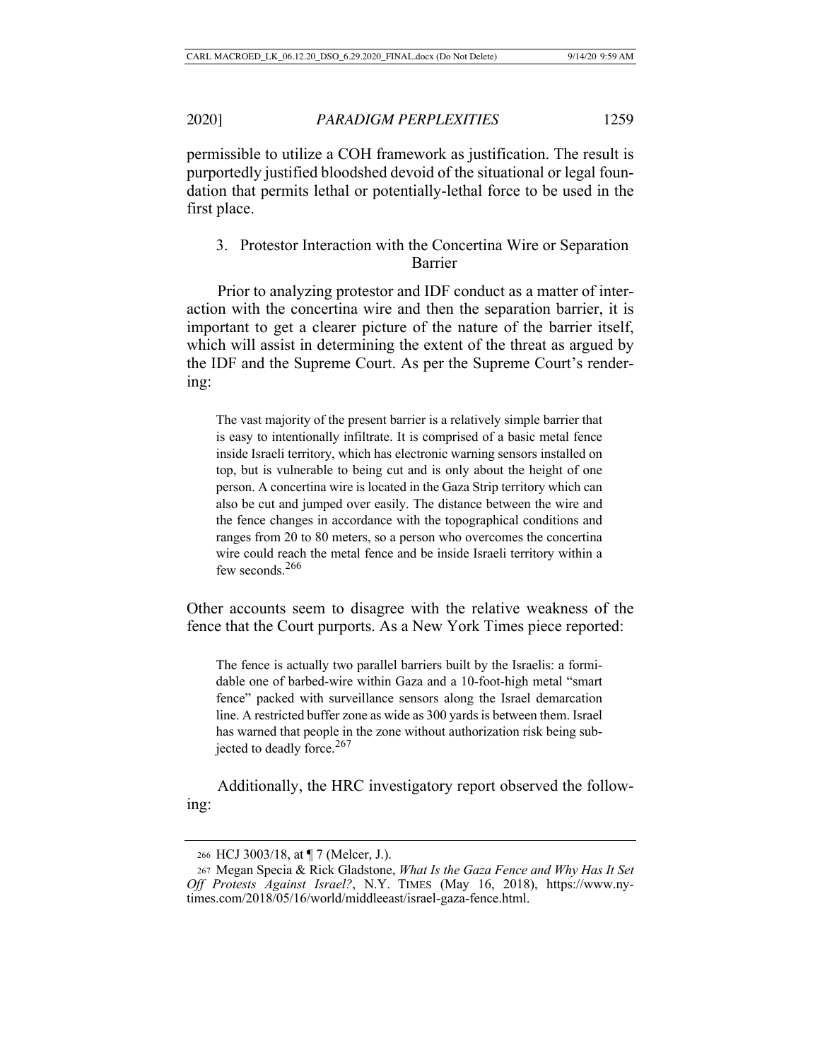permissible to utilize a COH framework as justification. The result is purportedly justified bloodshed devoid of the situational or legal foundation that permits lethal or potentially-lethal force to be used in the first place.

### 3. Protestor Interaction with the Concertina Wire or Separation Barrier

Prior to analyzing protestor and IDF conduct as a matter of interaction with the concertina wire and then the separation barrier, it is important to get a clearer picture of the nature of the barrier itself, which will assist in determining the extent of the threat as argued by the IDF and the Supreme Court. As per the Supreme Court's rendering:

> The vast majority of the present barrier is a relatively simple barrier that is easy to intentionally infiltrate. It is comprised of a basic metal fence inside Israeli territory, which has electronic warning sensors installed on top, but is vulnerable to being cut and is only about the height of one person. A concertina wire is located in the Gaza Strip territory which can also be cut and jumped over easily. The distance between the wire and the fence changes in accordance with the topographical conditions and ranges from 20 to 80 meters, so a person who overcomes the concertina wire could reach the metal fence and be inside Israeli territory within a few seconds.[266]

Other accounts seem to disagree with the relative weakness of the fence that the Court purports. As a New York Times piece reported:

> The fence is actually two parallel barriers built by the Israelis: a formidable one of barbed-wire within Gaza and a 10-foot-high metal "smart fence" packed with surveillance sensors along the Israel demarcation line. A restricted buffer zone as wide as 300 yards is between them. Israel has warned that people in the zone without authorization risk being subjected to deadly force.[267]

Additionally, the HRC investigatory report observed the following:

---

[266] HCJ 3003/18, at ¶ 7 (Melcer, J.).

[267] Megan Specia & Rick Gladstone, *What Is the Gaza Fence and Why Has It Set Off Protests Against Israel?*, N.Y. TIMES (May 16, 2018), https://www.nytimes.com/2018/05/16/world/middleeast/israel-gaza-fence.html.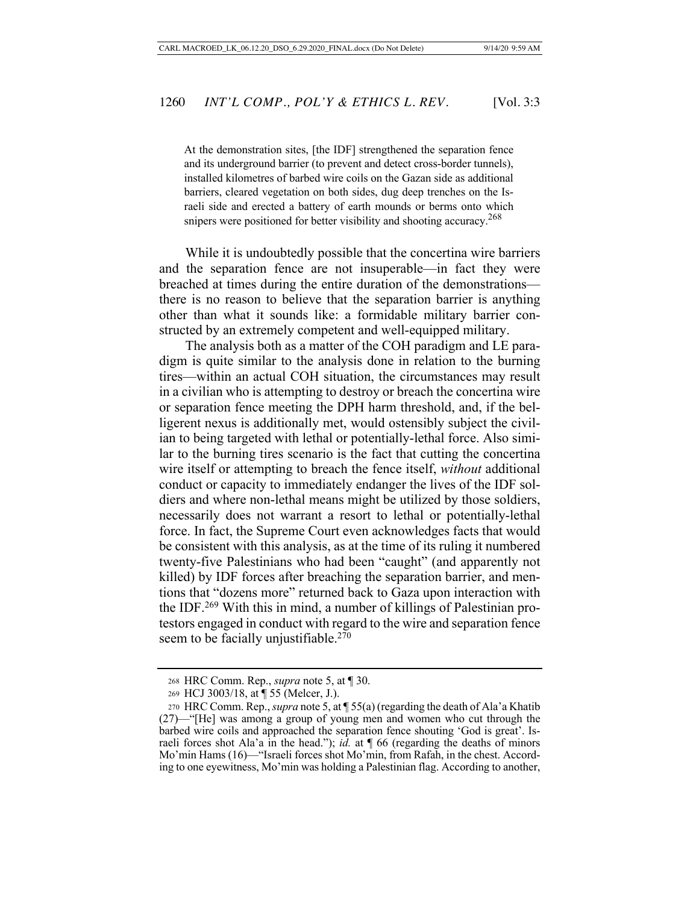> At the demonstration sites, [the IDF] strengthened the separation fence and its underground barrier (to prevent and detect cross-border tunnels), installed kilometres of barbed wire coils on the Gazan side as additional barriers, cleared vegetation on both sides, dug deep trenches on the Israeli side and erected a battery of earth mounds or berms onto which snipers were positioned for better visibility and shooting accuracy.[268]

While it is undoubtedly possible that the concertina wire barriers and the separation fence are not insuperable—in fact they were breached at times during the entire duration of the demonstrations—there is no reason to believe that the separation barrier is anything other than what it sounds like: a formidable military barrier constructed by an extremely competent and well-equipped military.

The analysis both as a matter of the COH paradigm and LE paradigm is quite similar to the analysis done in relation to the burning tires—within an actual COH situation, the circumstances may result in a civilian who is attempting to destroy or breach the concertina wire or separation fence meeting the DPH harm threshold, and, if the belligerent nexus is additionally met, would ostensibly subject the civilian to being targeted with lethal or potentially-lethal force. Also similar to the burning tires scenario is the fact that cutting the concertina wire itself or attempting to breach the fence itself, *without* additional conduct or capacity to immediately endanger the lives of the IDF soldiers and where non-lethal means might be utilized by those soldiers, necessarily does not warrant a resort to lethal or potentially-lethal force. In fact, the Supreme Court even acknowledges facts that would be consistent with this analysis, as at the time of its ruling it numbered twenty-five Palestinians who had been "caught" (and apparently not killed) by IDF forces after breaching the separation barrier, and mentions that "dozens more" returned back to Gaza upon interaction with the IDF.[269] With this in mind, a number of killings of Palestinian protestors engaged in conduct with regard to the wire and separation fence seem to be facially unjustifiable.[270]

---

268 HRC Comm. Rep., *supra* note 5, at ¶ 30.

269 HCJ 3003/18, at ¶ 55 (Melcer, J.).

270 HRC Comm. Rep., *supra* note 5, at ¶ 55(a) (regarding the death of Ala'a Khatib (27)—"[He] was among a group of young men and women who cut through the barbed wire coils and approached the separation fence shouting 'God is great'. Israeli forces shot Ala'a in the head."); *id.* at ¶ 66 (regarding the deaths of minors Mo'min Hams (16)—"Israeli forces shot Mo'min, from Rafah, in the chest. According to one eyewitness, Mo'min was holding a Palestinian flag. According to another,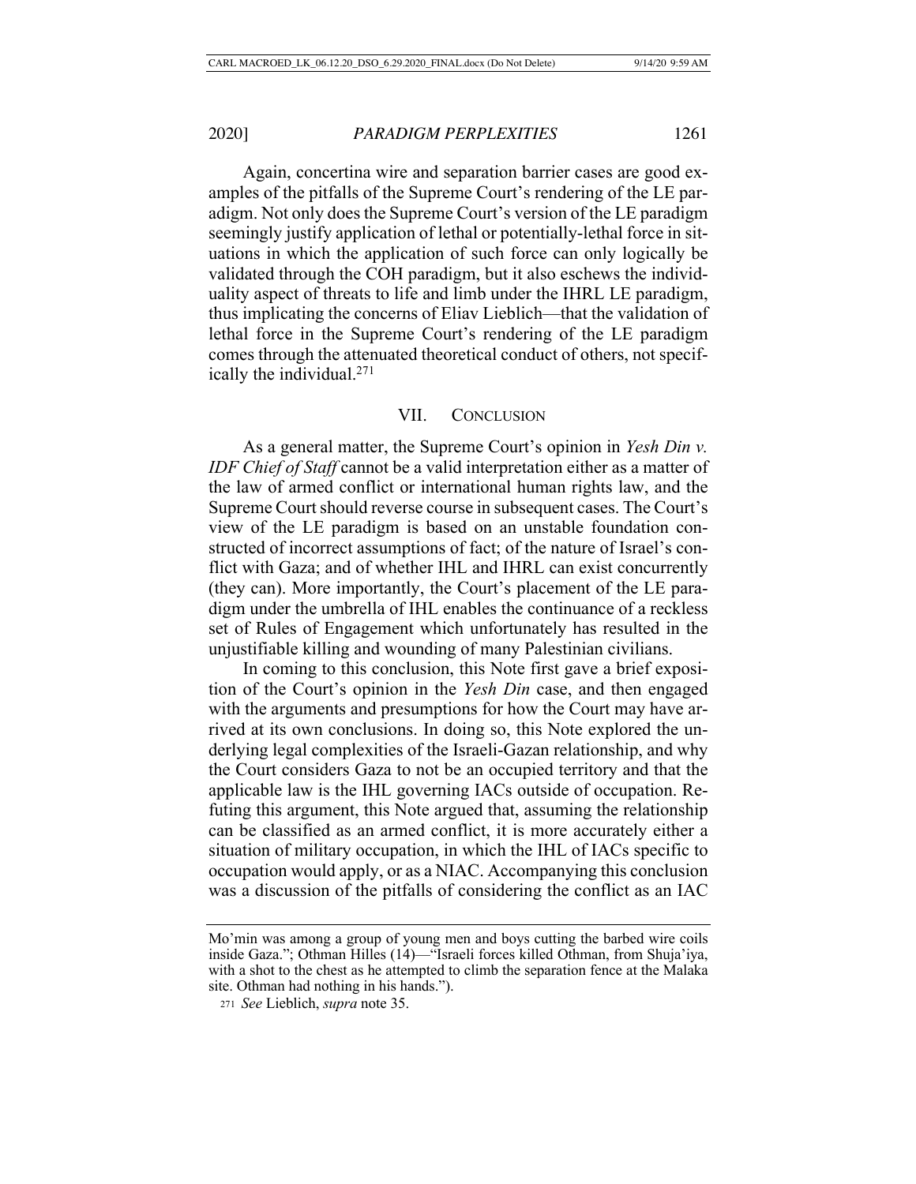Again, concertina wire and separation barrier cases are good examples of the pitfalls of the Supreme Court's rendering of the LE paradigm. Not only does the Supreme Court's version of the LE paradigm seemingly justify application of lethal or potentially-lethal force in situations in which the application of such force can only logically be validated through the COH paradigm, but it also eschews the individuality aspect of threats to life and limb under the IHRL LE paradigm, thus implicating the concerns of Eliav Lieblich—that the validation of lethal force in the Supreme Court's rendering of the LE paradigm comes through the attenuated theoretical conduct of others, not specifically the individual.[271]

## VII. CONCLUSION

As a general matter, the Supreme Court's opinion in *Yesh Din v. IDF Chief of Staff* cannot be a valid interpretation either as a matter of the law of armed conflict or international human rights law, and the Supreme Court should reverse course in subsequent cases. The Court's view of the LE paradigm is based on an unstable foundation constructed of incorrect assumptions of fact; of the nature of Israel's conflict with Gaza; and of whether IHL and IHRL can exist concurrently (they can). More importantly, the Court's placement of the LE paradigm under the umbrella of IHL enables the continuance of a reckless set of Rules of Engagement which unfortunately has resulted in the unjustifiable killing and wounding of many Palestinian civilians.

In coming to this conclusion, this Note first gave a brief exposition of the Court's opinion in the *Yesh Din* case, and then engaged with the arguments and presumptions for how the Court may have arrived at its own conclusions. In doing so, this Note explored the underlying legal complexities of the Israeli-Gazan relationship, and why the Court considers Gaza to not be an occupied territory and that the applicable law is the IHL governing IACs outside of occupation. Refuting this argument, this Note argued that, assuming the relationship can be classified as an armed conflict, it is more accurately either a situation of military occupation, in which the IHL of IACs specific to occupation would apply, or as a NIAC. Accompanying this conclusion was a discussion of the pitfalls of considering the conflict as an IAC

---

Mo'min was among a group of young men and boys cutting the barbed wire coils inside Gaza."; Othman Hilles (14)—"Israeli forces killed Othman, from Shuja'iya, with a shot to the chest as he attempted to climb the separation fence at the Malaka site. Othman had nothing in his hands.").

[271] *See* Lieblich, *supra* note 35.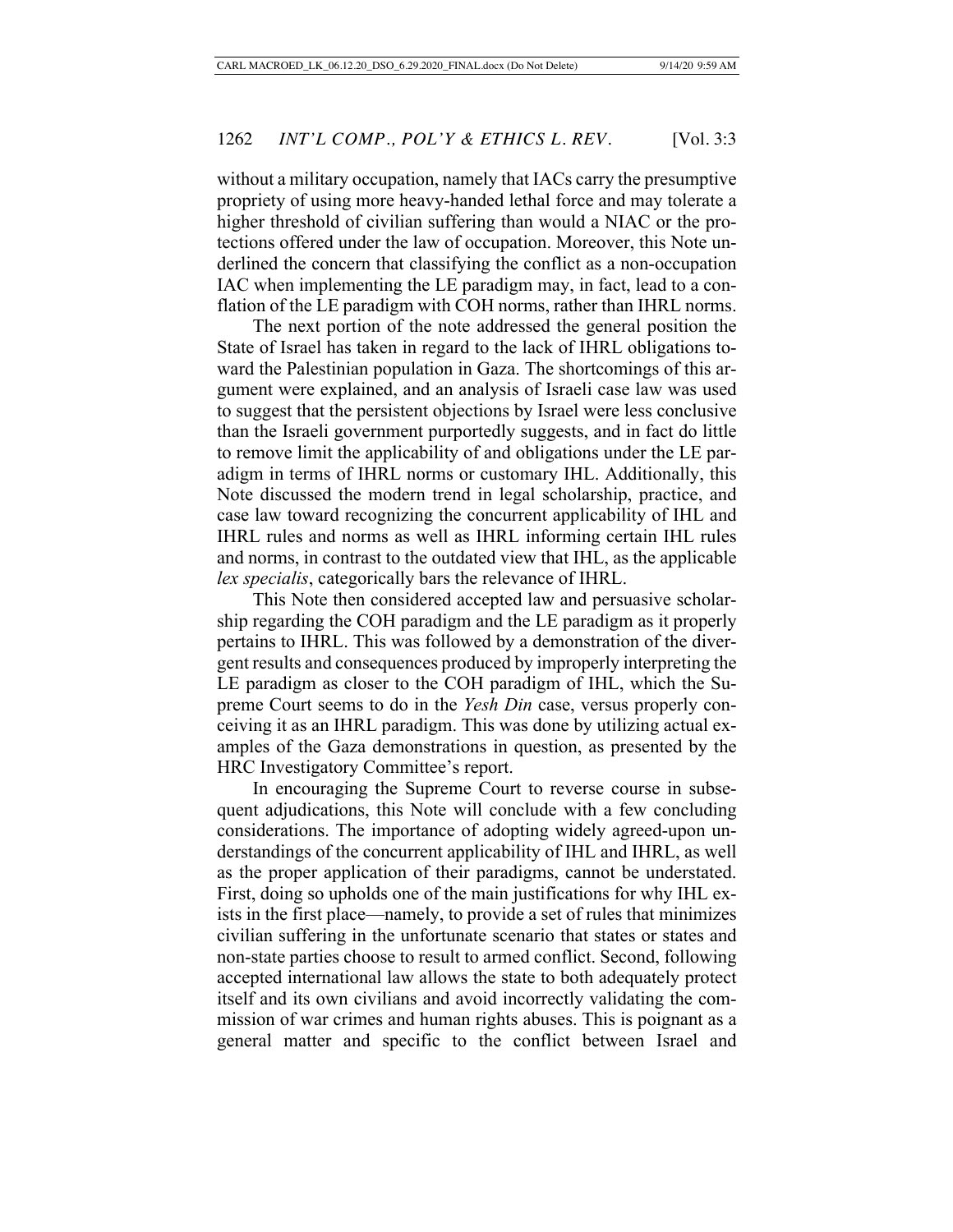without a military occupation, namely that IACs carry the presumptive propriety of using more heavy-handed lethal force and may tolerate a higher threshold of civilian suffering than would a NIAC or the protections offered under the law of occupation. Moreover, this Note underlined the concern that classifying the conflict as a non-occupation IAC when implementing the LE paradigm may, in fact, lead to a conflation of the LE paradigm with COH norms, rather than IHRL norms.

The next portion of the note addressed the general position the State of Israel has taken in regard to the lack of IHRL obligations toward the Palestinian population in Gaza. The shortcomings of this argument were explained, and an analysis of Israeli case law was used to suggest that the persistent objections by Israel were less conclusive than the Israeli government purportedly suggests, and in fact do little to remove limit the applicability of and obligations under the LE paradigm in terms of IHRL norms or customary IHL. Additionally, this Note discussed the modern trend in legal scholarship, practice, and case law toward recognizing the concurrent applicability of IHL and IHRL rules and norms as well as IHRL informing certain IHL rules and norms, in contrast to the outdated view that IHL, as the applicable *lex specialis*, categorically bars the relevance of IHRL.

This Note then considered accepted law and persuasive scholarship regarding the COH paradigm and the LE paradigm as it properly pertains to IHRL. This was followed by a demonstration of the divergent results and consequences produced by improperly interpreting the LE paradigm as closer to the COH paradigm of IHL, which the Supreme Court seems to do in the *Yesh Din* case, versus properly conceiving it as an IHRL paradigm. This was done by utilizing actual examples of the Gaza demonstrations in question, as presented by the HRC Investigatory Committee's report.

In encouraging the Supreme Court to reverse course in subsequent adjudications, this Note will conclude with a few concluding considerations. The importance of adopting widely agreed-upon understandings of the concurrent applicability of IHL and IHRL, as well as the proper application of their paradigms, cannot be understated. First, doing so upholds one of the main justifications for why IHL exists in the first place—namely, to provide a set of rules that minimizes civilian suffering in the unfortunate scenario that states or states and non-state parties choose to result to armed conflict. Second, following accepted international law allows the state to both adequately protect itself and its own civilians and avoid incorrectly validating the commission of war crimes and human rights abuses. This is poignant as a general matter and specific to the conflict between Israel and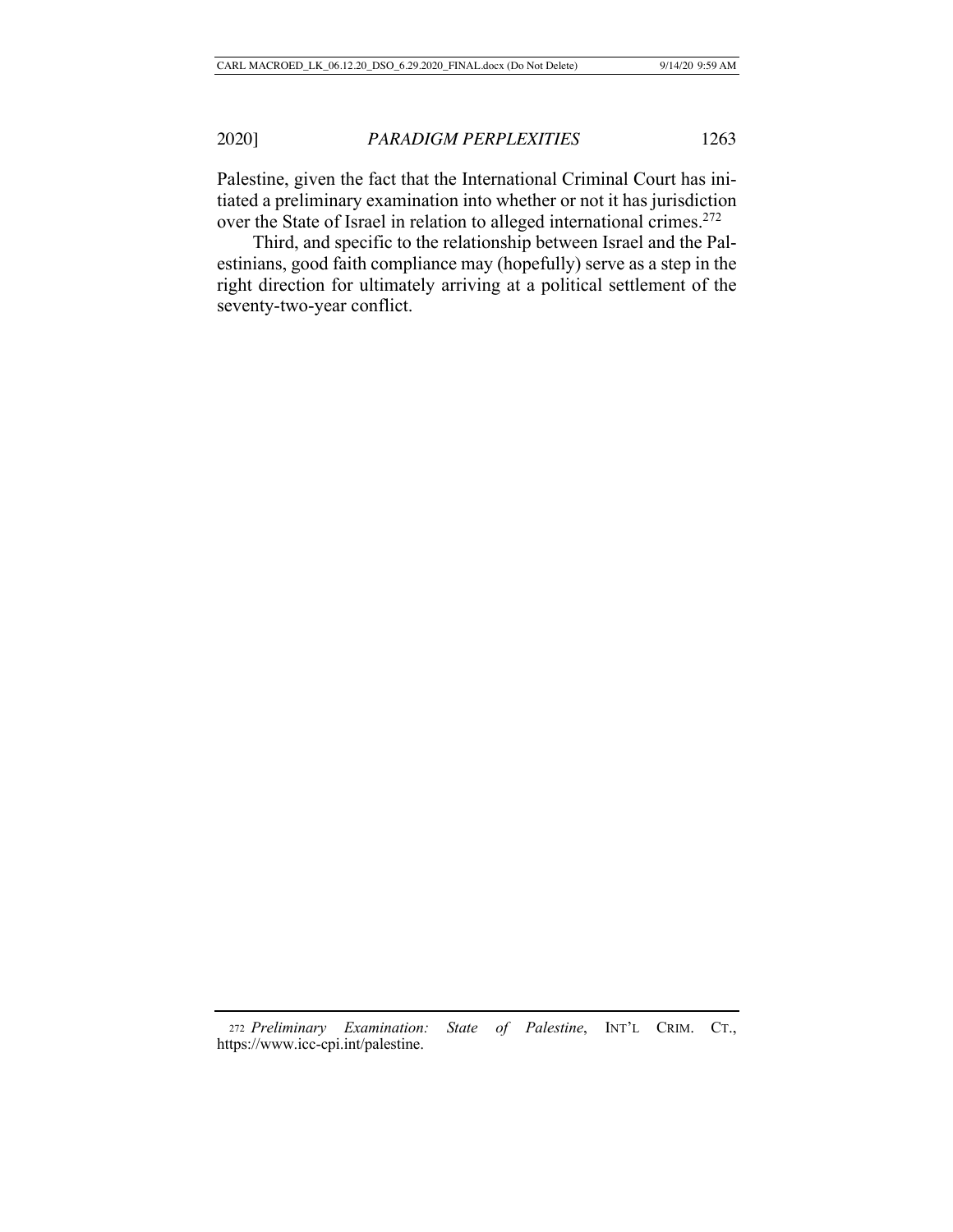Palestine, given the fact that the International Criminal Court has initiated a preliminary examination into whether or not it has jurisdiction over the State of Israel in relation to alleged international crimes.[272]

Third, and specific to the relationship between Israel and the Palestinians, good faith compliance may (hopefully) serve as a step in the right direction for ultimately arriving at a political settlement of the seventy-two-year conflict.

---

[272] *Preliminary Examination: State of Palestine*, INT'L CRIM. CT., https://www.icc-cpi.int/palestine.